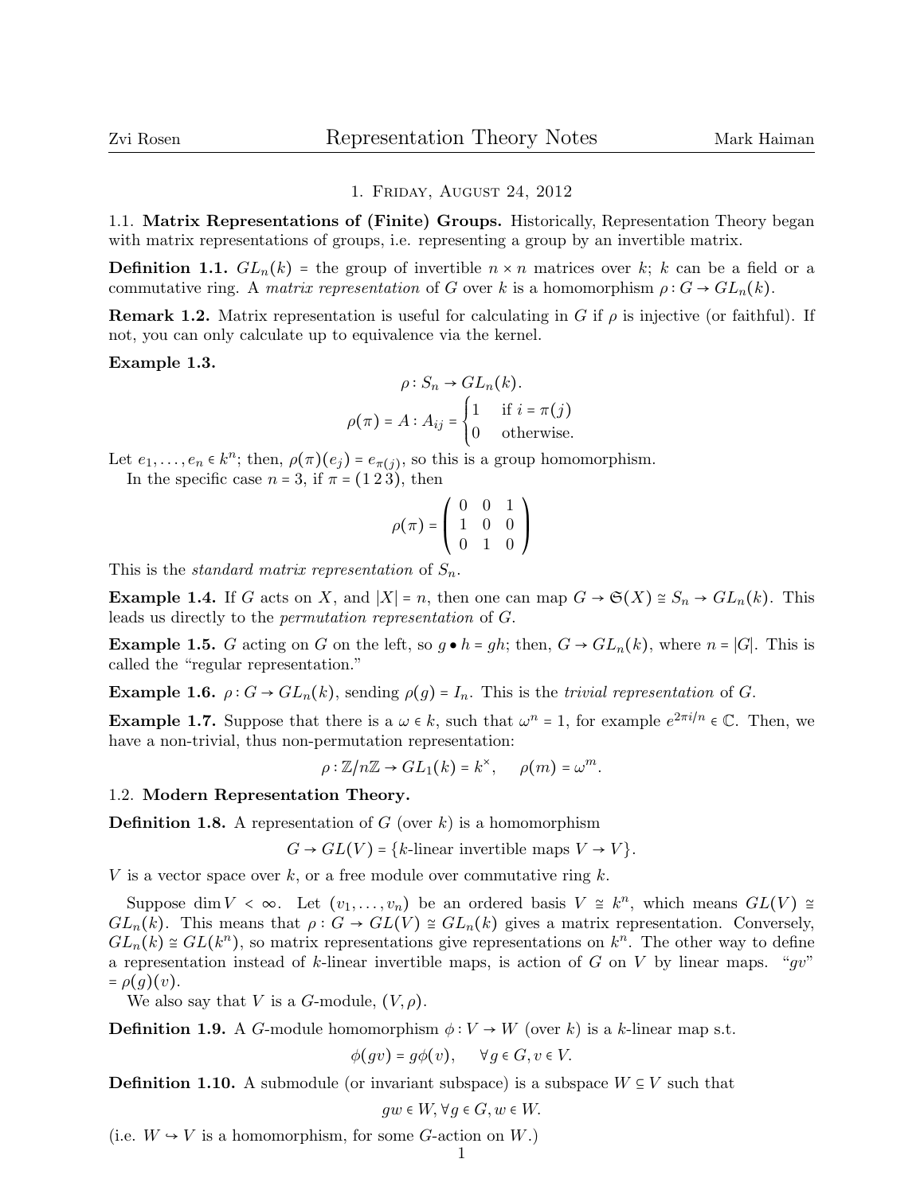# 1. Friday, August 24, 2012

## 1.1. Matrix Representations of (Finite) Groups.

Historically, Representation Theory began with matrix representations of groups, i.e. representing a group by an invertible matrix.

**Definition 1.1.** $GL_n(k)$ = the group of invertible $n \times n$ matrices over $k$; $k$ can be a field or a commutative ring. A *matrix representation* of $G$ over $k$ is a homomorphism $\rho : G \to GL_n(k)$.

**Remark 1.2.** Matrix representation is useful for calculating in $G$ if $\rho$ is injective (or faithful). If not, you can only calculate up to equivalence via the kernel.

**Example 1.3.**

$$\rho : S_n \to GL_n(k).$$

$$\rho(\pi) = A : A_{ij} = \begin{cases} 1 & \text{if } i = \pi(j) \\ 0 & \text{otherwise.} \end{cases}$$

Let $e_1, \ldots, e_n \in k^n$; then, $\rho(\pi)(e_j) = e_{\pi(j)}$, so this is a group homomorphism.

In the specific case $n = 3$, if $\pi = (1\,2\,3)$, then

$$\rho(\pi) = \begin{pmatrix} 0 & 0 & 1 \\ 1 & 0 & 0 \\ 0 & 1 & 0 \end{pmatrix}$$

This is the *standard matrix representation* of $S_n$.

**Example 1.4.** If $G$ acts on $X$, and $|X| = n$, then one can map $G \to \mathfrak{S}(X) \cong S_n \to GL_n(k)$. This leads us directly to the *permutation representation* of $G$.

**Example 1.5.** $G$ acting on $G$ on the left, so $g \bullet h = gh$; then, $G \to GL_n(k)$, where $n = |G|$. This is called the "regular representation."

**Example 1.6.** $\rho : G \to GL_n(k)$, sending $\rho(g) = I_n$. This is the *trivial representation* of $G$.

**Example 1.7.** Suppose that there is a $\omega \in k$, such that $\omega^n = 1$, for example $e^{2\pi i/n} \in \mathbb{C}$. Then, we have a non-trivial, thus non-permutation representation:

$$\rho : \mathbb{Z}/n\mathbb{Z} \to GL_1(k) = k^\times, \quad \rho(m) = \omega^m.$$

## 1.2. Modern Representation Theory.

**Definition 1.8.** A representation of $G$ (over $k$) is a homomorphism

$$G \to GL(V) = \{k\text{-linear invertible maps } V \to V\}.$$

$V$ is a vector space over $k$, or a free module over commutative ring $k$.

Suppose $\dim V < \infty$. Let $(v_1, \ldots, v_n)$ be an ordered basis $V \cong k^n$, which means $GL(V) \cong GL_n(k)$. This means that $\rho : G \to GL(V) \cong GL_n(k)$ gives a matrix representation. Conversely, $GL_n(k) \cong GL(k^n)$, so matrix representations give representations on $k^n$. The other way to define a representation instead of $k$-linear invertible maps, is action of $G$ on $V$ by linear maps. "$gv$" $= \rho(g)(v)$.

We also say that $V$ is a $G$-module, $(V, \rho)$.

**Definition 1.9.** A $G$-module homomorphism $\phi : V \to W$ (over $k$) is a $k$-linear map s.t.

$$\phi(gv) = g\phi(v), \quad \forall g \in G, v \in V.$$

**Definition 1.10.** A submodule (or invariant subspace) is a subspace $W \subseteq V$ such that

$$gw \in W, \forall g \in G, w \in W.$$

(i.e. $W \hookrightarrow V$ is a homomorphism, for some $G$-action on $W$.)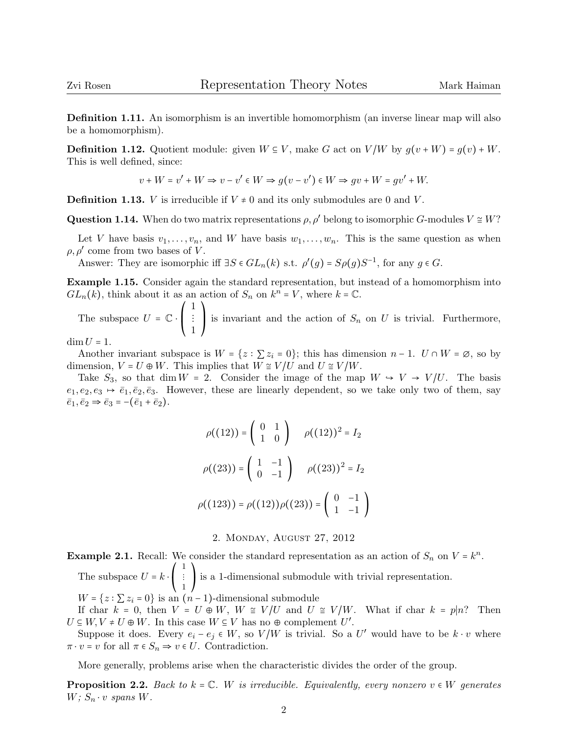**Definition 1.11.** An isomorphism is an invertible homomorphism (an inverse linear map will also be a homomorphism).

**Definition 1.12.** Quotient module: given $W \subseteq V$, make $G$ act on $V/W$ by $g(v + W) = g(v) + W$. This is well defined, since:

$$v + W = v' + W \Rightarrow v - v' \in W \Rightarrow g(v - v') \in W \Rightarrow gv + W = gv' + W.$$

**Definition 1.13.** $V$ is irreducible if $V \neq 0$ and its only submodules are $0$ and $V$.

**Question 1.14.** When do two matrix representations $\rho, \rho'$ belong to isomorphic $G$-modules $V \cong W$?

Let $V$ have basis $v_1, \dots, v_n$, and $W$ have basis $w_1, \dots, w_n$. This is the same question as when $\rho, \rho'$ come from two bases of $V$.

Answer: They are isomorphic iff $\exists S \in GL_n(k)$ s.t. $\rho'(g) = S\rho(g)S^{-1}$, for any $g \in G$.

**Example 1.15.** Consider again the standard representation, but instead of a homomorphism into $GL_n(k)$, think about it as an action of $S_n$ on $k^n = V$, where $k = \mathbb{C}$.

The subspace $U = \mathbb{C} \cdot \begin{pmatrix} 1 \\ \vdots \\ 1 \end{pmatrix}$ is invariant and the action of $S_n$ on $U$ is trivial. Furthermore, $\dim U = 1$.

Another invariant subspace is $W = \{z : \sum z_i = 0\}$; this has dimension $n - 1$. $U \cap W = \varnothing$, so by dimension, $V = U \oplus W$. This implies that $W \cong V/U$ and $U \cong V/W$.

Take $S_3$, so that $\dim W = 2$. Consider the image of the map $W \hookrightarrow V \to V/U$. The basis $e_1, e_2, e_3 \mapsto \bar{e}_1, \bar{e}_2, \bar{e}_3$. However, these are linearly dependent, so we take only two of them, say $\bar{e}_1, \bar{e}_2 \Rightarrow \bar{e}_3 = -(\bar{e}_1 + \bar{e}_2)$.

$$\rho((12)) = \begin{pmatrix} 0 & 1 \\ 1 & 0 \end{pmatrix} \qquad \rho((12))^2 = I_2$$

$$\rho((23)) = \begin{pmatrix} 1 & -1 \\ 0 & -1 \end{pmatrix} \qquad \rho((23))^2 = I_2$$

$$\rho((123)) = \rho((12))\rho((23)) = \begin{pmatrix} 0 & -1 \\ 1 & -1 \end{pmatrix}$$

## 2. Monday, August 27, 2012

**Example 2.1.** Recall: We consider the standard representation as an action of $S_n$ on $V = k^n$.

The subspace $U = k \cdot \begin{pmatrix} 1 \\ \vdots \\ 1 \end{pmatrix}$ is a 1-dimensional submodule with trivial representation.

$W = \{z : \sum z_i = 0\}$ is an $(n-1)$-dimensional submodule

If char $k = 0$, then $V = U \oplus W$, $W \cong V/U$ and $U \cong V/W$. What if char $k = p | n$? Then $U \subseteq W, V \neq U \oplus W$. In this case $W \subseteq V$ has no $\oplus$ complement $U'$.

Suppose it does. Every $e_i - e_j \in W$, so $V/W$ is trivial. So a $U'$ would have to be $k \cdot v$ where $\pi \cdot v = v$ for all $\pi \in S_n \Rightarrow v \in U$. Contradiction.

More generally, problems arise when the characteristic divides the order of the group.

**Proposition 2.2.** *Back to $k = \mathbb{C}$. $W$ is irreducible. Equivalently, every nonzero $v \in W$ generates $W$; $S_n \cdot v$ spans $W$.*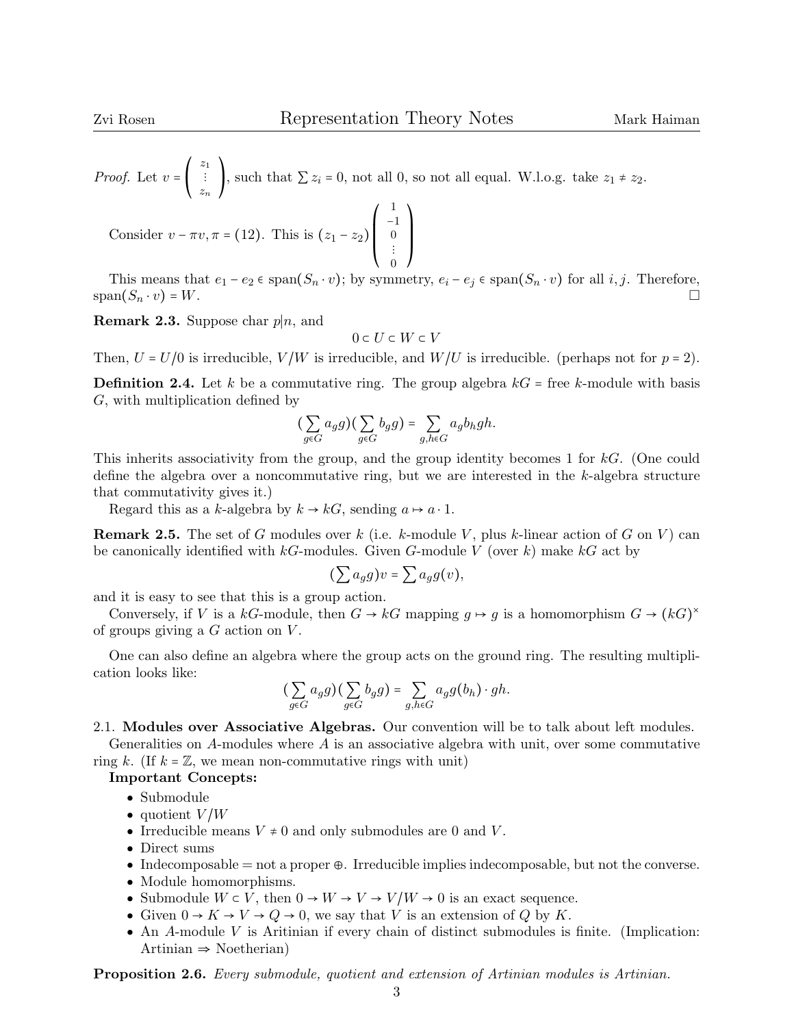*Proof.* Let $v = \begin{pmatrix} z_1 \\ \vdots \\ z_n \end{pmatrix}$, such that $\sum z_i = 0$, not all 0, so not all equal. W.l.o.g. take $z_1 \neq z_2$.

Consider $v - \pi v, \pi = (12)$. This is $(z_1 - z_2)\begin{pmatrix} 1 \\ -1 \\ 0 \\ \vdots \\ 0 \end{pmatrix}$

This means that $e_1 - e_2 \in \text{span}(S_n \cdot v)$; by symmetry, $e_i - e_j \in \text{span}(S_n \cdot v)$ for all $i, j$. Therefore, $\text{span}(S_n \cdot v) = W$. □

**Remark 2.3.** Suppose char $p|n$, and

$$0 \subset U \subset W \subset V$$

Then, $U = U/0$ is irreducible, $V/W$ is irreducible, and $W/U$ is irreducible. (perhaps not for $p = 2$).

**Definition 2.4.** Let $k$ be a commutative ring. The group algebra $kG$ = free $k$-module with basis $G$, with multiplication defined by

$$\Big(\sum_{g \in G} a_g g\Big)\Big(\sum_{g \in G} b_g g\Big) = \sum_{g,h \in G} a_g b_h gh.$$

This inherits associativity from the group, and the group identity becomes 1 for $kG$. (One could define the algebra over a noncommutative ring, but we are interested in the $k$-algebra structure that commutativity gives it.)

Regard this as a $k$-algebra by $k \to kG$, sending $a \mapsto a \cdot 1$.

**Remark 2.5.** The set of $G$ modules over $k$ (i.e. $k$-module $V$, plus $k$-linear action of $G$ on $V$) can be canonically identified with $kG$-modules. Given $G$-module $V$ (over $k$) make $kG$ act by

$$\Big(\sum a_g g\Big)v = \sum a_g g(v),$$

and it is easy to see that this is a group action.

Conversely, if $V$ is a $kG$-module, then $G \to kG$ mapping $g \mapsto g$ is a homomorphism $G \to (kG)^\times$ of groups giving a $G$ action on $V$.

One can also define an algebra where the group acts on the ground ring. The resulting multiplication looks like:

$$\Big(\sum_{g \in G} a_g g\Big)\Big(\sum_{g \in G} b_g g\Big) = \sum_{g,h \in G} a_g g(b_h) \cdot gh.$$

2.1. **Modules over Associative Algebras.** Our convention will be to talk about left modules.

Generalities on $A$-modules where $A$ is an associative algebra with unit, over some commutative ring $k$. (If $k = \mathbb{Z}$, we mean non-commutative rings with unit)

**Important Concepts:**

- Submodule
- quotient $V/W$
- Irreducible means $V \neq 0$ and only submodules are 0 and $V$.
- Direct sums
- Indecomposable = not a proper $\oplus$. Irreducible implies indecomposable, but not the converse.
- Module homomorphisms.
- Submodule $W \subset V$, then $0 \to W \to V \to V/W \to 0$ is an exact sequence.
- Given $0 \to K \to V \to Q \to 0$, we say that $V$ is an extension of $Q$ by $K$.
- An $A$-module $V$ is Aritinian if every chain of distinct submodules is finite. (Implication: Artinian ⇒ Noetherian)

**Proposition 2.6.** *Every submodule, quotient and extension of Artinian modules is Artinian.*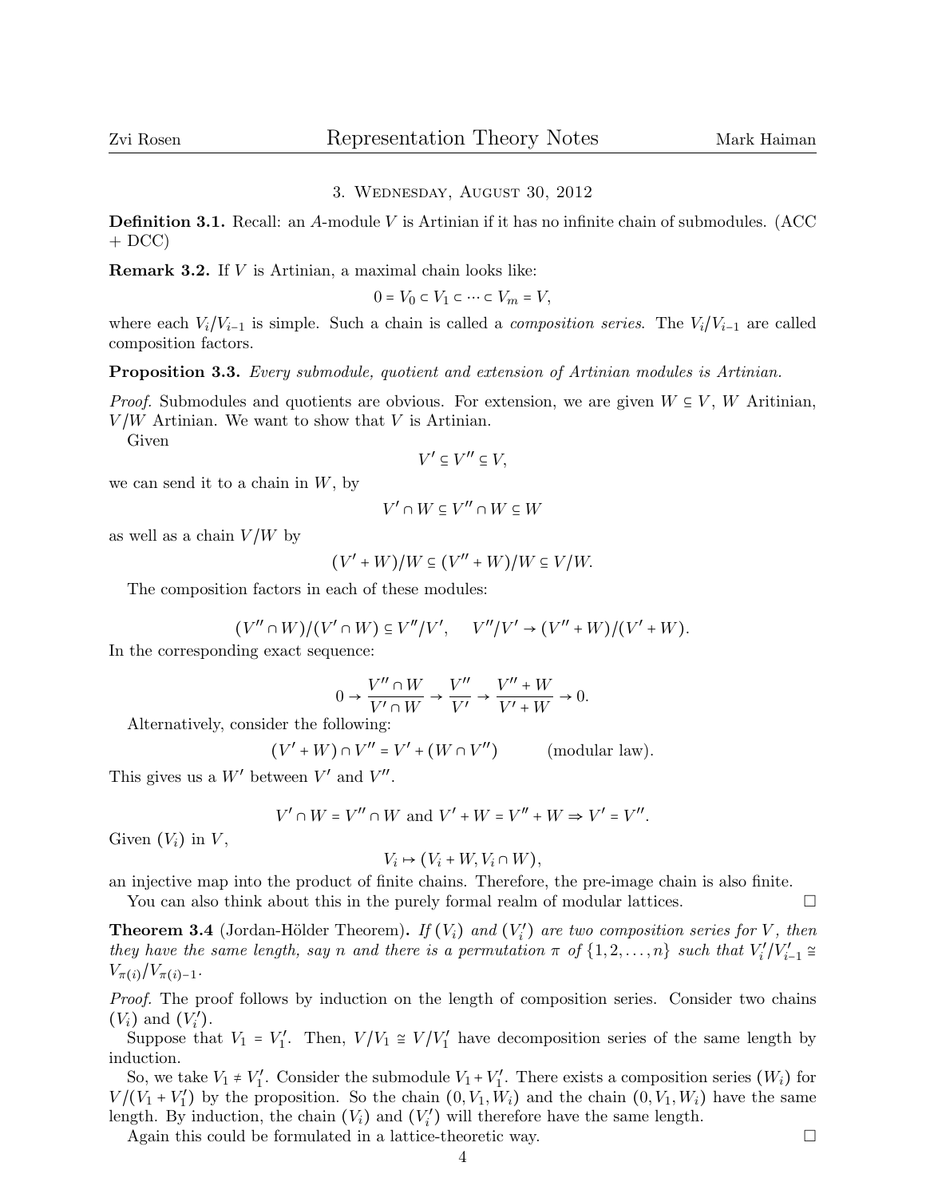## 3. Wednesday, August 30, 2012

**Definition 3.1.** Recall: an $A$-module $V$ is Artinian if it has no infinite chain of submodules. (ACC + DCC)

**Remark 3.2.** If $V$ is Artinian, a maximal chain looks like:

$$0 = V_0 \subset V_1 \subset \cdots \subset V_m = V,$$

where each $V_i/V_{i-1}$ is simple. Such a chain is called a *composition series*. The $V_i/V_{i-1}$ are called composition factors.

**Proposition 3.3.** *Every submodule, quotient and extension of Artinian modules is Artinian.*

*Proof.* Submodules and quotients are obvious. For extension, we are given $W \subseteq V$, $W$ Aritinian, $V/W$ Artinian. We want to show that $V$ is Artinian.

Given

$$V' \subseteq V'' \subseteq V,$$

we can send it to a chain in $W$, by

$$V' \cap W \subseteq V'' \cap W \subseteq W$$

as well as a chain $V/W$ by

$$(V' + W)/W \subseteq (V'' + W)/W \subseteq V/W.$$

The composition factors in each of these modules:

$$(V'' \cap W)/(V' \cap W) \subseteq V''/V', \quad V''/V' \to (V'' + W)/(V' + W).$$

In the corresponding exact sequence:

$$0 \to \frac{V'' \cap W}{V' \cap W} \to \frac{V''}{V'} \to \frac{V'' + W}{V' + W} \to 0.$$

Alternatively, consider the following:

$$(V' + W) \cap V'' = V' + (W \cap V'') \qquad \text{(modular law)}.$$

This gives us a $W'$ between $V'$ and $V''$.

$$V' \cap W = V'' \cap W \text{ and } V' + W = V'' + W \Rightarrow V' = V''.$$

Given $(V_i)$ in $V$,

$$V_i \mapsto (V_i + W, V_i \cap W),$$

an injective map into the product of finite chains. Therefore, the pre-image chain is also finite.

You can also think about this in the purely formal realm of modular lattices. $\square$

**Theorem 3.4** (Jordan-Hölder Theorem)**.** *If $(V_i)$ and $(V_i')$ are two composition series for $V$, then they have the same length, say $n$ and there is a permutation $\pi$ of $\{1, 2, \ldots, n\}$ such that $V_i'/V_{i-1}' \cong V_{\pi(i)}/V_{\pi(i)-1}$.*

*Proof.* The proof follows by induction on the length of composition series. Consider two chains $(V_i)$ and $(V_i')$.

Suppose that $V_1 = V_1'$. Then, $V/V_1 \cong V/V_1'$ have decomposition series of the same length by induction.

So, we take $V_1 \neq V_1'$. Consider the submodule $V_1 + V_1'$. There exists a composition series $(W_i)$ for $V/(V_1 + V_1')$ by the proposition. So the chain $(0, V_1, W_i)$ and the chain $(0, V_1, W_i)$ have the same length. By induction, the chain $(V_i)$ and $(V_i')$ will therefore have the same length.

Again this could be formulated in a lattice-theoretic way. $\square$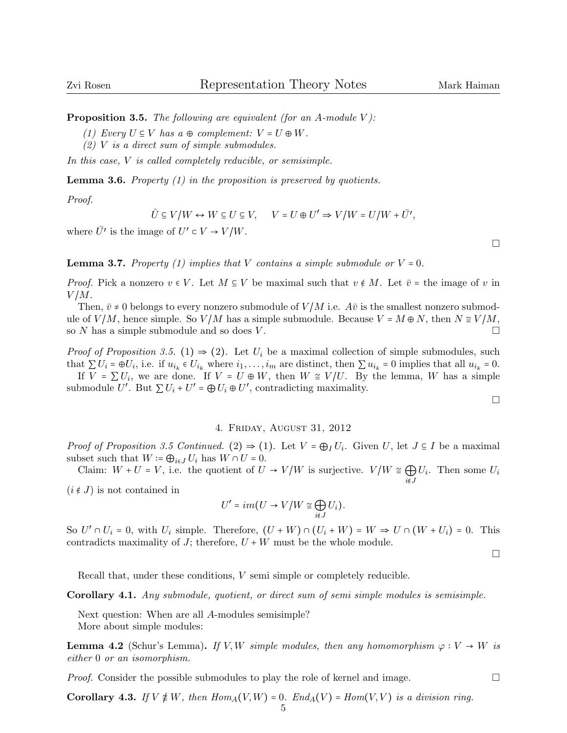**Proposition 3.5.** *The following are equivalent (for an A-module $V$):*

*(1) Every $U \subseteq V$ has a $\oplus$ complement: $V = U \oplus W$.*

*(2) $V$ is a direct sum of simple submodules.*

*In this case, $V$ is called completely reducible, or semisimple.*

**Lemma 3.6.** *Property (1) in the proposition is preserved by quotients.*

*Proof.*

$$\hat{U} \subseteq V/W \leftrightarrow W \subseteq U \subseteq V, \quad V = U \oplus U' \Rightarrow V/W = U/W + \bar{U}',$$

where $\bar{U'}$ is the image of $U' \subset V \to V/W$. □

**Lemma 3.7.** *Property (1) implies that $V$ contains a simple submodule or $V = 0$.*

*Proof.* Pick a nonzero $v \in V$. Let $M \subseteq V$ be maximal such that $v \notin M$. Let $\bar{v}$ = the image of $v$ in $V/M$.

Then, $\bar{v} \neq 0$ belongs to every nonzero submodule of $V/M$ i.e. $A\bar{v}$ is the smallest nonzero submodule of $V/M$, hence simple. So $V/M$ has a simple submodule. Because $V = M \oplus N$, then $N \cong V/M$, so $N$ has a simple submodule and so does $V$. □

*Proof of Proposition 3.5.* (1) ⇒ (2). Let $U_i$ be a maximal collection of simple submodules, such that $\sum U_i = \oplus U_i$, i.e. if $u_{i_k} \in U_{i_k}$ where $i_1, \ldots, i_m$ are distinct, then $\sum u_{i_k} = 0$ implies that all $u_{i_k} = 0$.

If $V = \sum U_i$, we are done. If $V = U \oplus W$, then $W \cong V/U$. By the lemma, $W$ has a simple submodule $U'$. But $\sum U_i + U' = \bigoplus U_i \oplus U'$, contradicting maximality. □

## 4. Friday, August 31, 2012

*Proof of Proposition 3.5 Continued.* (2) ⇒ (1). Let $V = \bigoplus_I U_i$. Given $U$, let $J \subseteq I$ be a maximal subset such that $W := \bigoplus_{i \in J} U_i$ has $W \cap U = 0$.

Claim: $W + U = V$, i.e. the quotient of $U \to V/W$ is surjective. $V/W \cong \bigoplus_{i \notin J} U_i$. Then some $U_i$ ($i \notin J$) is not contained in

$$U' = im(U \to V/W \cong \bigoplus_{i \notin J} U_i).$$

So $U' \cap U_i = 0$, with $U_i$ simple. Therefore, $(U + W) \cap (U_i + W) = W \Rightarrow U \cap (W + U_i) = 0$. This contradicts maximality of $J$; therefore, $U + W$ must be the whole module. □

Recall that, under these conditions, $V$ semi simple or completely reducible.

**Corollary 4.1.** *Any submodule, quotient, or direct sum of semi simple modules is semisimple.*

Next question: When are all $A$-modules semisimple?
More about simple modules:

**Lemma 4.2** (Schur's Lemma)**.** *If $V, W$ simple modules, then any homomorphism $\varphi : V \to W$ is either $0$ or an isomorphism.*

*Proof.* Consider the possible submodules to play the role of kernel and image. □

**Corollary 4.3.** *If $V \not\cong W$, then $Hom_A(V, W) = 0$. $End_A(V) = Hom(V, V)$ is a division ring.*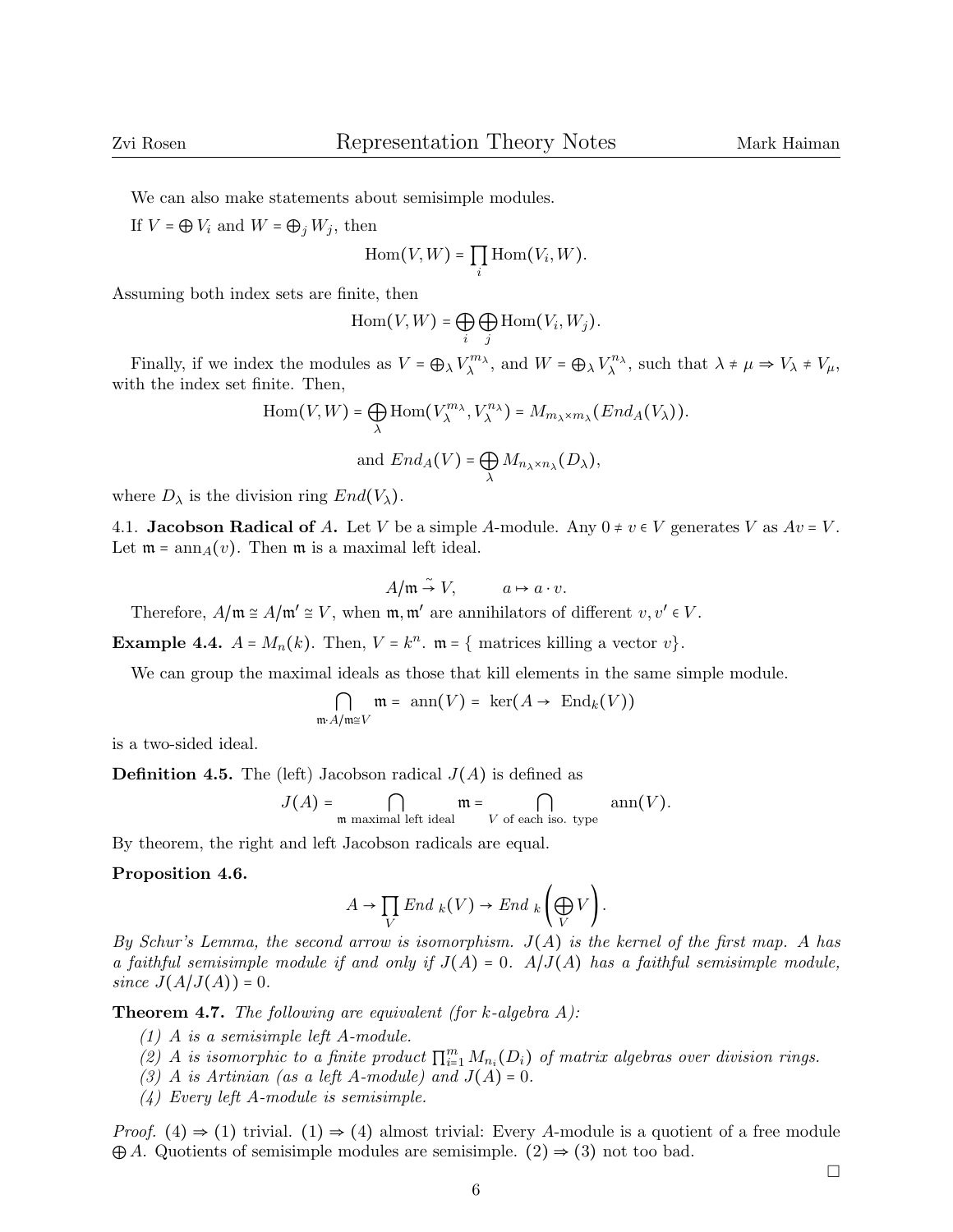We can also make statements about semisimple modules.

If $V = \bigoplus V_i$ and $W = \bigoplus_j W_j$, then

$$\text{Hom}(V, W) = \prod_i \text{Hom}(V_i, W).$$

Assuming both index sets are finite, then

$$\text{Hom}(V, W) = \bigoplus_i \bigoplus_j \text{Hom}(V_i, W_j).$$

Finally, if we index the modules as $V = \bigoplus_\lambda V_\lambda^{m_\lambda}$, and $W = \bigoplus_\lambda V_\lambda^{n_\lambda}$, such that $\lambda \neq \mu \Rightarrow V_\lambda \neq V_\mu$, with the index set finite. Then,

$$\text{Hom}(V, W) = \bigoplus_\lambda \text{Hom}(V_\lambda^{m_\lambda}, V_\lambda^{n_\lambda}) = M_{m_\lambda \times m_\lambda}(End_A(V_\lambda)).$$

$$\text{and } End_A(V) = \bigoplus_\lambda M_{n_\lambda \times n_\lambda}(D_\lambda),$$

where $D_\lambda$ is the division ring $End(V_\lambda)$.

4.1. **Jacobson Radical of $A$.** Let $V$ be a simple $A$-module. Any $0 \neq v \in V$ generates $V$ as $Av = V$. Let $\mathfrak{m} = \text{ann}_A(v)$. Then $\mathfrak{m}$ is a maximal left ideal.

$$A/\mathfrak{m} \xrightarrow{\sim} V, \qquad a \mapsto a \cdot v.$$

Therefore, $A/\mathfrak{m} \cong A/\mathfrak{m}' \cong V$, when $\mathfrak{m}, \mathfrak{m}'$ are annihilators of different $v, v' \in V$.

**Example 4.4.** $A = M_n(k)$. Then, $V = k^n$. $\mathfrak{m} = \{$ matrices killing a vector $v\}$.

We can group the maximal ideals as those that kill elements in the same simple module.

$$\bigcap_{\mathfrak{m} \cdot A/\mathfrak{m} \cong V} \mathfrak{m} = \text{ ann}(V) = \text{ ker}(A \to \text{ End}_k(V))$$

is a two-sided ideal.

**Definition 4.5.** The (left) Jacobson radical $J(A)$ is defined as

$$J(A) = \bigcap_{\mathfrak{m} \text{ maximal left ideal}} \mathfrak{m} = \bigcap_{V \text{ of each iso. type}} \text{ann}(V).$$

By theorem, the right and left Jacobson radicals are equal.

**Proposition 4.6.**

$$A \to \prod_V End_{\,k}(V) \to End_{\,k}\left(\bigoplus_V V\right).$$

*By Schur's Lemma, the second arrow is isomorphism. $J(A)$ is the kernel of the first map. $A$ has a faithful semisimple module if and only if $J(A) = 0$. $A/J(A)$ has a faithful semisimple module, since $J(A/J(A)) = 0$.*

**Theorem 4.7.** *The following are equivalent (for $k$-algebra $A$):*

*(1) $A$ is a semisimple left $A$-module.*
*(2) $A$ is isomorphic to a finite product $\prod_{i=1}^m M_{n_i}(D_i)$ of matrix algebras over division rings.*
*(3) $A$ is Artinian (as a left $A$-module) and $J(A) = 0$.*
*(4) Every left $A$-module is semisimple.*

*Proof.* (4) $\Rightarrow$ (1) trivial. (1) $\Rightarrow$ (4) almost trivial: Every $A$-module is a quotient of a free module $\bigoplus A$. Quotients of semisimple modules are semisimple. (2) $\Rightarrow$ (3) not too bad. $\square$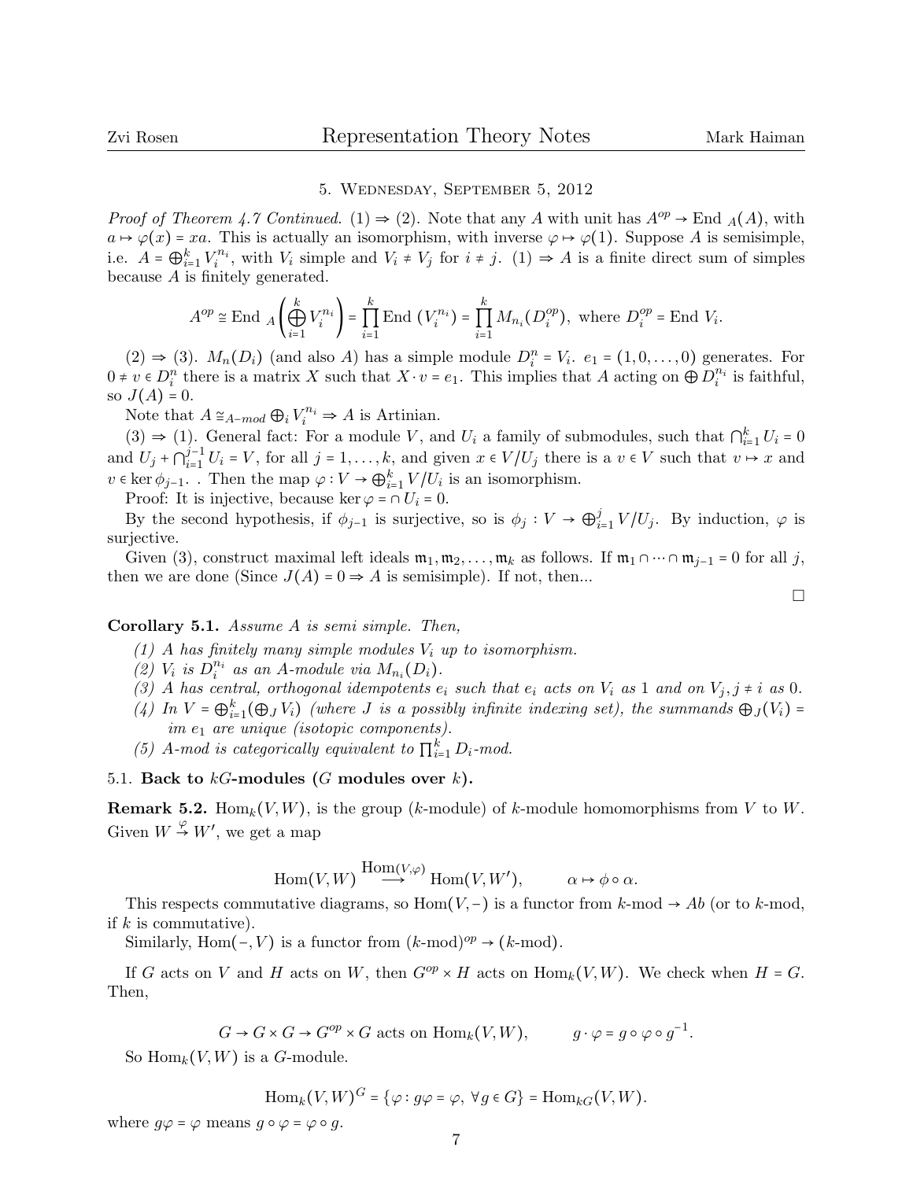## 5. Wednesday, September 5, 2012

*Proof of Theorem 4.7 Continued.* (1) ⇒ (2). Note that any $A$ with unit has $A^{op} \to \text{End}_A(A)$, with $a \mapsto \varphi(x) = xa$. This is actually an isomorphism, with inverse $\varphi \mapsto \varphi(1)$. Suppose $A$ is semisimple, i.e. $A = \bigoplus_{i=1}^k V_i^{n_i}$, with $V_i$ simple and $V_i \neq V_j$ for $i \neq j$. (1) ⇒ $A$ is a finite direct sum of simples because $A$ is finitely generated.

$$A^{op} \cong \text{End}_A\left(\bigoplus_{i=1}^k V_i^{n_i}\right) = \prod_{i=1}^k \text{End}\,(V_i^{n_i}) = \prod_{i=1}^k M_{n_i}(D_i^{op}), \text{ where } D_i^{op} = \text{End}\,V_i.$$

(2) ⇒ (3). $M_n(D_i)$ (and also $A$) has a simple module $D_i^n = V_i$. $e_1 = (1, 0, \dots, 0)$ generates. For $0 \neq v \in D_i^n$ there is a matrix $X$ such that $X \cdot v = e_1$. This implies that $A$ acting on $\bigoplus D_i^{n_i}$ is faithful, so $J(A) = 0$.

Note that $A \cong_{A-mod} \bigoplus_i V_i^{n_i} \Rightarrow A$ is Artinian.

(3) ⇒ (1). General fact: For a module $V$, and $U_i$ a family of submodules, such that $\bigcap_{i=1}^k U_i = 0$ and $U_j + \bigcap_{i=1}^{j-1} U_i = V$, for all $j = 1, \dots, k$, and given $x \in V/U_j$ there is a $v \in V$ such that $v \mapsto x$ and $v \in \ker \phi_{j-1}$. . Then the map $\varphi : V \to \bigoplus_{i=1}^k V/U_i$ is an isomorphism.

Proof: It is injective, because $\ker \varphi = \cap U_i = 0$.

By the second hypothesis, if $\phi_{j-1}$ is surjective, so is $\phi_j : V \to \bigoplus_{i=1}^j V/U_j$. By induction, $\varphi$ is surjective.

Given (3), construct maximal left ideals $\mathfrak{m}_1, \mathfrak{m}_2, \dots, \mathfrak{m}_k$ as follows. If $\mathfrak{m}_1 \cap \cdots \cap \mathfrak{m}_{j-1} = 0$ for all $j$, then we are done (Since $J(A) = 0 \Rightarrow A$ is semisimple). If not, then... □

**Corollary 5.1.** *Assume $A$ is semi simple. Then,*

*(1) $A$ has finitely many simple modules $V_i$ up to isomorphism.*
*(2) $V_i$ is $D_i^{n_i}$ as an $A$-module via $M_{n_i}(D_i)$.*
*(3) $A$ has central, orthogonal idempotents $e_i$ such that $e_i$ acts on $V_i$ as 1 and on $V_j, j \neq i$ as 0.*
*(4) In $V = \bigoplus_{i=1}^k (\bigoplus_J V_i)$ (where $J$ is a possibly infinite indexing set), the summands $\bigoplus_J (V_i) = im\ e_1$ are unique (isotopic components).*
*(5) $A$-mod is categorically equivalent to $\prod_{i=1}^k D_i$-mod.*

### 5.1. Back to $kG$-modules ($G$ modules over $k$).

**Remark 5.2.** $\text{Hom}_k(V, W)$, is the group ($k$-module) of $k$-module homomorphisms from $V$ to $W$. Given $W \xrightarrow{\varphi} W'$, we get a map

$$\text{Hom}(V, W) \overset{\text{Hom}(V,\varphi)}{\longrightarrow} \text{Hom}(V, W'), \qquad \alpha \mapsto \phi \circ \alpha.$$

This respects commutative diagrams, so $\text{Hom}(V, -)$ is a functor from $k$-mod → $Ab$ (or to $k$-mod, if $k$ is commutative).

Similarly, $\text{Hom}(-, V)$ is a functor from $(k\text{-mod})^{op} \to (k\text{-mod})$.

If $G$ acts on $V$ and $H$ acts on $W$, then $G^{op} \times H$ acts on $\text{Hom}_k(V, W)$. We check when $H = G$. Then,

$$G \to G \times G \to G^{op} \times G \text{ acts on } \text{Hom}_k(V, W), \qquad g \cdot \varphi = g \circ \varphi \circ g^{-1}.$$

So $\text{Hom}_k(V, W)$ is a $G$-module.

$$\text{Hom}_k(V, W)^G = \{\varphi : g\varphi = \varphi, \ \forall g \in G\} = \text{Hom}_{kG}(V, W).$$

where $g\varphi = \varphi$ means $g \circ \varphi = \varphi \circ g$.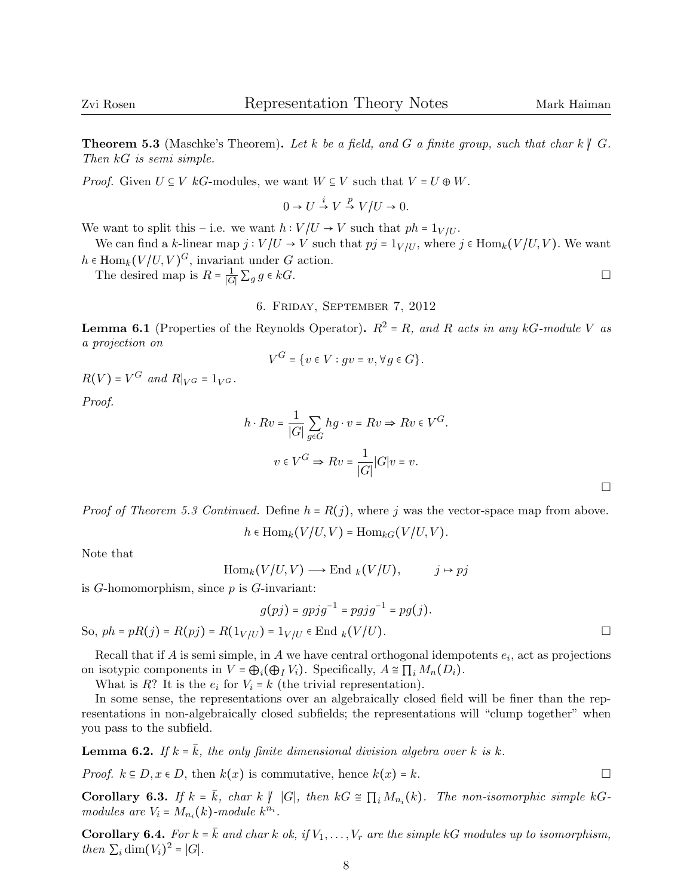**Theorem 5.3** (Maschke's Theorem)**.** *Let $k$ be a field, and $G$ a finite group, such that char $k \not| G$. Then $kG$ is semi simple.*

*Proof.* Given $U \subseteq V$ $kG$-modules, we want $W \subseteq V$ such that $V = U \oplus W$.

$$0 \to U \xrightarrow{i} V \xrightarrow{p} V/U \to 0.$$

We want to split this – i.e. we want $h : V/U \to V$ such that $ph = 1_{V/U}$.

We can find a $k$-linear map $j : V/U \to V$ such that $pj = 1_{V/U}$, where $j \in \mathrm{Hom}_k(V/U, V)$. We want $h \in \mathrm{Hom}_k(V/U, V)^G$, invariant under $G$ action.

The desired map is $R = \frac{1}{|G|} \sum_g g \in kG$. □

## 6. Friday, September 7, 2012

**Lemma 6.1** (Properties of the Reynolds Operator)**.** *$R^2 = R$, and $R$ acts in any $kG$-module $V$ as a projection on*

$$V^G = \{v \in V : gv = v, \forall g \in G\}.$$

*$R(V) = V^G$ and $R|_{V^G} = 1_{V^G}$.*

*Proof.*

$$h \cdot Rv = \frac{1}{|G|} \sum_{g \in G} hg \cdot v = Rv \Rightarrow Rv \in V^G.$$

$$v \in V^G \Rightarrow Rv = \frac{1}{|G|} |G| v = v.$$

□

*Proof of Theorem 5.3 Continued.* Define $h = R(j)$, where $j$ was the vector-space map from above.

$$h \in \mathrm{Hom}_k(V/U, V) = \mathrm{Hom}_{kG}(V/U, V).$$

Note that

$$\mathrm{Hom}_k(V/U, V) \longrightarrow \mathrm{End}_{\ k}(V/U), \qquad j \mapsto pj$$

is $G$-homomorphism, since $p$ is $G$-invariant:

$$g(pj) = gpjg^{-1} = pgjg^{-1} = pg(j).$$

So, $ph = pR(j) = R(pj) = R(1_{V/U}) = 1_{V/U} \in \mathrm{End}_{\ k}(V/U)$. □

Recall that if $A$ is semi simple, in $A$ we have central orthogonal idempotents $e_i$, act as projections on isotypic components in $V = \bigoplus_i (\bigoplus_I V_i)$. Specifically, $A \cong \prod_i M_n(D_i)$.

What is $R$? It is the $e_i$ for $V_i = k$ (the trivial representation).

In some sense, the representations over an algebraically closed field will be finer than the representations in non-algebraically closed subfields; the representations will "clump together" when you pass to the subfield.

**Lemma 6.2.** *If $k = \bar{k}$, the only finite dimensional division algebra over $k$ is $k$.*

*Proof.* $k \subseteq D, x \in D$, then $k(x)$ is commutative, hence $k(x) = k$. □

**Corollary 6.3.** *If $k = \bar{k}$, char $k \not| \ |G|$, then $kG \cong \prod_i M_{n_i}(k)$. The non-isomorphic simple $kG$-modules are $V_i = M_{n_i}(k)$-module $k^{n_i}$.*

**Corollary 6.4.** *For $k = \bar{k}$ and char $k$ ok, if $V_1, \ldots, V_r$ are the simple $kG$ modules up to isomorphism, then $\sum_i \dim(V_i)^2 = |G|$.*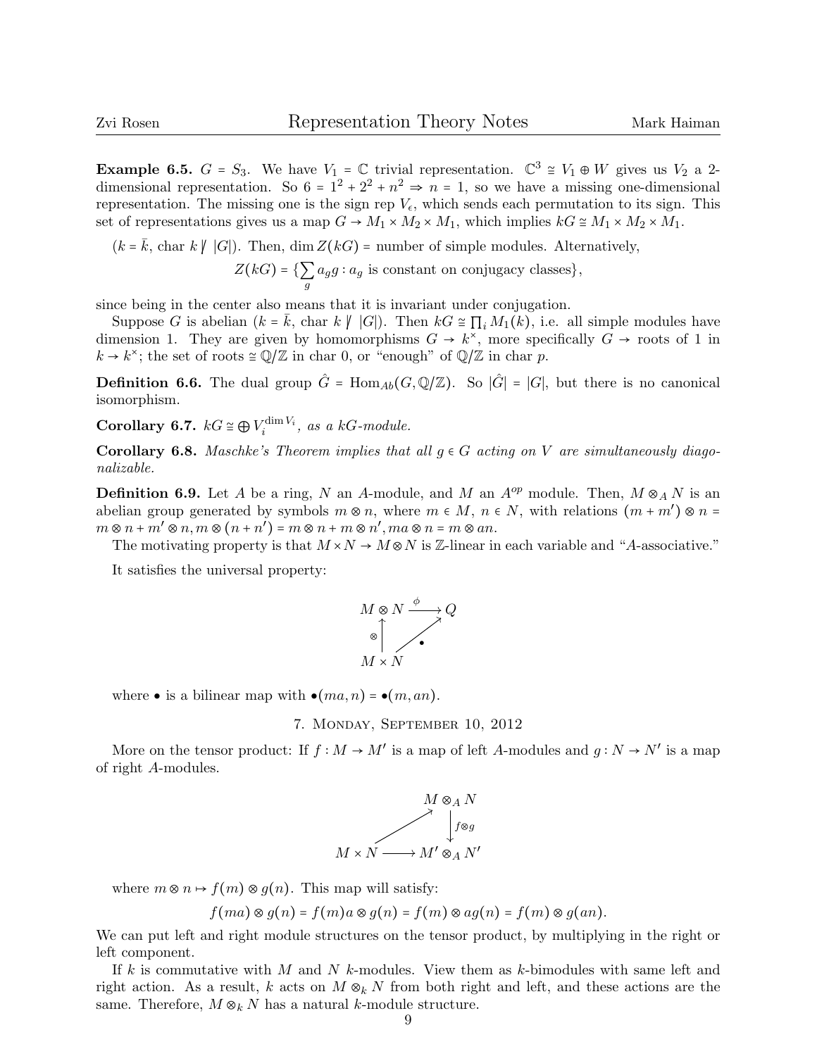**Example 6.5.** $G = S_3$. We have $V_1 = \mathbb{C}$ trivial representation. $\mathbb{C}^3 \cong V_1 \oplus W$ gives us $V_2$ a 2-dimensional representation. So $6 = 1^2 + 2^2 + n^2 \Rightarrow n = 1$, so we have a missing one-dimensional representation. The missing one is the sign rep $V_\epsilon$, which sends each permutation to its sign. This set of representations gives us a map $G \to M_1 \times M_2 \times M_1$, which implies $kG \cong M_1 \times M_2 \times M_1$.

($k = \bar{k}$, char $k \not| \ |G|$). Then, $\dim Z(kG)$ = number of simple modules. Alternatively,

$$Z(kG) = \{\sum_g a_g g : a_g \text{ is constant on conjugacy classes}\},$$

since being in the center also means that it is invariant under conjugation.

Suppose $G$ is abelian ($k = \bar{k}$, char $k \not| \ |G|$). Then $kG \cong \prod_i M_1(k)$, i.e. all simple modules have dimension 1. They are given by homomorphisms $G \to k^\times$, more specifically $G \to$ roots of 1 in $k \to k^\times$; the set of roots $\cong \mathbb{Q}/\mathbb{Z}$ in char 0, or "enough" of $\mathbb{Q}/\mathbb{Z}$ in char $p$.

**Definition 6.6.** The dual group $\hat{G} = \mathrm{Hom}_{Ab}(G, \mathbb{Q}/\mathbb{Z})$. So $|\hat{G}| = |G|$, but there is no canonical isomorphism.

**Corollary 6.7.** *$kG \cong \bigoplus V_i^{\dim V_i}$, as a $kG$-module.*

**Corollary 6.8.** *Maschke's Theorem implies that all $g \in G$ acting on $V$ are simultaneously diagonalizable.*

**Definition 6.9.** Let $A$ be a ring, $N$ an $A$-module, and $M$ an $A^{op}$ module. Then, $M \otimes_A N$ is an abelian group generated by symbols $m \otimes n$, where $m \in M$, $n \in N$, with relations $(m + m') \otimes n = m \otimes n + m' \otimes n$, $m \otimes (n + n') = m \otimes n + m \otimes n'$, $ma \otimes n = m \otimes an$.

The motivating property is that $M \times N \to M \otimes N$ is $\mathbb{Z}$-linear in each variable and "$A$-associative."

It satisfies the universal property:

$$\begin{array}{ccc} M \otimes N & \xrightarrow{\ \phi\ } & Q \\ \uparrow{\scriptstyle \otimes} & \nearrow_{\bullet} & \\ M \times N & & \end{array}$$

where $\bullet$ is a bilinear map with $\bullet(ma, n) = \bullet(m, an)$.

## 7. Monday, September 10, 2012

More on the tensor product: If $f : M \to M'$ is a map of left $A$-modules and $g : N \to N'$ is a map of right $A$-modules.

$$\begin{array}{ccc} & & M \otimes_A N \\ & \nearrow & \downarrow{\scriptstyle f \otimes g} \\ M \times N & \longrightarrow & M' \otimes_A N' \end{array}$$

where $m \otimes n \mapsto f(m) \otimes g(n)$. This map will satisfy:

$$f(ma) \otimes g(n) = f(m)a \otimes g(n) = f(m) \otimes ag(n) = f(m) \otimes g(an).$$

We can put left and right module structures on the tensor product, by multiplying in the right or left component.

If $k$ is commutative with $M$ and $N$ $k$-modules. View them as $k$-bimodules with same left and right action. As a result, $k$ acts on $M \otimes_k N$ from both right and left, and these actions are the same. Therefore, $M \otimes_k N$ has a natural $k$-module structure.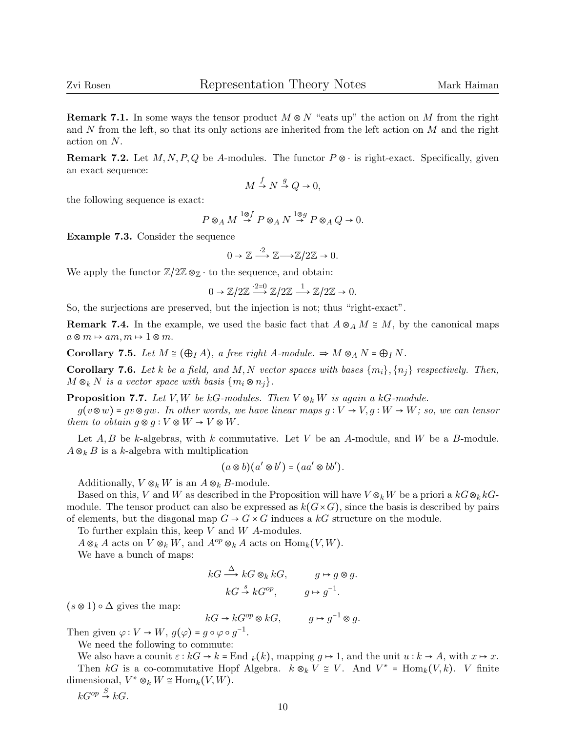**Remark 7.1.** In some ways the tensor product $M \otimes N$ "eats up" the action on $M$ from the right and $N$ from the left, so that its only actions are inherited from the left action on $M$ and the right action on $N$.

**Remark 7.2.** Let $M, N, P, Q$ be $A$-modules. The functor $P \otimes \cdot$ is right-exact. Specifically, given an exact sequence:

$$M \xrightarrow{f} N \xrightarrow{g} Q \to 0,$$

the following sequence is exact:

$$P \otimes_A M \xrightarrow{1 \otimes f} P \otimes_A N \xrightarrow{1 \otimes g} P \otimes_A Q \to 0.$$

**Example 7.3.** Consider the sequence

$$0 \to \mathbb{Z} \xrightarrow{\cdot 2} \mathbb{Z} \longrightarrow \mathbb{Z}/2\mathbb{Z} \to 0.$$

We apply the functor $\mathbb{Z}/2\mathbb{Z} \otimes_{\mathbb{Z}} \cdot$ to the sequence, and obtain:

$$0 \to \mathbb{Z}/2\mathbb{Z} \xrightarrow{\cdot 2 = 0} \mathbb{Z}/2\mathbb{Z} \xrightarrow{1} \mathbb{Z}/2\mathbb{Z} \to 0.$$

So, the surjections are preserved, but the injection is not; thus "right-exact".

**Remark 7.4.** In the example, we used the basic fact that $A \otimes_A M \cong M$, by the canonical maps $a \otimes m \mapsto am, m \mapsto 1 \otimes m$.

**Corollary 7.5.** *Let $M \cong (\bigoplus_I A)$, a free right $A$-module. $\Rightarrow M \otimes_A N = \bigoplus_I N$.*

**Corollary 7.6.** *Let $k$ be a field, and $M, N$ vector spaces with bases $\{m_i\}, \{n_j\}$ respectively. Then, $M \otimes_k N$ is a vector space with basis $\{m_i \otimes n_j\}$.*

**Proposition 7.7.** *Let $V, W$ be $kG$-modules. Then $V \otimes_k W$ is again a $kG$-module.*

*$g(v \otimes w) = gv \otimes gw$. In other words, we have linear maps $g : V \to V, g : W \to W$; so, we can tensor them to obtain $g \otimes g : V \otimes W \to V \otimes W$.*

Let $A, B$ be $k$-algebras, with $k$ commutative. Let $V$ be an $A$-module, and $W$ be a $B$-module. $A \otimes_k B$ is a $k$-algebra with multiplication

$$(a \otimes b)(a' \otimes b') = (aa' \otimes bb').$$

Additionally, $V \otimes_k W$ is an $A \otimes_k B$-module.

Based on this, $V$ and $W$ as described in the Proposition will have $V \otimes_k W$ be a priori a $kG \otimes_k kG$-module. The tensor product can also be expressed as $k(G \times G)$, since the basis is described by pairs of elements, but the diagonal map $G \to G \times G$ induces a $kG$ structure on the module.

To further explain this, keep $V$ and $W$ $A$-modules.

$A \otimes_k A$ acts on $V \otimes_k W$, and $A^{op} \otimes_k A$ acts on $\mathrm{Hom}_k(V, W)$.

We have a bunch of maps:

$$kG \xrightarrow{\Delta} kG \otimes_k kG, \qquad g \mapsto g \otimes g.$$
$$kG \xrightarrow{s} kG^{op}, \qquad g \mapsto g^{-1}.$$

$(s \otimes 1) \circ \Delta$ gives the map:

$$kG \to kG^{op} \otimes kG, \qquad g \mapsto g^{-1} \otimes g.$$

Then given $\varphi : V \to W$, $g(\varphi) = g \circ \varphi \circ g^{-1}$.

We need the following to commute:

We also have a counit $\varepsilon : kG \to k = \mathrm{End}_k(k)$, mapping $g \mapsto 1$, and the unit $u : k \to A$, with $x \mapsto x$.

Then $kG$ is a co-commutative Hopf Algebra. $k \otimes_k V \cong V$. And $V^* = \mathrm{Hom}_k(V, k)$. $V$ finite dimensional, $V^* \otimes_k W \cong \mathrm{Hom}_k(V, W)$.

$kG^{op} \xrightarrow{S} kG$.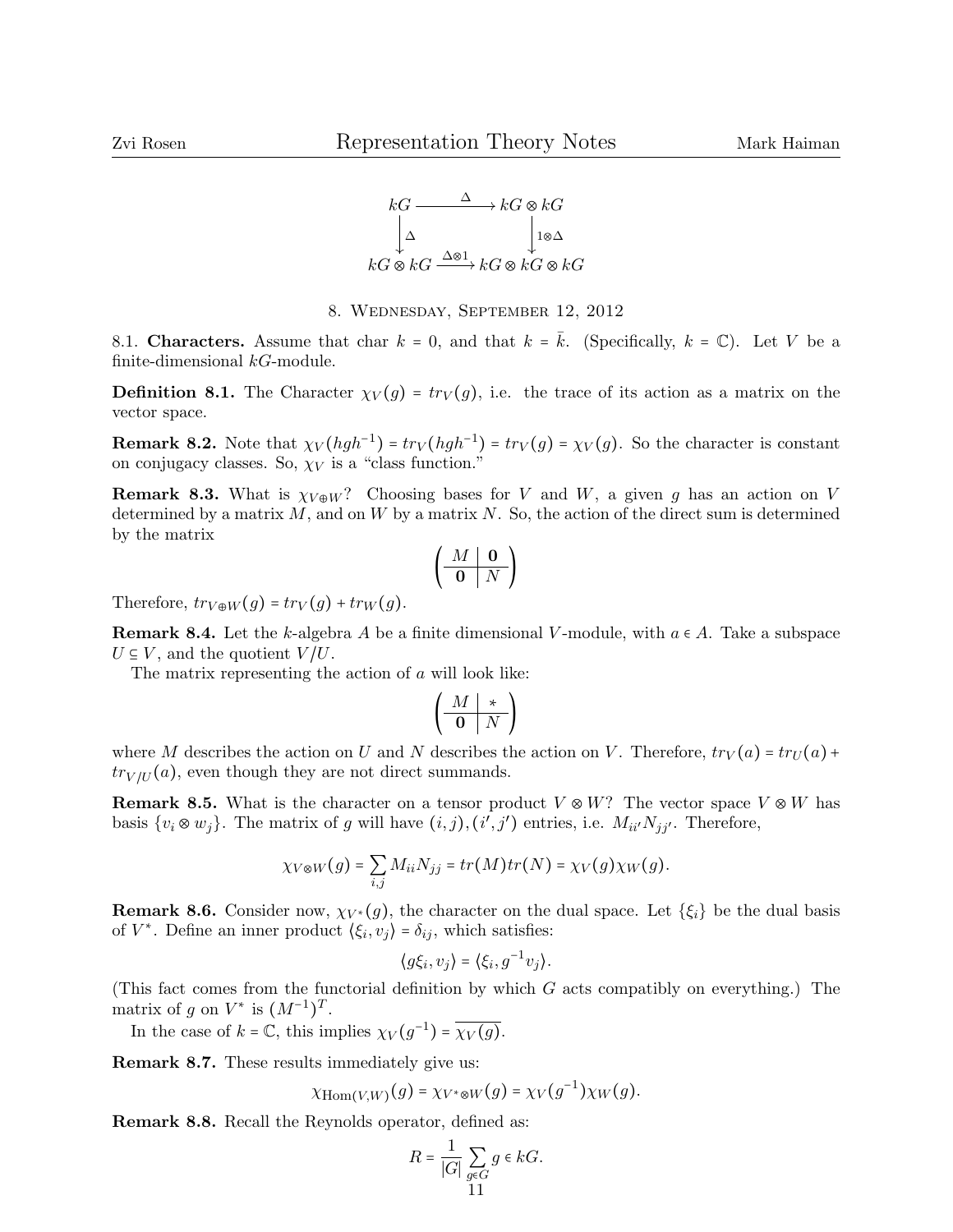$$\begin{array}{ccc} kG & \xrightarrow{\Delta} & kG \otimes kG \\ \downarrow{\scriptstyle \Delta} & & \downarrow{\scriptstyle 1\otimes\Delta} \\ kG \otimes kG & \xrightarrow{\Delta\otimes 1} & kG \otimes kG \otimes kG \end{array}$$

## 8. Wednesday, September 12, 2012

8.1. **Characters.** Assume that char $k = 0$, and that $k = \bar{k}$. (Specifically, $k = \mathbb{C}$). Let $V$ be a finite-dimensional $kG$-module.

**Definition 8.1.** The Character $\chi_V(g) = tr_V(g)$, i.e. the trace of its action as a matrix on the vector space.

**Remark 8.2.** Note that $\chi_V(hgh^{-1}) = tr_V(hgh^{-1}) = tr_V(g) = \chi_V(g)$. So the character is constant on conjugacy classes. So, $\chi_V$ is a "class function."

**Remark 8.3.** What is $\chi_{V\oplus W}$? Choosing bases for $V$ and $W$, a given $g$ has an action on $V$ determined by a matrix $M$, and on $W$ by a matrix $N$. So, the action of the direct sum is determined by the matrix

$$\left(\begin{array}{c|c} M & \mathbf{0} \\ \hline \mathbf{0} & N \end{array}\right)$$

Therefore, $tr_{V\oplus W}(g) = tr_V(g) + tr_W(g)$.

**Remark 8.4.** Let the $k$-algebra $A$ be a finite dimensional $V$-module, with $a \in A$. Take a subspace $U \subseteq V$, and the quotient $V/U$.

The matrix representing the action of $a$ will look like:

$$\left(\begin{array}{c|c} M & * \\ \hline \mathbf{0} & N \end{array}\right)$$

where $M$ describes the action on $U$ and $N$ describes the action on $V$. Therefore, $tr_V(a) = tr_U(a) + tr_{V/U}(a)$, even though they are not direct summands.

**Remark 8.5.** What is the character on a tensor product $V \otimes W$? The vector space $V \otimes W$ has basis $\{v_i \otimes w_j\}$. The matrix of $g$ will have $(i,j),(i',j')$ entries, i.e. $M_{ii'}N_{jj'}$. Therefore,

$$\chi_{V\otimes W}(g) = \sum_{i,j} M_{ii}N_{jj} = tr(M)tr(N) = \chi_V(g)\chi_W(g).$$

**Remark 8.6.** Consider now, $\chi_{V^*}(g)$, the character on the dual space. Let $\{\xi_i\}$ be the dual basis of $V^*$. Define an inner product $\langle \xi_i, v_j \rangle = \delta_{ij}$, which satisfies:

$$\langle g\xi_i, v_j \rangle = \langle \xi_i, g^{-1}v_j \rangle.$$

(This fact comes from the functorial definition by which $G$ acts compatibly on everything.) The matrix of $g$ on $V^*$ is $(M^{-1})^T$.

In the case of $k = \mathbb{C}$, this implies $\chi_V(g^{-1}) = \overline{\chi_V(g)}$.

**Remark 8.7.** These results immediately give us:

$$\chi_{\mathrm{Hom}(V,W)}(g) = \chi_{V^*\otimes W}(g) = \chi_V(g^{-1})\chi_W(g).$$

**Remark 8.8.** Recall the Reynolds operator, defined as:

$$R = \frac{1}{|G|}\sum_{g\in G} g \in kG.$$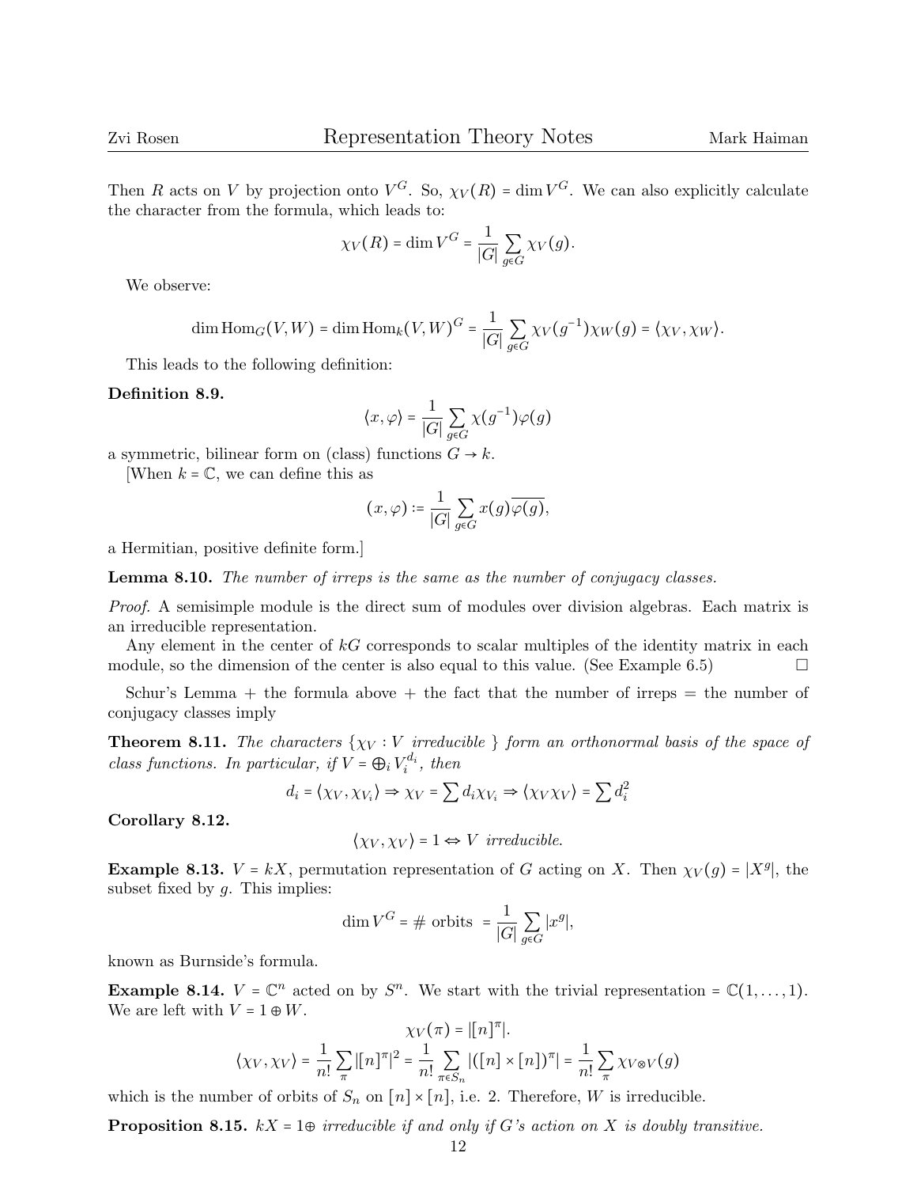Then $R$ acts on $V$ by projection onto $V^G$. So, $\chi_V(R) = \dim V^G$. We can also explicitly calculate the character from the formula, which leads to:

$$\chi_V(R) = \dim V^G = \frac{1}{|G|}\sum_{g\in G}\chi_V(g).$$

We observe:

$$\dim \operatorname{Hom}_G(V,W) = \dim \operatorname{Hom}_k(V,W)^G = \frac{1}{|G|}\sum_{g\in G}\chi_V(g^{-1})\chi_W(g) = \langle \chi_V, \chi_W\rangle.$$

This leads to the following definition:

**Definition 8.9.**

$$\langle x, \varphi\rangle = \frac{1}{|G|}\sum_{g\in G}\chi(g^{-1})\varphi(g)$$

a symmetric, bilinear form on (class) functions $G \to k$.

[When $k = \mathbb{C}$, we can define this as

$$(x,\varphi) := \frac{1}{|G|}\sum_{g\in G} x(g)\overline{\varphi(g)},$$

a Hermitian, positive definite form.]

**Lemma 8.10.** *The number of irreps is the same as the number of conjugacy classes.*

*Proof.* A semisimple module is the direct sum of modules over division algebras. Each matrix is an irreducible representation.

Any element in the center of $kG$ corresponds to scalar multiples of the identity matrix in each module, so the dimension of the center is also equal to this value. (See Example 6.5) ☐

Schur's Lemma + the formula above + the fact that the number of irreps = the number of conjugacy classes imply

**Theorem 8.11.** *The characters $\{\chi_V : V$ irreducible $\}$ form an orthonormal basis of the space of class functions. In particular, if $V = \bigoplus_i V_i^{d_i}$, then*

$$d_i = \langle \chi_V, \chi_{V_i}\rangle \Rightarrow \chi_V = \sum d_i \chi_{V_i} \Rightarrow \langle \chi_V \chi_V\rangle = \sum d_i^2$$

**Corollary 8.12.**

$$\langle \chi_V, \chi_V\rangle = 1 \Leftrightarrow V \text{ irreducible.}$$

**Example 8.13.** $V = kX$, permutation representation of $G$ acting on $X$. Then $\chi_V(g) = |X^g|$, the subset fixed by $g$. This implies:

$$\dim V^G = \#\text{ orbits } = \frac{1}{|G|}\sum_{g\in G}|x^g|,$$

known as Burnside's formula.

**Example 8.14.** $V = \mathbb{C}^n$ acted on by $S^n$. We start with the trivial representation $= \mathbb{C}(1,\dots,1)$. We are left with $V = 1 \oplus W$.

$$\chi_V(\pi) = |[n]^\pi|.$$

$$\langle \chi_V, \chi_V\rangle = \frac{1}{n!}\sum_\pi |[n]^\pi|^2 = \frac{1}{n!}\sum_{\pi\in S_n}|([n]\times[n])^\pi| = \frac{1}{n!}\sum_\pi \chi_{V\otimes V}(g)$$

which is the number of orbits of $S_n$ on $[n]\times[n]$, i.e. 2. Therefore, $W$ is irreducible.

**Proposition 8.15.** *$kX = 1\oplus$ irreducible if and only if $G$'s action on $X$ is doubly transitive.*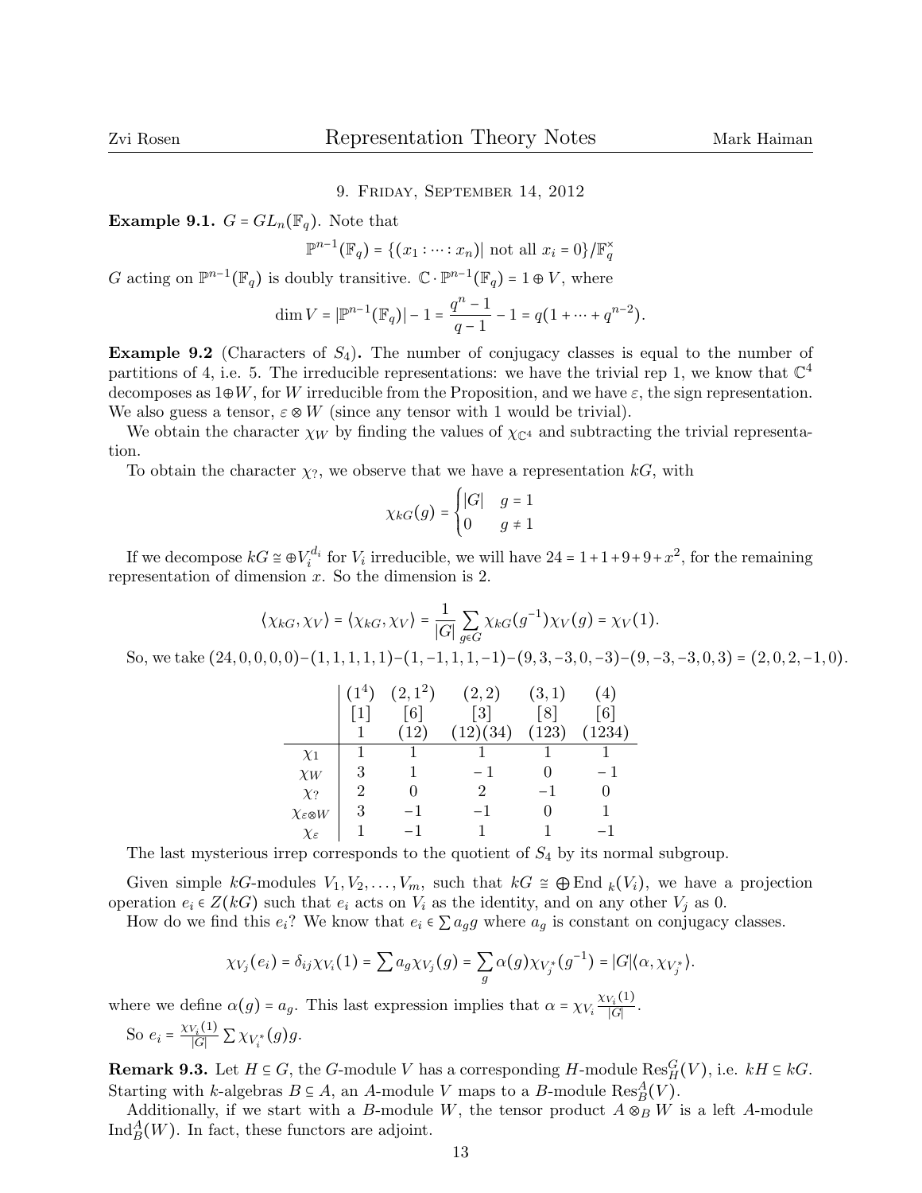## 9. Friday, September 14, 2012

**Example 9.1.** $G = GL_n(\mathbb{F}_q)$. Note that

$$\mathbb{P}^{n-1}(\mathbb{F}_q) = \{(x_1 : \cdots : x_n) | \text{ not all } x_i = 0\}/\mathbb{F}_q^\times$$

$G$ acting on $\mathbb{P}^{n-1}(\mathbb{F}_q)$ is doubly transitive. $\mathbb{C} \cdot \mathbb{P}^{n-1}(\mathbb{F}_q) = 1 \oplus V$, where

$$\dim V = |\mathbb{P}^{n-1}(\mathbb{F}_q)| - 1 = \frac{q^n - 1}{q-1} - 1 = q(1 + \cdots + q^{n-2}).$$

**Example 9.2** (Characters of $S_4$)**.** The number of conjugacy classes is equal to the number of partitions of 4, i.e. 5. The irreducible representations: we have the trivial rep 1, we know that $\mathbb{C}^4$ decomposes as $1 \oplus W$, for $W$ irreducible from the Proposition, and we have $\varepsilon$, the sign representation. We also guess a tensor, $\varepsilon \otimes W$ (since any tensor with 1 would be trivial).

We obtain the character $\chi_W$ by finding the values of $\chi_{\mathbb{C}^4}$ and subtracting the trivial representation.

To obtain the character $\chi_?$, we observe that we have a representation $kG$, with

$$\chi_{kG}(g) = \begin{cases} |G| & g = 1 \\ 0 & g \neq 1 \end{cases}$$

If we decompose $kG \cong \oplus V_i^{d_i}$ for $V_i$ irreducible, we will have $24 = 1 + 1 + 9 + 9 + x^2$, for the remaining representation of dimension $x$. So the dimension is 2.

$$\langle \chi_{kG}, \chi_V \rangle = \langle \chi_{kG}, \chi_V \rangle = \frac{1}{|G|} \sum_{g \in G} \chi_{kG}(g^{-1}) \chi_V(g) = \chi_V(1).$$

So, we take $(24, 0, 0, 0, 0) - (1, 1, 1, 1, 1) - (1, -1, 1, 1, -1) - (9, 3, -3, 0, -3) - (9, -3, -3, 0, 3) = (2, 0, 2, -1, 0)$.

| | $(1^4)$ | $(2, 1^2)$ | $(2, 2)$ | $(3, 1)$ | $(4)$ |
|---|---|---|---|---|---|
| | $[1]$ | $[6]$ | $[3]$ | $[8]$ | $[6]$ |
| | $1$ | $(12)$ | $(12)(34)$ | $(123)$ | $(1234)$ |
| $\chi_1$ | 1 | 1 | 1 | 1 | 1 |
| $\chi_W$ | 3 | 1 | $-1$ | 0 | $-1$ |
| $\chi_?$ | 2 | 0 | 2 | $-1$ | 0 |
| $\chi_{\varepsilon \otimes W}$ | 3 | $-1$ | $-1$ | 0 | 1 |
| $\chi_\varepsilon$ | 1 | $-1$ | 1 | 1 | $-1$ |

The last mysterious irrep corresponds to the quotient of $S_4$ by its normal subgroup.

Given simple $kG$-modules $V_1, V_2, \ldots, V_m$, such that $kG \cong \bigoplus \text{End}_k(V_i)$, we have a projection operation $e_i \in Z(kG)$ such that $e_i$ acts on $V_i$ as the identity, and on any other $V_j$ as 0.

How do we find this $e_i$? We know that $e_i \in \sum a_g g$ where $a_g$ is constant on conjugacy classes.

$$\chi_{V_j}(e_i) = \delta_{ij} \chi_{V_i}(1) = \sum a_g \chi_{V_j}(g) = \sum_g \alpha(g) \chi_{V_j^*}(g^{-1}) = |G| \langle \alpha, \chi_{V_j^*} \rangle.$$

where we define $\alpha(g) = a_g$. This last expression implies that $\alpha = \chi_{V_i} \frac{\chi_{V_i}(1)}{|G|}$.

So $e_i = \frac{\chi_{V_i}(1)}{|G|} \sum \chi_{V_i^*}(g) g$.

**Remark 9.3.** Let $H \subseteq G$, the $G$-module $V$ has a corresponding $H$-module $\text{Res}_H^G(V)$, i.e. $kH \subseteq kG$. Starting with $k$-algebras $B \subseteq A$, an $A$-module $V$ maps to a $B$-module $\text{Res}_B^A(V)$.

Additionally, if we start with a $B$-module $W$, the tensor product $A \otimes_B W$ is a left $A$-module $\text{Ind}_B^A(W)$. In fact, these functors are adjoint.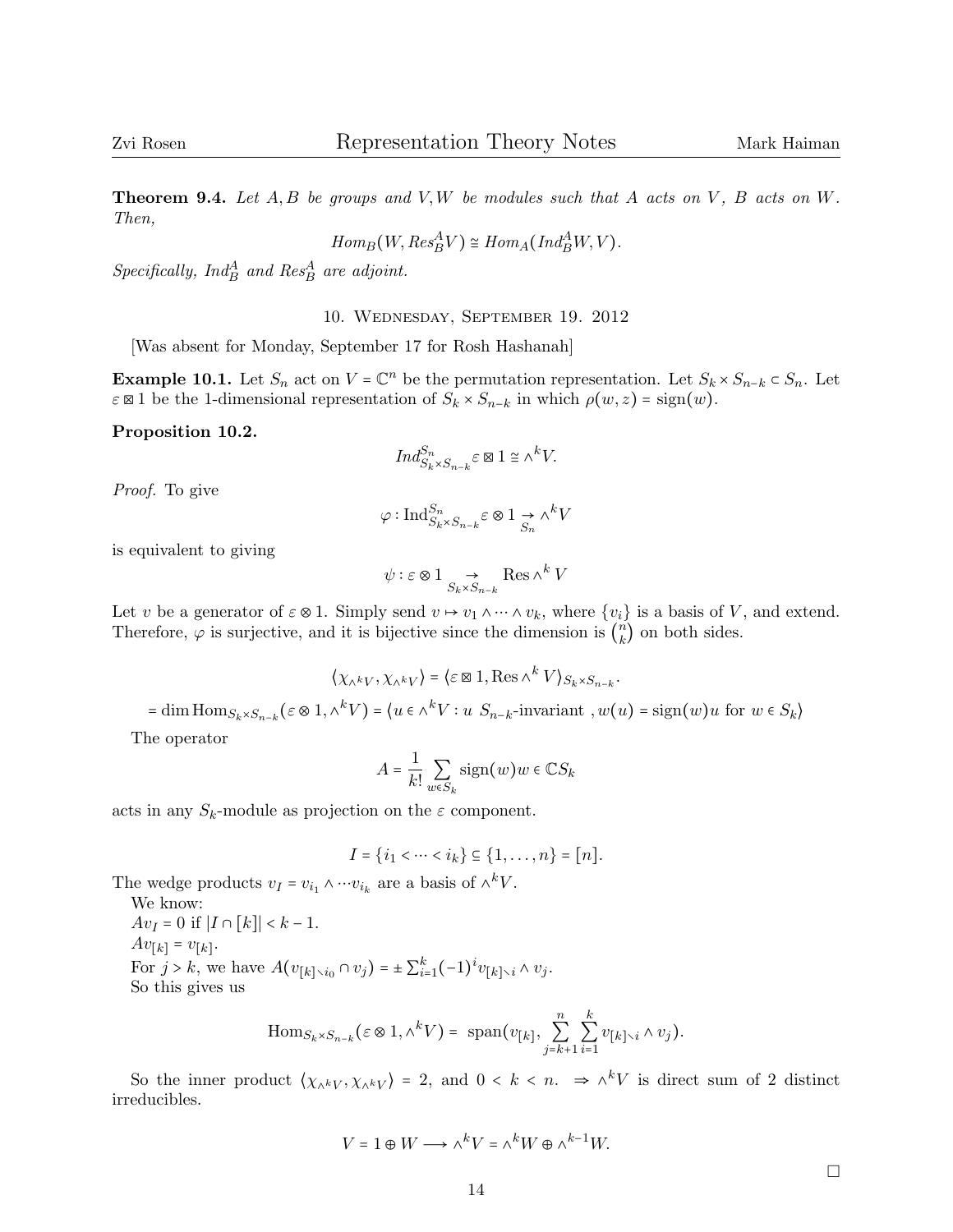**Theorem 9.4.** *Let $A, B$ be groups and $V, W$ be modules such that $A$ acts on $V$, $B$ acts on $W$. Then,*

$$Hom_B(W, Res^A_B V) \cong Hom_A(Ind^A_B W, V).$$

*Specifically, $Ind^A_B$ and $Res^A_B$ are adjoint.*

## 10. Wednesday, September 19. 2012

[Was absent for Monday, September 17 for Rosh Hashanah]

**Example 10.1.** Let $S_n$ act on $V = \mathbb{C}^n$ be the permutation representation. Let $S_k \times S_{n-k} \subset S_n$. Let $\varepsilon \boxtimes 1$ be the 1-dimensional representation of $S_k \times S_{n-k}$ in which $\rho(w, z) = \text{sign}(w)$.

**Proposition 10.2.**

$$Ind^{S_n}_{S_k \times S_{n-k}} \varepsilon \boxtimes 1 \cong \wedge^k V.$$

*Proof.* To give

$$\varphi : \text{Ind}^{S_n}_{S_k \times S_{n-k}} \varepsilon \otimes 1 \underset{S_n}{\to} \wedge^k V$$

is equivalent to giving

$$\psi : \varepsilon \otimes 1 \underset{S_k \times S_{n-k}}{\to} \text{Res} \wedge^k V$$

Let $v$ be a generator of $\varepsilon \otimes 1$. Simply send $v \mapsto v_1 \wedge \cdots \wedge v_k$, where $\{v_i\}$ is a basis of $V$, and extend. Therefore, $\varphi$ is surjective, and it is bijective since the dimension is $\binom{n}{k}$ on both sides.

$$\langle \chi_{\wedge^k V}, \chi_{\wedge^k V} \rangle = \langle \varepsilon \boxtimes 1, \text{Res} \wedge^k V \rangle_{S_k \times S_{n-k}}.$$

$$= \dim \text{Hom}_{S_k \times S_{n-k}}(\varepsilon \otimes 1, \wedge^k V) = \langle u \in \wedge^k V : u \ S_{n-k}\text{-invariant}, w(u) = \text{sign}(w) u \text{ for } w \in S_k \rangle$$

The operator

$$A = \frac{1}{k!} \sum_{w \in S_k} \text{sign}(w) w \in \mathbb{C} S_k$$

acts in any $S_k$-module as projection on the $\varepsilon$ component.

$$I = \{i_1 < \cdots < i_k\} \subseteq \{1, \ldots, n\} = [n].$$

The wedge products $v_I = v_{i_1} \wedge \cdots v_{i_k}$ are a basis of $\wedge^k V$.

We know:
$Av_I = 0$ if $|I \cap [k]| < k - 1$.
$Av_{[k]} = v_{[k]}$.
For $j > k$, we have $A(v_{[k] \setminus i_0} \cap v_j) = \pm \sum_{i=1}^k (-1)^i v_{[k] \setminus i} \wedge v_j$.
So this gives us

$$\text{Hom}_{S_k \times S_{n-k}}(\varepsilon \otimes 1, \wedge^k V) = \text{ span}(v_{[k]}, \sum_{j=k+1}^n \sum_{i=1}^k v_{[k] \setminus i} \wedge v_j).$$

So the inner product $\langle \chi_{\wedge^k V}, \chi_{\wedge^k V} \rangle = 2$, and $0 < k < n$. $\Rightarrow \wedge^k V$ is direct sum of 2 distinct irreducibles.

$$V = 1 \oplus W \longrightarrow \wedge^k V = \wedge^k W \oplus \wedge^{k-1} W.$$

□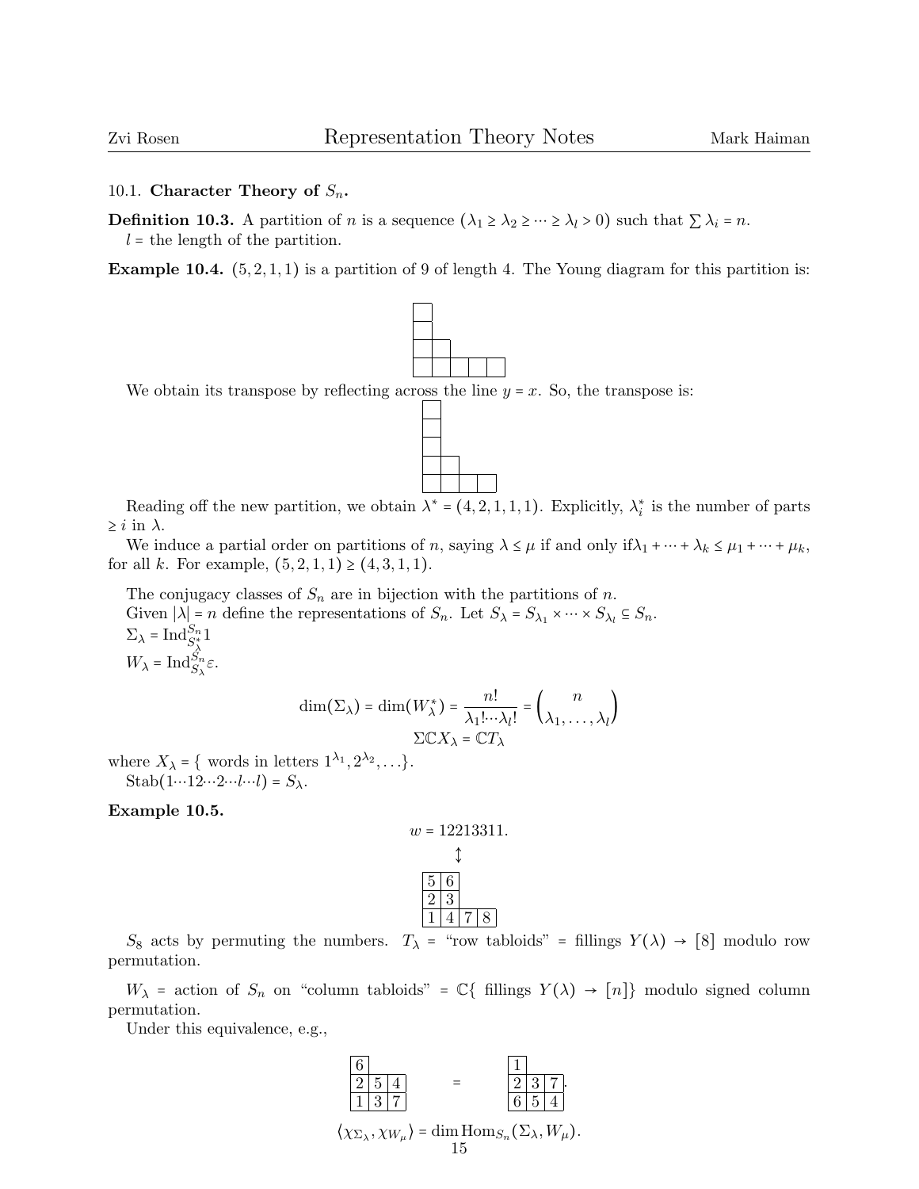### 10.1. **Character Theory of $S_n$.**

**Definition 10.3.** A partition of $n$ is a sequence $(\lambda_1 \geq \lambda_2 \geq \cdots \geq \lambda_l > 0)$ such that $\sum \lambda_i = n$.
$l$ = the length of the partition.

**Example 10.4.** $(5,2,1,1)$ is a partition of 9 of length 4. The Young diagram for this partition is:

```
□
□
□□
□□□□□
```

We obtain its transpose by reflecting across the line $y = x$. So, the transpose is:

```
□
□
□
□□
□□□□
```

Reading off the new partition, we obtain $\lambda^* = (4,2,1,1,1)$. Explicitly, $\lambda_i^*$ is the number of parts $\geq i$ in $\lambda$.

We induce a partial order on partitions of $n$, saying $\lambda \leq \mu$ if and only if $\lambda_1 + \cdots + \lambda_k \leq \mu_1 + \cdots + \mu_k$, for all $k$. For example, $(5,2,1,1) \geq (4,3,1,1)$.

The conjugacy classes of $S_n$ are in bijection with the partitions of $n$.

Given $|\lambda| = n$ define the representations of $S_n$. Let $S_\lambda = S_{\lambda_1} \times \cdots \times S_{\lambda_l} \subseteq S_n$.

$\Sigma_\lambda = \mathrm{Ind}_{S_\lambda^*}^{S_n} 1$

$W_\lambda = \mathrm{Ind}_{S_\lambda}^{S_n} \varepsilon$.

$$\dim(\Sigma_\lambda) = \dim(W_\lambda^*) = \frac{n!}{\lambda_1! \cdots \lambda_l!} = \binom{n}{\lambda_1, \ldots, \lambda_l}$$

$$\Sigma \mathbb{C} X_\lambda = \mathbb{C} T_\lambda$$

where $X_\lambda = \{$ words in letters $1^{\lambda_1}, 2^{\lambda_2}, \ldots\}$.

$\mathrm{Stab}(1\cdots 12 \cdots 2 \cdots l \cdots l) = S_\lambda$.

**Example 10.5.**

$$w = 12213311.$$

$$\updownarrow$$

| 5 | 6 | | |
|---|---|---|---|
| 2 | 3 | | |
| 1 | 4 | 7 | 8 |

$S_8$ acts by permuting the numbers. $T_\lambda$ = "row tabloids" = fillings $Y(\lambda) \to [8]$ modulo row permutation.

$W_\lambda$ = action of $S_n$ on "column tabloids" = $\mathbb{C}\{$ fillings $Y(\lambda) \to [n]\}$ modulo signed column permutation.

Under this equivalence, e.g.,

| 6 | | |
|---|---|---|
| 2 | 5 | 4 |
| 1 | 3 | 7 |

$=$

| 1 | | |
|---|---|---|
| 2 | 3 | 7 |
| 6 | 5 | 4 |

.

$$\langle \chi_{\Sigma_\lambda}, \chi_{W_\mu} \rangle = \dim \mathrm{Hom}_{S_n}(\Sigma_\lambda, W_\mu).$$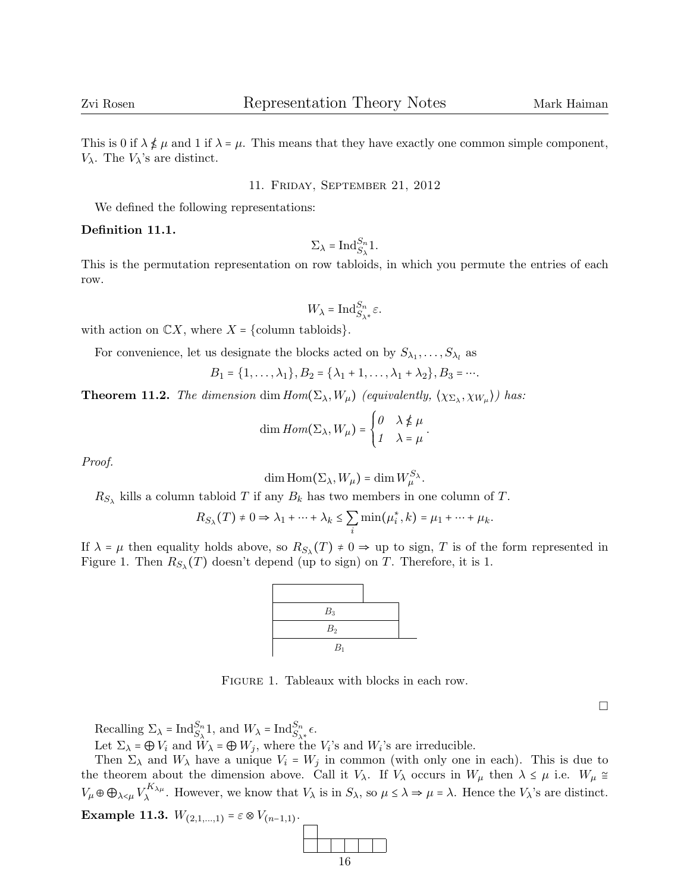This is 0 if $\lambda \nleq \mu$ and 1 if $\lambda = \mu$. This means that they have exactly one common simple component, $V_\lambda$. The $V_\lambda$'s are distinct.

## 11. Friday, September 21, 2012

We defined the following representations:

**Definition 11.1.**

$$\Sigma_\lambda = \mathrm{Ind}_{S_\lambda}^{S_n} 1.$$

This is the permutation representation on row tabloids, in which you permute the entries of each row.

$$W_\lambda = \mathrm{Ind}_{S_{\lambda^*}}^{S_n} \varepsilon.$$

with action on $\mathbb{C}X$, where $X = \{\text{column tabloids}\}$.

For convenience, let us designate the blocks acted on by $S_{\lambda_1}, \dots, S_{\lambda_l}$ as

$$B_1 = \{1, \dots, \lambda_1\}, B_2 = \{\lambda_1 + 1, \dots, \lambda_1 + \lambda_2\}, B_3 = \cdots.$$

**Theorem 11.2.** *The dimension* $\dim Hom(\Sigma_\lambda, W_\mu)$ *(equivalently,* $\langle \chi_{\Sigma_\lambda}, \chi_{W_\mu} \rangle$*) has:*

$$\dim Hom(\Sigma_\lambda, W_\mu) = \begin{cases} 0 & \lambda \nleq \mu \\ 1 & \lambda = \mu \end{cases}.$$

*Proof.*

$$\dim \mathrm{Hom}(\Sigma_\lambda, W_\mu) = \dim W_\mu^{S_\lambda}.$$

$R_{S_\lambda}$ kills a column tabloid $T$ if any $B_k$ has two members in one column of $T$.

$$R_{S_\lambda}(T) \neq 0 \Rightarrow \lambda_1 + \cdots + \lambda_k \leq \sum_i \min(\mu_i^*, k) = \mu_1 + \cdots + \mu_k.$$

If $\lambda = \mu$ then equality holds above, so $R_{S_\lambda}(T) \neq 0 \Rightarrow$ up to sign, $T$ is of the form represented in Figure 1. Then $R_{S_\lambda}(T)$ doesn't depend (up to sign) on $T$. Therefore, it is 1.

Figure 1. Tableaux with blocks in each row.

□

Recalling $\Sigma_\lambda = \mathrm{Ind}_{S_\lambda}^{S_n} 1$, and $W_\lambda = \mathrm{Ind}_{S_{\lambda^*}}^{S_n} \epsilon$.

Let $\Sigma_\lambda = \bigoplus V_i$ and $W_\lambda = \bigoplus W_j$, where the $V_i$'s and $W_i$'s are irreducible.

Then $\Sigma_\lambda$ and $W_\lambda$ have a unique $V_i = W_j$ in common (with only one in each). This is due to the theorem about the dimension above. Call it $V_\lambda$. If $V_\lambda$ occurs in $W_\mu$ then $\lambda \leq \mu$ i.e. $W_\mu \cong V_\mu \oplus \bigoplus_{\lambda < \mu} V_\lambda^{K_{\lambda\mu}}$. However, we know that $V_\lambda$ is in $S_\lambda$, so $\mu \leq \lambda \Rightarrow \mu = \lambda$. Hence the $V_\lambda$'s are distinct.

**Example 11.3.** $W_{(2,1,\dots,1)} = \varepsilon \otimes V_{(n-1,1)}$.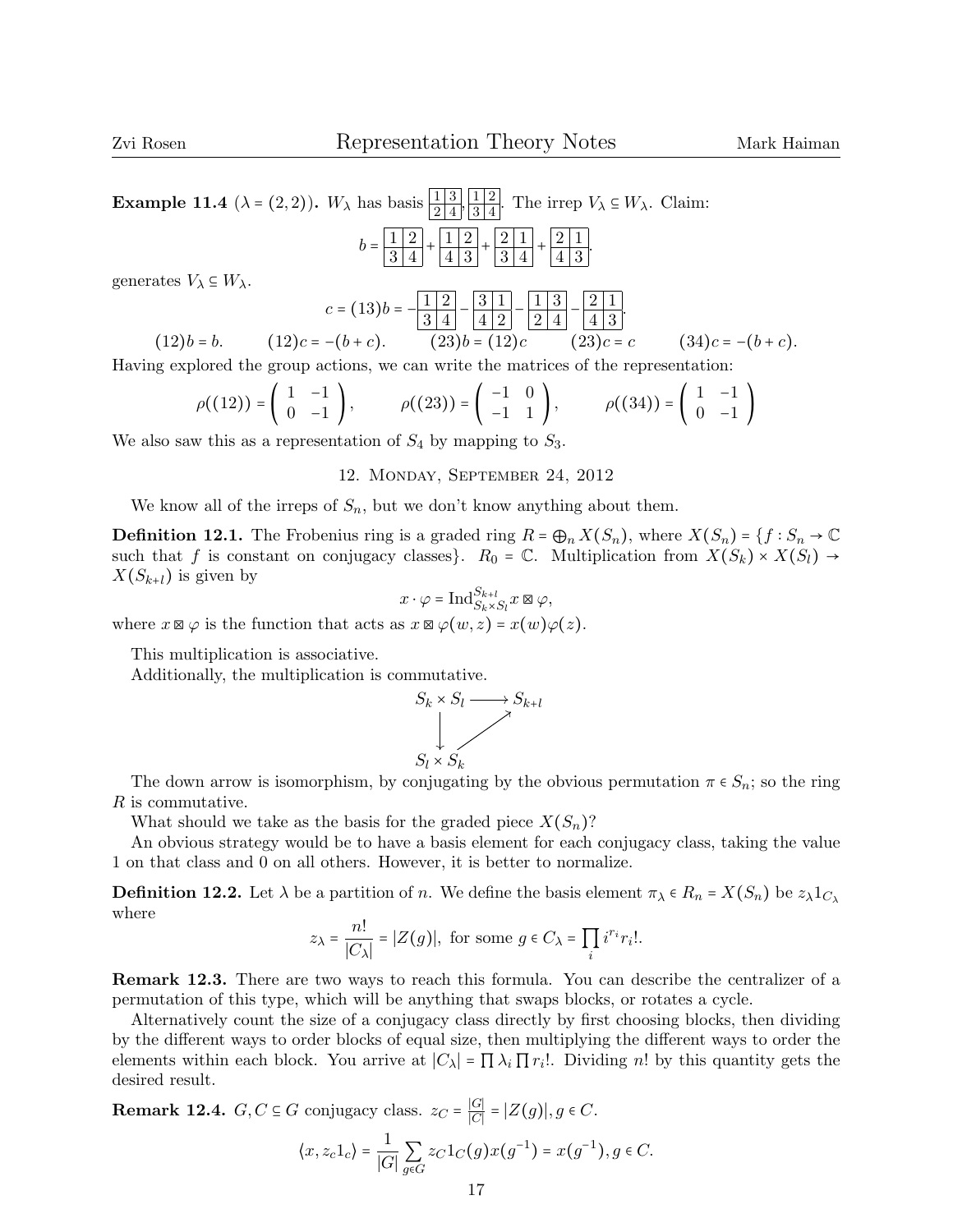**Example 11.4** ($\lambda = (2,2)$)**.** $W_\lambda$ has basis $\begin{array}{|c|c|}\hline 1 & 3 \\ \hline 2 & 4 \\ \hline\end{array}, \begin{array}{|c|c|}\hline 1 & 2 \\ \hline 3 & 4 \\ \hline\end{array}$. The irrep $V_\lambda \subseteq W_\lambda$. Claim:

$$b = \begin{array}{|c|c|}\hline 1 & 2 \\ \hline 3 & 4 \\ \hline\end{array} + \begin{array}{|c|c|}\hline 1 & 2 \\ \hline 4 & 3 \\ \hline\end{array} + \begin{array}{|c|c|}\hline 2 & 1 \\ \hline 3 & 4 \\ \hline\end{array} + \begin{array}{|c|c|}\hline 2 & 1 \\ \hline 4 & 3 \\ \hline\end{array}.$$

generates $V_\lambda \subseteq W_\lambda$.

$$c = (13)b = -\begin{array}{|c|c|}\hline 1 & 2 \\ \hline 3 & 4 \\ \hline\end{array} - \begin{array}{|c|c|}\hline 3 & 1 \\ \hline 4 & 2 \\ \hline\end{array} - \begin{array}{|c|c|}\hline 1 & 3 \\ \hline 2 & 4 \\ \hline\end{array} - \begin{array}{|c|c|}\hline 2 & 1 \\ \hline 4 & 3 \\ \hline\end{array}.$$

$$(12)b = b. \qquad (12)c = -(b+c). \qquad (23)b = (12)c \qquad (23)c = c \qquad (34)c = -(b+c).$$

Having explored the group actions, we can write the matrices of the representation:

$$\rho((12)) = \begin{pmatrix} 1 & -1 \\ 0 & -1 \end{pmatrix}, \qquad \rho((23)) = \begin{pmatrix} -1 & 0 \\ -1 & 1 \end{pmatrix}, \qquad \rho((34)) = \begin{pmatrix} 1 & -1 \\ 0 & -1 \end{pmatrix}$$

We also saw this as a representation of $S_4$ by mapping to $S_3$.

## 12. Monday, September 24, 2012

We know all of the irreps of $S_n$, but we don't know anything about them.

**Definition 12.1.** The Frobenius ring is a graded ring $R = \bigoplus_n X(S_n)$, where $X(S_n) = \{f : S_n \to \mathbb{C}$ such that $f$ is constant on conjugacy classes$\}$. $R_0 = \mathbb{C}$. Multiplication from $X(S_k) \times X(S_l) \to X(S_{k+l})$ is given by

$$x \cdot \varphi = \operatorname{Ind}_{S_k \times S_l}^{S_{k+l}} x \boxtimes \varphi,$$

where $x \boxtimes \varphi$ is the function that acts as $x \boxtimes \varphi(w,z) = x(w)\varphi(z)$.

This multiplication is associative.

Additionally, the multiplication is commutative.

$$\begin{array}{ccc} S_k \times S_l & \longrightarrow & S_{k+l} \\ \downarrow & \nearrow & \\ S_l \times S_k & & \end{array}$$

The down arrow is isomorphism, by conjugating by the obvious permutation $\pi \in S_n$; so the ring $R$ is commutative.

What should we take as the basis for the graded piece $X(S_n)$?

An obvious strategy would be to have a basis element for each conjugacy class, taking the value 1 on that class and 0 on all others. However, it is better to normalize.

**Definition 12.2.** Let $\lambda$ be a partition of $n$. We define the basis element $\pi_\lambda \in R_n = X(S_n)$ be $z_\lambda 1_{C_\lambda}$ where

$$z_\lambda = \frac{n!}{|C_\lambda|} = |Z(g)|, \text{ for some } g \in C_\lambda = \prod_i i^{r_i} r_i!.$$

**Remark 12.3.** There are two ways to reach this formula. You can describe the centralizer of a permutation of this type, which will be anything that swaps blocks, or rotates a cycle.

Alternatively count the size of a conjugacy class directly by first choosing blocks, then dividing by the different ways to order blocks of equal size, then multiplying the different ways to order the elements within each block. You arrive at $|C_\lambda| = \prod \lambda_i \prod r_i!$. Dividing $n!$ by this quantity gets the desired result.

**Remark 12.4.** $G, C \subseteq G$ conjugacy class. $z_C = \frac{|G|}{|C|} = |Z(g)|, g \in C$.

$$\langle x, z_c 1_c \rangle = \frac{1}{|G|} \sum_{g \in G} z_C 1_C(g) x(g^{-1}) = x(g^{-1}), g \in C.$$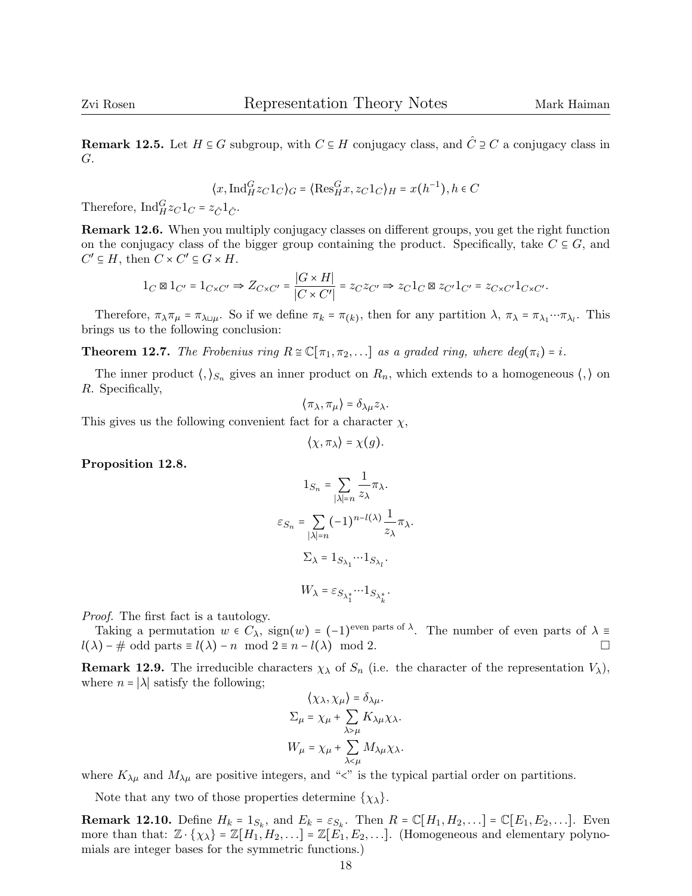**Remark 12.5.** Let $H \subseteq G$ subgroup, with $C \subseteq H$ conjugacy class, and $\hat{C} \supseteq C$ a conjugacy class in $G$.

$$\langle x, \operatorname{Ind}_H^G z_C 1_C \rangle_G = \langle \operatorname{Res}_H^G x, z_C 1_C \rangle_H = x(h^{-1}), h \in C$$

Therefore, $\operatorname{Ind}_H^G z_C 1_C = z_{\hat{C}} 1_{\hat{C}}$.

**Remark 12.6.** When you multiply conjugacy classes on different groups, you get the right function on the conjugacy class of the bigger group containing the product. Specifically, take $C \subseteq G$, and $C' \subseteq H$, then $C \times C' \subseteq G \times H$.

$$1_C \boxtimes 1_{C'} = 1_{C \times C'} \Rightarrow Z_{C \times C'} = \frac{|G \times H|}{|C \times C'|} = z_C z_{C'} \Rightarrow z_C 1_C \boxtimes z_{C'} 1_{C'} = z_{C \times C'} 1_{C \times C'}.$$

Therefore, $\pi_\lambda \pi_\mu = \pi_{\lambda \sqcup \mu}$. So if we define $\pi_k = \pi_{(k)}$, then for any partition $\lambda$, $\pi_\lambda = \pi_{\lambda_1} \cdots \pi_{\lambda_l}$. This brings us to the following conclusion:

**Theorem 12.7.** *The Frobenius ring $R \cong \mathbb{C}[\pi_1, \pi_2, \ldots]$ as a graded ring, where $deg(\pi_i) = i$.*

The inner product $\langle , \rangle_{S_n}$ gives an inner product on $R_n$, which extends to a homogeneous $\langle , \rangle$ on $R$. Specifically,

$$\langle \pi_\lambda, \pi_\mu \rangle = \delta_{\lambda\mu} z_\lambda.$$

This gives us the following convenient fact for a character $\chi$,

$$\langle \chi, \pi_\lambda \rangle = \chi(g).$$

**Proposition 12.8.**

$$1_{S_n} = \sum_{|\lambda| = n} \frac{1}{z_\lambda} \pi_\lambda.$$

$$\varepsilon_{S_n} = \sum_{|\lambda|=n} (-1)^{n - l(\lambda)} \frac{1}{z_\lambda} \pi_\lambda.$$

$$\Sigma_\lambda = 1_{S_{\lambda_1}} \cdots 1_{S_{\lambda_l}}.$$

$$W_\lambda = \varepsilon_{S_{\lambda_1^*}} \cdots 1_{S_{\lambda_k^*}}.$$

*Proof.* The first fact is a tautology.

Taking a permutation $w \in C_\lambda$, $\operatorname{sign}(w) = (-1)^{\text{even parts of } \lambda}$. The number of even parts of $\lambda \equiv l(\lambda) - \#$ odd parts $\equiv l(\lambda) - n \mod 2 \equiv n - l(\lambda) \mod 2$. □

**Remark 12.9.** The irreducible characters $\chi_\lambda$ of $S_n$ (i.e. the character of the representation $V_\lambda$), where $n = |\lambda|$ satisfy the following;

$$\langle \chi_\lambda, \chi_\mu \rangle = \delta_{\lambda\mu}.$$

$$\Sigma_\mu = \chi_\mu + \sum_{\lambda > \mu} K_{\lambda\mu} \chi_\lambda.$$

$$W_\mu = \chi_\mu + \sum_{\lambda < \mu} M_{\lambda\mu} \chi_\lambda.$$

where $K_{\lambda\mu}$ and $M_{\lambda\mu}$ are positive integers, and "<" is the typical partial order on partitions.

Note that any two of those properties determine $\{\chi_\lambda\}$.

**Remark 12.10.** Define $H_k = 1_{S_k}$, and $E_k = \varepsilon_{S_k}$. Then $R = \mathbb{C}[H_1, H_2, \ldots] = \mathbb{C}[E_1, E_2, \ldots]$. Even more than that: $\mathbb{Z} \cdot \{\chi_\lambda\} = \mathbb{Z}[H_1, H_2, \ldots] = \mathbb{Z}[E_1, E_2, \ldots]$. (Homogeneous and elementary polynomials are integer bases for the symmetric functions.)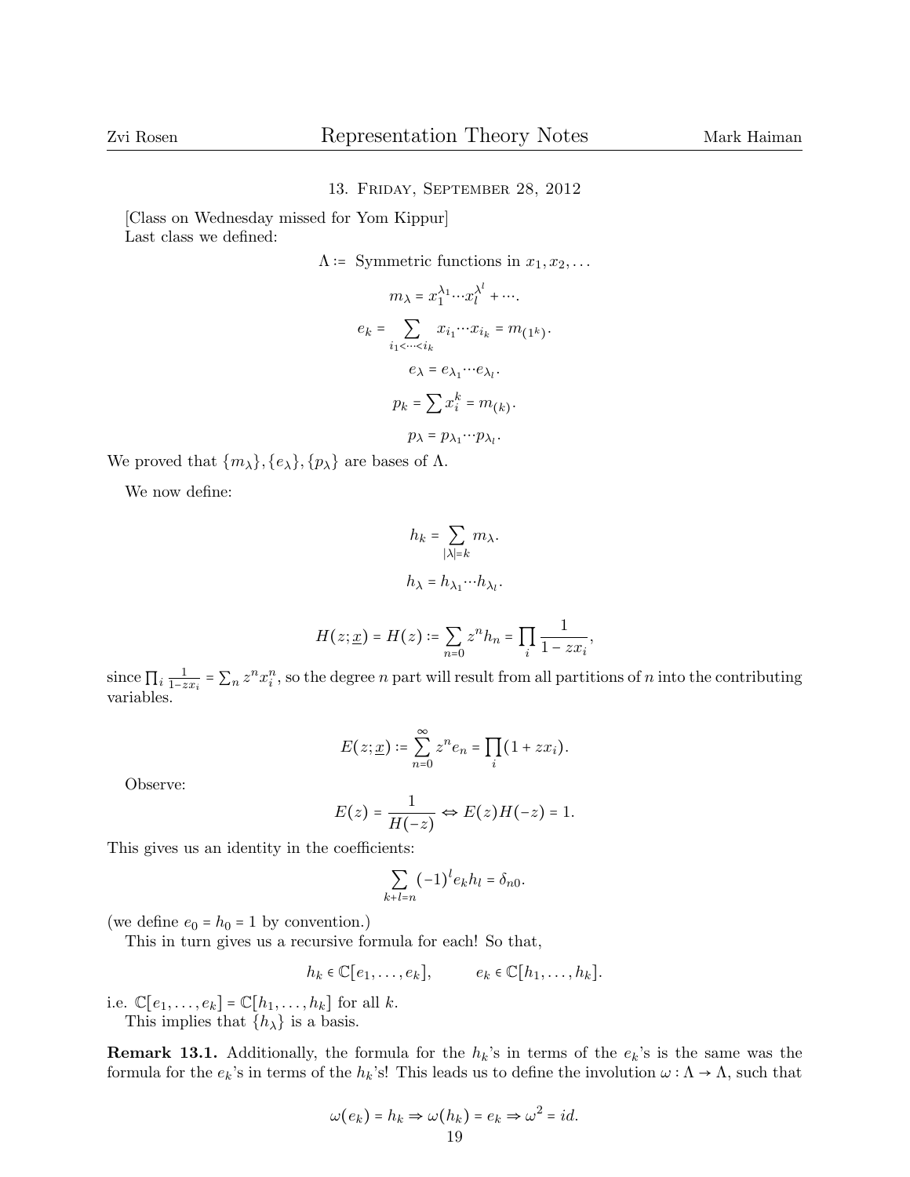## 13. Friday, September 28, 2012

[Class on Wednesday missed for Yom Kippur]

Last class we defined:

$$\Lambda := \text{ Symmetric functions in } x_1, x_2, \ldots$$

$$m_\lambda = x_1^{\lambda_1} \cdots x_l^{\lambda^l} + \cdots.$$

$$e_k = \sum_{i_1 < \cdots < i_k} x_{i_1} \cdots x_{i_k} = m_{(1^k)}.$$

$$e_\lambda = e_{\lambda_1} \cdots e_{\lambda_l}.$$

$$p_k = \sum x_i^k = m_{(k)}.$$

$$p_\lambda = p_{\lambda_1} \cdots p_{\lambda_l}.$$

We proved that $\{m_\lambda\}, \{e_\lambda\}, \{p_\lambda\}$ are bases of $\Lambda$.

We now define:

$$h_k = \sum_{|\lambda| = k} m_\lambda.$$

$$h_\lambda = h_{\lambda_1} \cdots h_{\lambda_l}.$$

$$H(z; \underline{x}) = H(z) := \sum_{n=0} z^n h_n = \prod_i \frac{1}{1 - z x_i},$$

since $\prod_i \frac{1}{1 - z x_i} = \sum_n z^n x_i^n$, so the degree $n$ part will result from all partitions of $n$ into the contributing variables.

$$E(z; \underline{x}) := \sum_{n=0}^{\infty} z^n e_n = \prod_i (1 + z x_i).$$

Observe:

$$E(z) = \frac{1}{H(-z)} \Leftrightarrow E(z) H(-z) = 1.$$

This gives us an identity in the coefficients:

$$\sum_{k+l=n} (-1)^l e_k h_l = \delta_{n0}.$$

(we define $e_0 = h_0 = 1$ by convention.)

This in turn gives us a recursive formula for each! So that,

$$h_k \in \mathbb{C}[e_1, \ldots, e_k], \qquad e_k \in \mathbb{C}[h_1, \ldots, h_k].$$

i.e. $\mathbb{C}[e_1, \ldots, e_k] = \mathbb{C}[h_1, \ldots, h_k]$ for all $k$.

This implies that $\{h_\lambda\}$ is a basis.

**Remark 13.1.** Additionally, the formula for the $h_k$'s in terms of the $e_k$'s is the same was the formula for the $e_k$'s in terms of the $h_k$'s! This leads us to define the involution $\omega : \Lambda \to \Lambda$, such that

$$\omega(e_k) = h_k \Rightarrow \omega(h_k) = e_k \Rightarrow \omega^2 = id.$$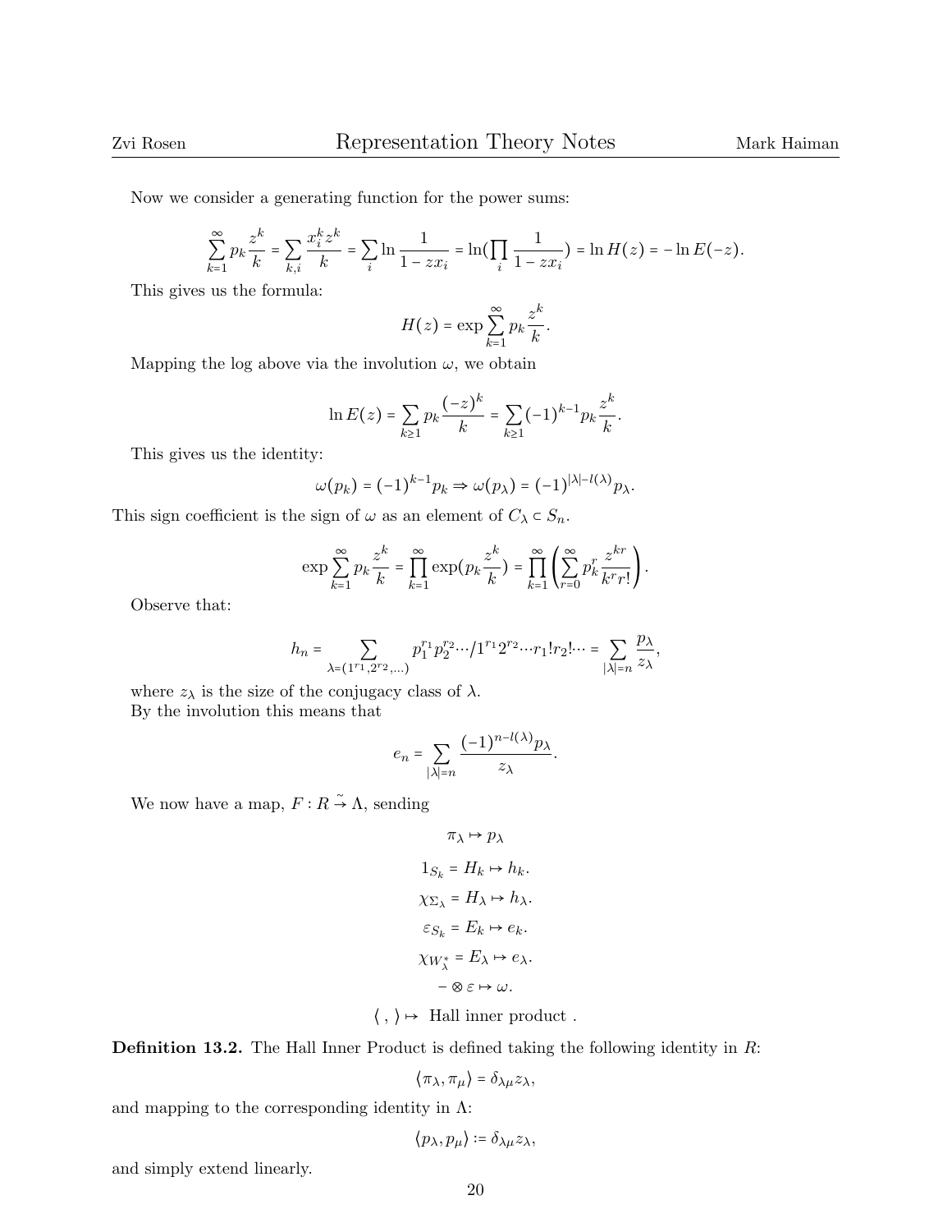Now we consider a generating function for the power sums:

$$\sum_{k=1}^{\infty} p_k \frac{z^k}{k} = \sum_{k,i} \frac{x_i^k z^k}{k} = \sum_i \ln \frac{1}{1 - zx_i} = \ln(\prod_i \frac{1}{1 - zx_i}) = \ln H(z) = -\ln E(-z).$$

This gives us the formula:

$$H(z) = \exp \sum_{k=1}^{\infty} p_k \frac{z^k}{k}.$$

Mapping the log above via the involution $\omega$, we obtain

$$\ln E(z) = \sum_{k \geq 1} p_k \frac{(-z)^k}{k} = \sum_{k \geq 1} (-1)^{k-1} p_k \frac{z^k}{k}.$$

This gives us the identity:

$$\omega(p_k) = (-1)^{k-1} p_k \Rightarrow \omega(p_\lambda) = (-1)^{|\lambda| - l(\lambda)} p_\lambda.$$

This sign coefficient is the sign of $\omega$ as an element of $C_\lambda \subset S_n$.

$$\exp \sum_{k=1}^{\infty} p_k \frac{z^k}{k} = \prod_{k=1}^{\infty} \exp(p_k \frac{z^k}{k}) = \prod_{k=1}^{\infty} \left( \sum_{r=0}^{\infty} p_k^r \frac{z^{kr}}{k^r r!} \right).$$

Observe that:

$$h_n = \sum_{\lambda = (1^{r_1}, 2^{r_2}, \dots)} p_1^{r_1} p_2^{r_2} \cdots / 1^{r_1} 2^{r_2} \cdots r_1! r_2! \cdots = \sum_{|\lambda| = n} \frac{p_\lambda}{z_\lambda},$$

where $z_\lambda$ is the size of the conjugacy class of $\lambda$.
By the involution this means that

$$e_n = \sum_{|\lambda| = n} \frac{(-1)^{n - l(\lambda)} p_\lambda}{z_\lambda}.$$

We now have a map, $F : R \xrightarrow{\sim} \Lambda$, sending

$$\pi_\lambda \mapsto p_\lambda$$

$$1_{S_k} = H_k \mapsto h_k.$$

$$\chi_{\Sigma_\lambda} = H_\lambda \mapsto h_\lambda.$$

$$\varepsilon_{S_k} = E_k \mapsto e_k.$$

$$\chi_{W_\lambda^*} = E_\lambda \mapsto e_\lambda.$$

$$- \otimes \varepsilon \mapsto \omega.$$

$$\langle \, , \, \rangle \mapsto \text{ Hall inner product }.$$

**Definition 13.2.** The Hall Inner Product is defined taking the following identity in $R$:

$$\langle \pi_\lambda, \pi_\mu \rangle = \delta_{\lambda\mu} z_\lambda,$$

and mapping to the corresponding identity in $\Lambda$:

$$\langle p_\lambda, p_\mu \rangle := \delta_{\lambda\mu} z_\lambda,$$

and simply extend linearly.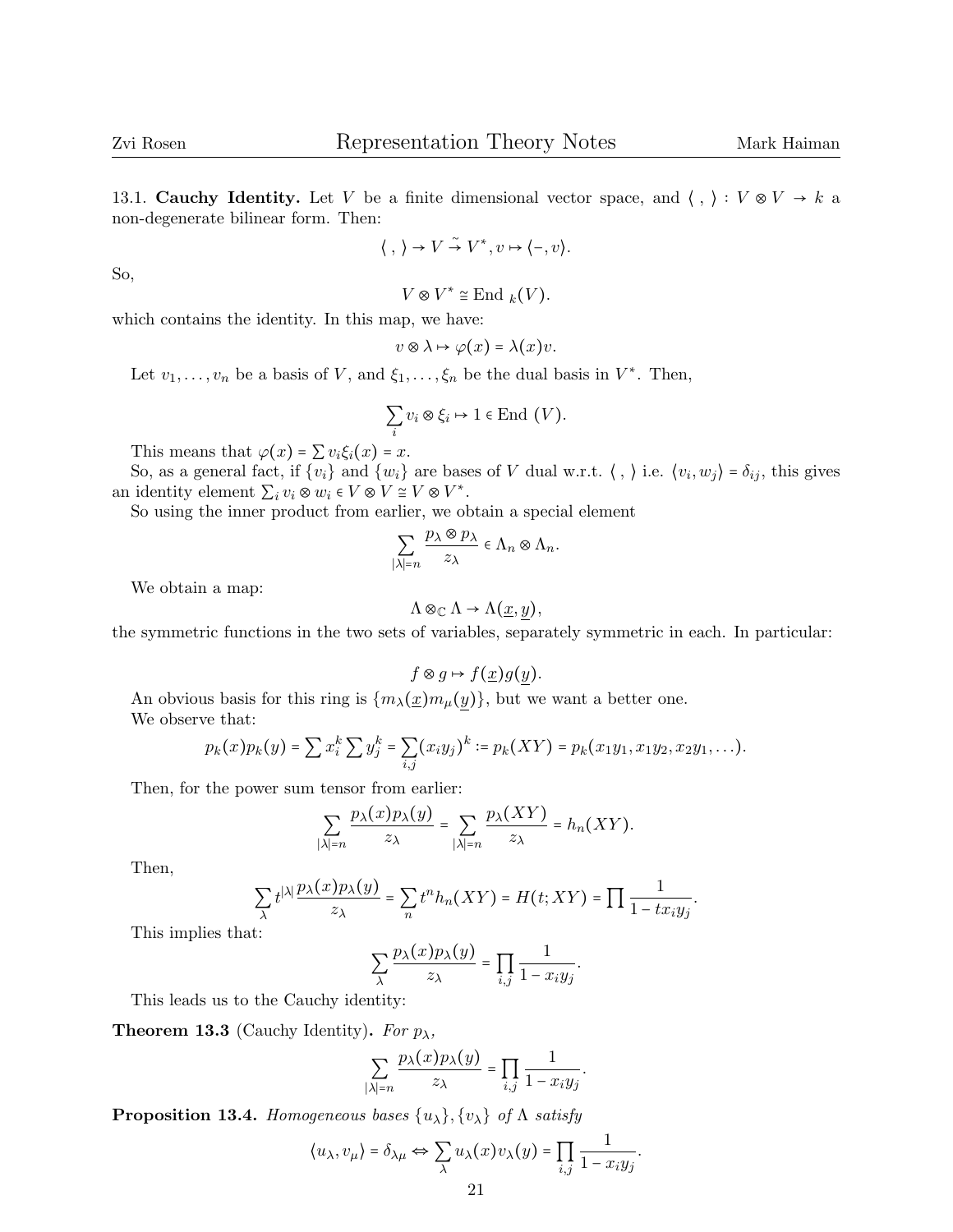13.1. **Cauchy Identity.** Let $V$ be a finite dimensional vector space, and $\langle\ ,\ \rangle : V \otimes V \to k$ a non-degenerate bilinear form. Then:

$$\langle\ ,\ \rangle \to V \xrightarrow{\sim} V^*, v \mapsto \langle -, v \rangle.$$

So,

$$V \otimes V^* \cong \text{End}_{\ k}(V).$$

which contains the identity. In this map, we have:

$$v \otimes \lambda \mapsto \varphi(x) = \lambda(x) v.$$

Let $v_1, \ldots, v_n$ be a basis of $V$, and $\xi_1, \ldots, \xi_n$ be the dual basis in $V^*$. Then,

$$\sum_i v_i \otimes \xi_i \mapsto 1 \in \text{End}\ (V).$$

This means that $\varphi(x) = \sum v_i \xi_i(x) = x$.

So, as a general fact, if $\{v_i\}$ and $\{w_i\}$ are bases of $V$ dual w.r.t. $\langle\ ,\ \rangle$ i.e. $\langle v_i, w_j \rangle = \delta_{ij}$, this gives an identity element $\sum_i v_i \otimes w_i \in V \otimes V \cong V \otimes V^*$.

So using the inner product from earlier, we obtain a special element

$$\sum_{|\lambda|=n} \frac{p_\lambda \otimes p_\lambda}{z_\lambda} \in \Lambda_n \otimes \Lambda_n.$$

We obtain a map:

$$\Lambda \otimes_{\mathbb{C}} \Lambda \to \Lambda(\underline{x}, \underline{y}),$$

the symmetric functions in the two sets of variables, separately symmetric in each. In particular:

$$f \otimes g \mapsto f(\underline{x}) g(\underline{y}).$$

An obvious basis for this ring is $\{m_\lambda(\underline{x}) m_\mu(\underline{y})\}$, but we want a better one.

We observe that:

$$p_k(x) p_k(y) = \sum x_i^k \sum y_j^k = \sum_{i,j} (x_i y_j)^k := p_k(XY) = p_k(x_1 y_1, x_1 y_2, x_2 y_1, \ldots).$$

Then, for the power sum tensor from earlier:

$$\sum_{|\lambda|=n} \frac{p_\lambda(x) p_\lambda(y)}{z_\lambda} = \sum_{|\lambda|=n} \frac{p_\lambda(XY)}{z_\lambda} = h_n(XY).$$

Then,

$$\sum_\lambda t^{|\lambda|} \frac{p_\lambda(x) p_\lambda(y)}{z_\lambda} = \sum_n t^n h_n(XY) = H(t; XY) = \prod \frac{1}{1 - t x_i y_j}.$$

This implies that:

$$\sum_\lambda \frac{p_\lambda(x) p_\lambda(y)}{z_\lambda} = \prod_{i,j} \frac{1}{1 - x_i y_j}.$$

This leads us to the Cauchy identity:

**Theorem 13.3** (Cauchy Identity). *For $p_\lambda$,*

$$\sum_{|\lambda|=n} \frac{p_\lambda(x) p_\lambda(y)}{z_\lambda} = \prod_{i,j} \frac{1}{1 - x_i y_j}.$$

**Proposition 13.4.** *Homogeneous bases $\{u_\lambda\}, \{v_\lambda\}$ of $\Lambda$ satisfy*

$$\langle u_\lambda, v_\mu \rangle = \delta_{\lambda\mu} \Leftrightarrow \sum_\lambda u_\lambda(x) v_\lambda(y) = \prod_{i,j} \frac{1}{1 - x_i y_j}.$$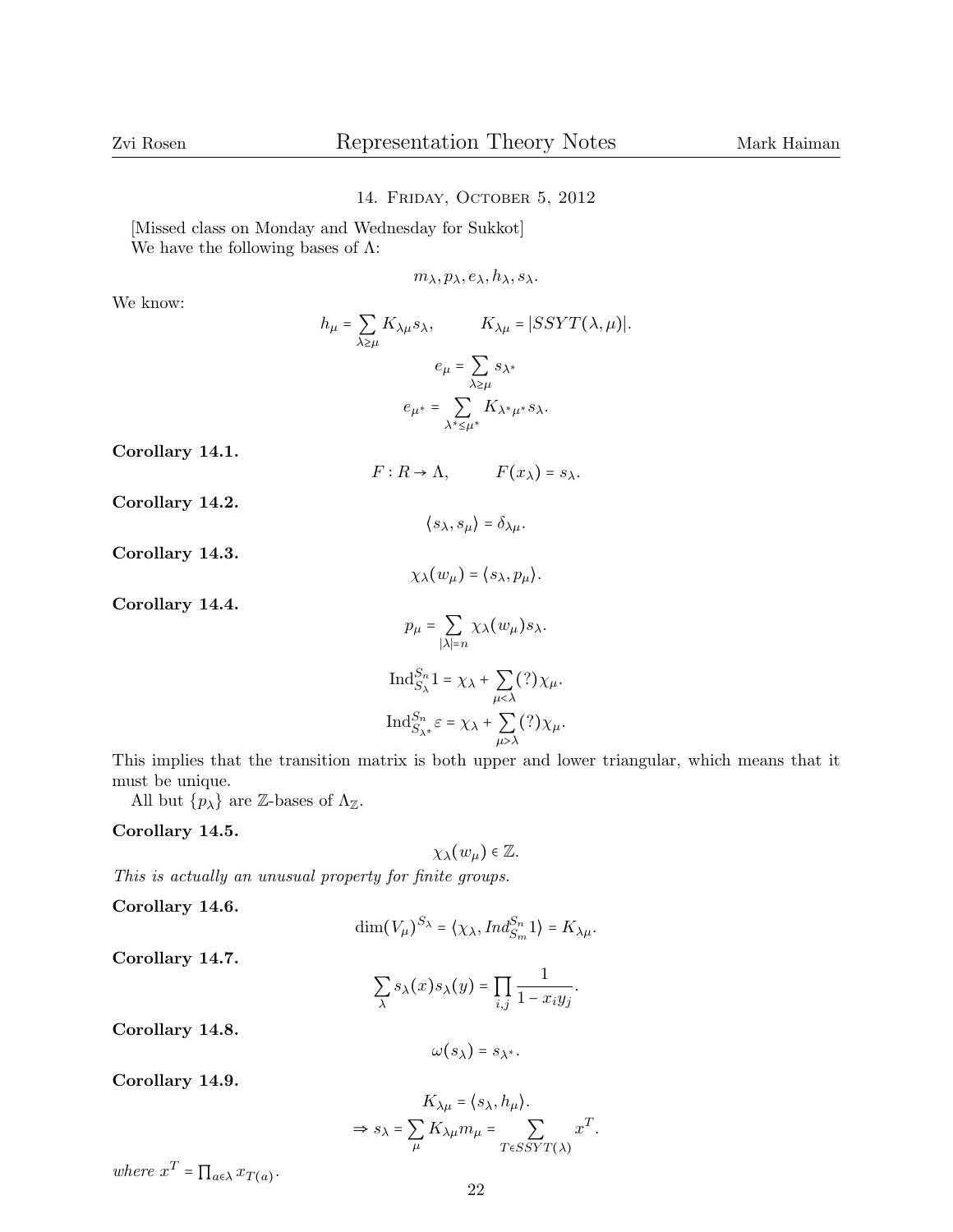## 14. Friday, October 5, 2012

[Missed class on Monday and Wednesday for Sukkot]
We have the following bases of $\Lambda$:

$$m_\lambda, p_\lambda, e_\lambda, h_\lambda, s_\lambda.$$

We know:

$$h_\mu = \sum_{\lambda \geq \mu} K_{\lambda\mu} s_\lambda, \qquad K_{\lambda\mu} = |SSYT(\lambda, \mu)|.$$

$$e_\mu = \sum_{\lambda \geq \mu} s_{\lambda^*}$$

$$e_{\mu^*} = \sum_{\lambda^* \leq \mu^*} K_{\lambda^* \mu^*} s_\lambda.$$

**Corollary 14.1.**

$$F : R \to \Lambda, \qquad F(x_\lambda) = s_\lambda.$$

**Corollary 14.2.**

$$\langle s_\lambda, s_\mu \rangle = \delta_{\lambda\mu}.$$

**Corollary 14.3.**

$$\chi_\lambda(w_\mu) = \langle s_\lambda, p_\mu \rangle.$$

**Corollary 14.4.**

$$p_\mu = \sum_{|\lambda|=n} \chi_\lambda(w_\mu) s_\lambda.$$

$$\mathrm{Ind}_{S_\lambda}^{S_n} 1 = \chi_\lambda + \sum_{\mu < \lambda} (?) \chi_\mu.$$

$$\mathrm{Ind}_{S_{\lambda^*}}^{S_n} \varepsilon = \chi_\lambda + \sum_{\mu > \lambda} (?) \chi_\mu.$$

This implies that the transition matrix is both upper and lower triangular, which means that it must be unique.

All but $\{p_\lambda\}$ are $\mathbb{Z}$-bases of $\Lambda_\mathbb{Z}$.

**Corollary 14.5.**

$$\chi_\lambda(w_\mu) \in \mathbb{Z}.$$

*This is actually an unusual property for finite groups.*

**Corollary 14.6.**

$$\dim(V_\mu)^{S_\lambda} = \langle \chi_\lambda, Ind_{S_m}^{S_n} 1 \rangle = K_{\lambda\mu}.$$

**Corollary 14.7.**

$$\sum_\lambda s_\lambda(x) s_\lambda(y) = \prod_{i,j} \frac{1}{1 - x_i y_j}.$$

**Corollary 14.8.**

$$\omega(s_\lambda) = s_{\lambda^*}.$$

**Corollary 14.9.**

$$K_{\lambda\mu} = \langle s_\lambda, h_\mu \rangle.$$

$$\Rightarrow s_\lambda = \sum_\mu K_{\lambda\mu} m_\mu = \sum_{T \in SSYT(\lambda)} x^T.$$

*where* $x^T = \prod_{a \in \lambda} x_{T(a)}$.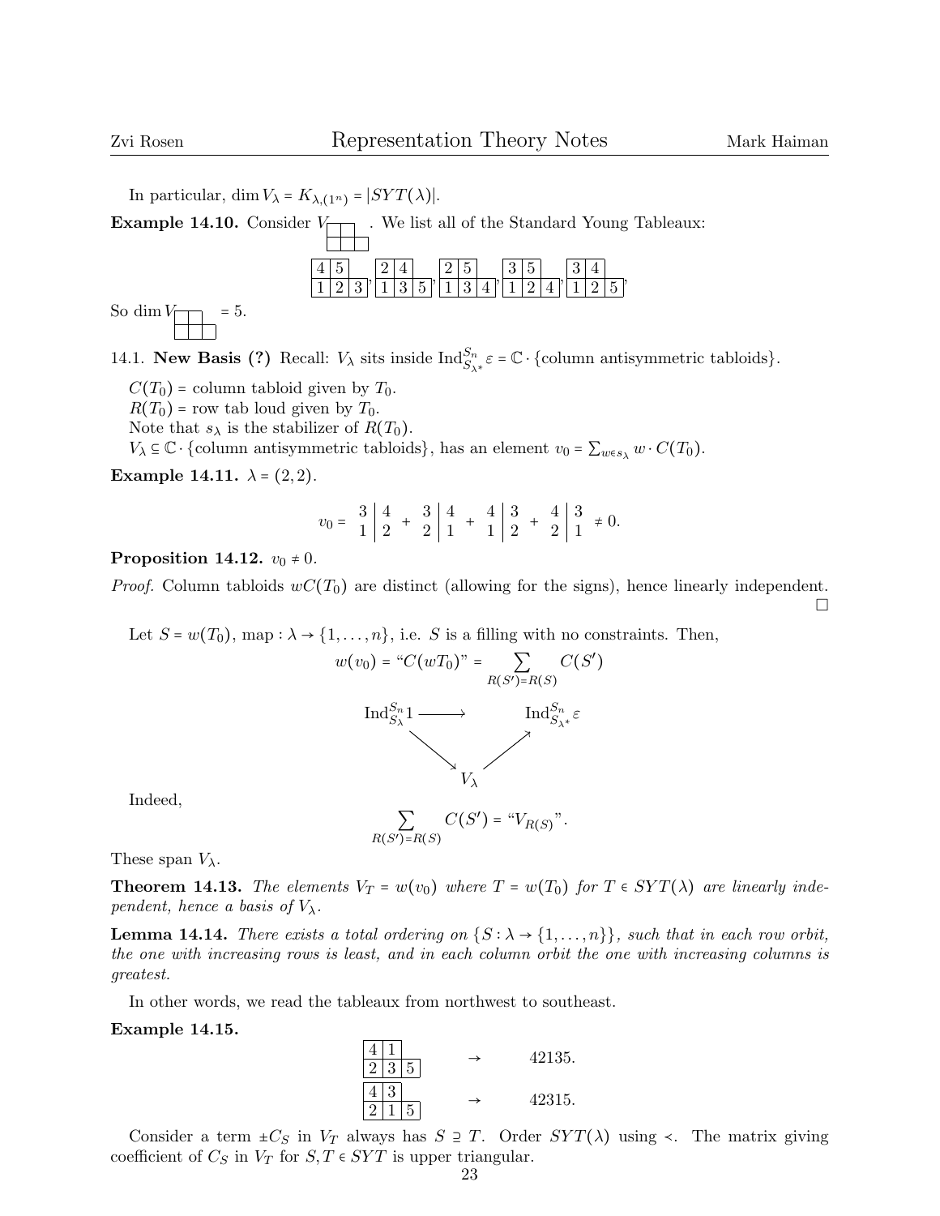In particular, $\dim V_\lambda = K_{\lambda,(1^n)} = |SYT(\lambda)|$.

**Example 14.10.** Consider $V_{\tiny\begin{array}{|c|c|}\hline \, & \, \\ \hline \, & \, & \, \\ \hline\end{array}}$. We list all of the Standard Young Tableaux:

$$\begin{array}{|c|c|}\hline 4 & 5 \\ \hline 1 & 2 & 3 \\ \hline\end{array}, \quad \begin{array}{|c|c|}\hline 2 & 4 \\ \hline 1 & 3 & 5 \\ \hline\end{array}, \quad \begin{array}{|c|c|}\hline 2 & 5 \\ \hline 1 & 3 & 4 \\ \hline\end{array}, \quad \begin{array}{|c|c|}\hline 3 & 5 \\ \hline 1 & 2 & 4 \\ \hline\end{array}, \quad \begin{array}{|c|c|}\hline 3 & 4 \\ \hline 1 & 2 & 5 \\ \hline\end{array},$$

So $\dim V_{\tiny\begin{array}{|c|c|}\hline \, & \, \\ \hline \, & \, & \, \\ \hline\end{array}} = 5$.

14.1. **New Basis (?)** Recall: $V_\lambda$ sits inside $\operatorname{Ind}_{S_{\lambda^*}}^{S_n} \varepsilon = \mathbb{C} \cdot \{\text{column antisymmetric tabloids}\}$.

$C(T_0)$ = column tabloid given by $T_0$.
$R(T_0)$ = row tab loud given by $T_0$.
Note that $s_\lambda$ is the stabilizer of $R(T_0)$.
$V_\lambda \subseteq \mathbb{C} \cdot \{\text{column antisymmetric tabloids}\}$, has an element $v_0 = \sum_{w \in s_\lambda} w \cdot C(T_0)$.

**Example 14.11.** $\lambda = (2,2)$.

$$v_0 = \begin{array}{c|c} 3 & 4 \\ 1 & 2 \end{array} + \begin{array}{c|c} 3 & 4 \\ 2 & 1 \end{array} + \begin{array}{c|c} 4 & 3 \\ 1 & 2 \end{array} + \begin{array}{c|c} 4 & 3 \\ 2 & 1 \end{array} \neq 0.$$

**Proposition 14.12.** $v_0 \neq 0$.

*Proof.* Column tabloids $wC(T_0)$ are distinct (allowing for the signs), hence linearly independent. $\square$

Let $S = w(T_0)$, map : $\lambda \to \{1, \ldots, n\}$, i.e. $S$ is a filling with no constraints. Then,

$$w(v_0) = \text{“}C(wT_0)\text{”} = \sum_{R(S')=R(S)} C(S')$$

$$\begin{array}{ccc} \operatorname{Ind}_{S_\lambda}^{S_n} 1 & \longrightarrow & \operatorname{Ind}_{S_{\lambda^*}}^{S_n} \varepsilon \\ & \searrow \quad \nearrow & \\ & V_\lambda & \end{array}$$

Indeed,

$$\sum_{R(S')=R(S)} C(S') = \text{“}V_{R(S)}\text{”}.$$

These span $V_\lambda$.

**Theorem 14.13.** *The elements $V_T = w(v_0)$ where $T = w(T_0)$ for $T \in SYT(\lambda)$ are linearly independent, hence a basis of $V_\lambda$.*

**Lemma 14.14.** *There exists a total ordering on $\{S : \lambda \to \{1, \ldots, n\}\}$, such that in each row orbit, the one with increasing rows is least, and in each column orbit the one with increasing columns is greatest.*

In other words, we read the tableaux from northwest to southeast.

**Example 14.15.**

$$\begin{array}{|c|c|}\hline 4 & 1 \\ \hline 2 & 3 & 5 \\ \hline\end{array} \quad \to \quad 42135.$$

$$\begin{array}{|c|c|}\hline 4 & 3 \\ \hline 2 & 1 & 5 \\ \hline\end{array} \quad \to \quad 42315.$$

Consider a term $\pm C_S$ in $V_T$ always has $S \supseteq T$. Order $SYT(\lambda)$ using $\prec$. The matrix giving coefficient of $C_S$ in $V_T$ for $S, T \in SYT$ is upper triangular.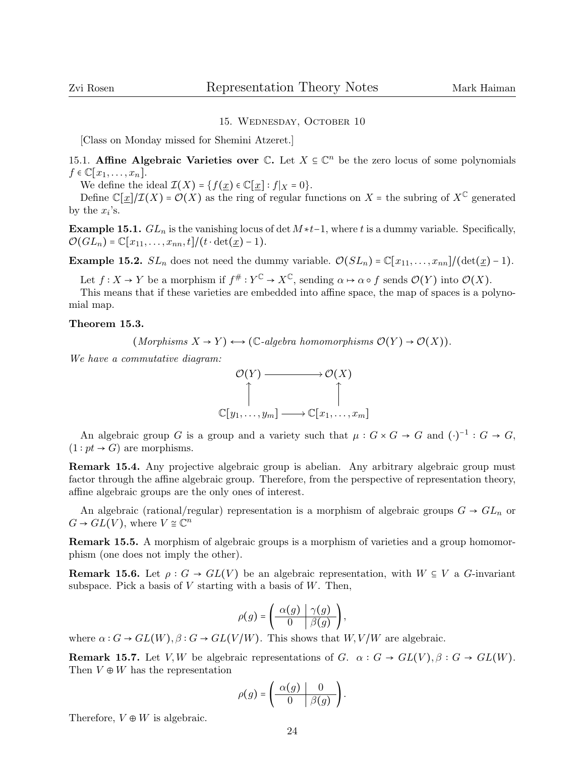## 15. Wednesday, October 10

[Class on Monday missed for Shemini Atzeret.]

15.1. **Affine Algebraic Varieties over $\mathbb{C}$.** Let $X \subseteq \mathbb{C}^n$ be the zero locus of some polynomials $f \in \mathbb{C}[x_1, \dots, x_n]$.

We define the ideal $\mathcal{I}(X) = \{f(\underline{x}) \in \mathbb{C}[\underline{x}] : f|_X = 0\}$.

Define $\mathbb{C}[\underline{x}]/\mathcal{I}(X) = \mathcal{O}(X)$ as the ring of regular functions on $X$ = the subring of $X^{\mathbb{C}}$ generated by the $x_i$'s.

**Example 15.1.** $GL_n$ is the vanishing locus of $\det M * t - 1$, where $t$ is a dummy variable. Specifically, $\mathcal{O}(GL_n) = \mathbb{C}[x_{11}, \dots, x_{nn}, t]/(t \cdot \det(\underline{x}) - 1)$.

**Example 15.2.** $SL_n$ does not need the dummy variable. $\mathcal{O}(SL_n) = \mathbb{C}[x_{11}, \dots, x_{nn}]/(\det(\underline{x}) - 1)$.

Let $f : X \to Y$ be a morphism if $f^{\#} : Y^{\mathbb{C}} \to X^{\mathbb{C}}$, sending $\alpha \mapsto \alpha \circ f$ sends $\mathcal{O}(Y)$ into $\mathcal{O}(X)$.

This means that if these varieties are embedded into affine space, the map of spaces is a polynomial map.

**Theorem 15.3.**

$$(\textit{Morphisms } X \to Y) \longleftrightarrow (\mathbb{C}\textit{-algebra homomorphisms } \mathcal{O}(Y) \to \mathcal{O}(X)).$$

*We have a commutative diagram:*

$$\begin{array}{ccc} \mathcal{O}(Y) & \longrightarrow & \mathcal{O}(X) \\ \uparrow & & \uparrow \\ \mathbb{C}[y_1, \dots, y_m] & \longrightarrow & \mathbb{C}[x_1, \dots, x_m] \end{array}$$

An algebraic group $G$ is a group and a variety such that $\mu : G \times G \to G$ and $(\cdot)^{-1} : G \to G$, $(1 : pt \to G)$ are morphisms.

**Remark 15.4.** Any projective algebraic group is abelian. Any arbitrary algebraic group must factor through the affine algebraic group. Therefore, from the perspective of representation theory, affine algebraic groups are the only ones of interest.

An algebraic (rational/regular) representation is a morphism of algebraic groups $G \to GL_n$ or $G \to GL(V)$, where $V \cong \mathbb{C}^n$

**Remark 15.5.** A morphism of algebraic groups is a morphism of varieties and a group homomorphism (one does not imply the other).

**Remark 15.6.** Let $\rho : G \to GL(V)$ be an algebraic representation, with $W \subseteq V$ a $G$-invariant subspace. Pick a basis of $V$ starting with a basis of $W$. Then,

$$\rho(g) = \left( \begin{array}{c|c} \alpha(g) & \gamma(g) \\ \hline 0 & \beta(g) \end{array} \right),$$

where $\alpha : G \to GL(W), \beta : G \to GL(V/W)$. This shows that $W, V/W$ are algebraic.

**Remark 15.7.** Let $V, W$ be algebraic representations of $G$. $\alpha : G \to GL(V), \beta : G \to GL(W)$. Then $V \oplus W$ has the representation

$$\rho(g) = \left( \begin{array}{c|c} \alpha(g) & 0 \\ \hline 0 & \beta(g) \end{array} \right).$$

Therefore, $V \oplus W$ is algebraic.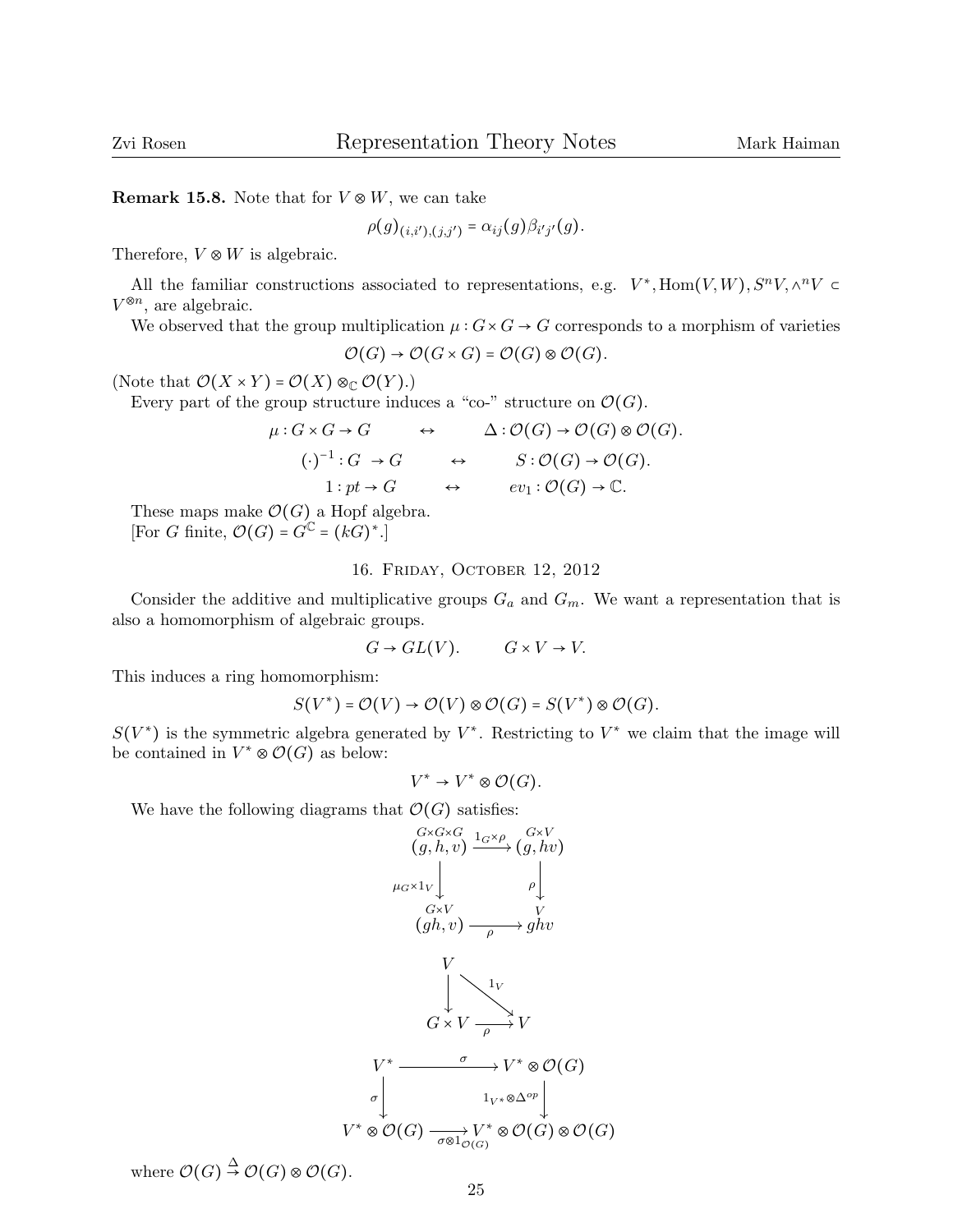**Remark 15.8.** Note that for $V \otimes W$, we can take

$$\rho(g)_{(i,i'),(j,j')} = \alpha_{ij}(g)\beta_{i'j'}(g).$$

Therefore, $V \otimes W$ is algebraic.

All the familiar constructions associated to representations, e.g. $V^*, \mathrm{Hom}(V,W), S^n V, \wedge^n V \subset V^{\otimes n}$, are algebraic.

We observed that the group multiplication $\mu : G \times G \to G$ corresponds to a morphism of varieties

$$\mathcal{O}(G) \to \mathcal{O}(G \times G) = \mathcal{O}(G) \otimes \mathcal{O}(G).$$

(Note that $\mathcal{O}(X \times Y) = \mathcal{O}(X) \otimes_{\mathbb{C}} \mathcal{O}(Y)$.)

Every part of the group structure induces a "co-" structure on $\mathcal{O}(G)$.

$$\mu : G \times G \to G \quad \leftrightarrow \quad \Delta : \mathcal{O}(G) \to \mathcal{O}(G) \otimes \mathcal{O}(G).$$

$$(\cdot)^{-1} : G \to G \quad \leftrightarrow \quad S : \mathcal{O}(G) \to \mathcal{O}(G).$$

$$1 : pt \to G \quad \leftrightarrow \quad ev_1 : \mathcal{O}(G) \to \mathbb{C}.$$

These maps make $\mathcal{O}(G)$ a Hopf algebra.

[For $G$ finite, $\mathcal{O}(G) = G^{\mathbb{C}} = (kG)^*$.]

## 16. Friday, October 12, 2012

Consider the additive and multiplicative groups $G_a$ and $G_m$. We want a representation that is also a homomorphism of algebraic groups.

$$G \to GL(V). \qquad G \times V \to V.$$

This induces a ring homomorphism:

$$S(V^*) = \mathcal{O}(V) \to \mathcal{O}(V) \otimes \mathcal{O}(G) = S(V^*) \otimes \mathcal{O}(G).$$

$S(V^*)$ is the symmetric algebra generated by $V^*$. Restricting to $V^*$ we claim that the image will be contained in $V^* \otimes \mathcal{O}(G)$ as below:

$$V^* \to V^* \otimes \mathcal{O}(G).$$

We have the following diagrams that $\mathcal{O}(G)$ satisfies:

$$\begin{array}{ccc}
\overset{G\times G\times G}{(g,h,v)} & \xrightarrow{1_G \times \rho} & \overset{G\times V}{(g,hv)} \\
\Big\downarrow{\scriptstyle \mu_G \times 1_V} & & \Big\downarrow{\scriptstyle \rho} \\
\overset{G\times V}{(gh,v)} & \xrightarrow[\rho]{} & \overset{V}{ghv}
\end{array}$$

$$\begin{array}{ccc}
V & & \\
\Big\downarrow & \searrow^{1_V} & \\
G \times V & \xrightarrow[\rho]{} & V
\end{array}$$

$$\begin{array}{ccc}
V^* & \xrightarrow{\sigma} & V^* \otimes \mathcal{O}(G) \\
\Big\downarrow{\scriptstyle \sigma} & & \Big\downarrow{\scriptstyle 1_{V^*} \otimes \Delta^{op}} \\
V^* \otimes \mathcal{O}(G) & \xrightarrow[\sigma \otimes 1_{\mathcal{O}(G)}]{} & V^* \otimes \mathcal{O}(G) \otimes \mathcal{O}(G)
\end{array}$$

where $\mathcal{O}(G) \xrightarrow{\Delta} \mathcal{O}(G) \otimes \mathcal{O}(G)$.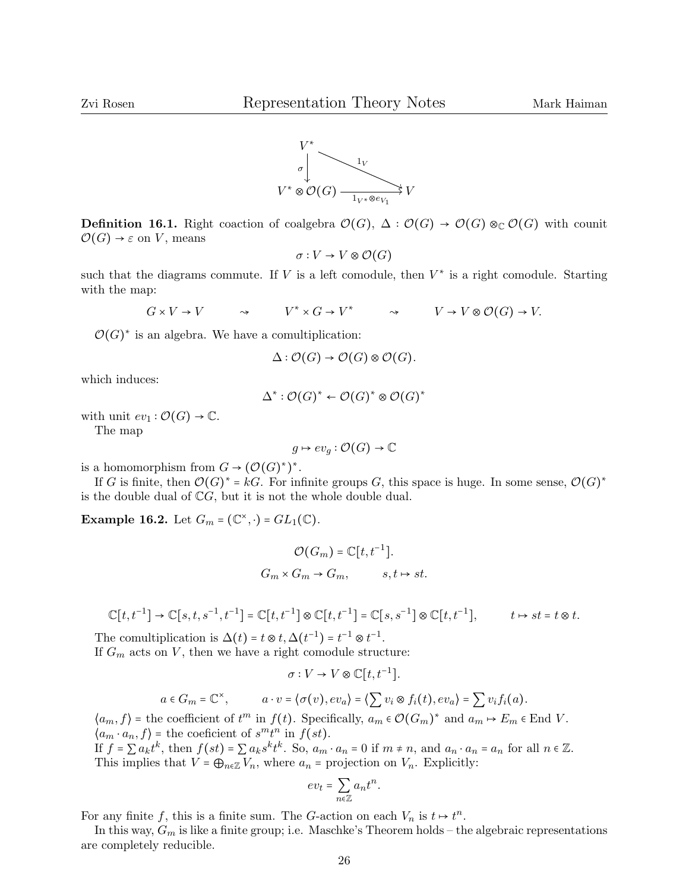$$
\begin{array}{ccc}
V^* & & \\
\sigma \downarrow & \searrow^{1_V} & \\
V^* \otimes \mathcal{O}(G) & \xrightarrow[1_{V^*} \otimes e_{V_1}]{} & V
\end{array}
$$

**Definition 16.1.** Right coaction of coalgebra $\mathcal{O}(G)$, $\Delta : \mathcal{O}(G) \to \mathcal{O}(G) \otimes_{\mathbb{C}} \mathcal{O}(G)$ with counit $\mathcal{O}(G) \to \varepsilon$ on $V$, means

$$\sigma : V \to V \otimes \mathcal{O}(G)$$

such that the diagrams commute. If $V$ is a left comodule, then $V^*$ is a right comodule. Starting with the map:

$$G \times V \to V \qquad \rightsquigarrow \qquad V^* \times G \to V^* \qquad \rightsquigarrow \qquad V \to V \otimes \mathcal{O}(G) \to V.$$

$\mathcal{O}(G)^*$ is an algebra. We have a comultiplication:

$$\Delta : \mathcal{O}(G) \to \mathcal{O}(G) \otimes \mathcal{O}(G).$$

which induces:

$$\Delta^* : \mathcal{O}(G)^* \leftarrow \mathcal{O}(G)^* \otimes \mathcal{O}(G)^*$$

with unit $ev_1 : \mathcal{O}(G) \to \mathbb{C}$.

The map

$$g \mapsto ev_g : \mathcal{O}(G) \to \mathbb{C}$$

is a homomorphism from $G \to (\mathcal{O}(G)^*)^*$.

If $G$ is finite, then $\mathcal{O}(G)^* = kG$. For infinite groups $G$, this space is huge. In some sense, $\mathcal{O}(G)^*$ is the double dual of $\mathbb{C}G$, but it is not the whole double dual.

**Example 16.2.** Let $G_m = (\mathbb{C}^\times, \cdot) = GL_1(\mathbb{C})$.

$$\mathcal{O}(G_m) = \mathbb{C}[t, t^{-1}].$$

$$G_m \times G_m \to G_m, \qquad s, t \mapsto st.$$

$$\mathbb{C}[t, t^{-1}] \to \mathbb{C}[s, t, s^{-1}, t^{-1}] = \mathbb{C}[t, t^{-1}] \otimes \mathbb{C}[t, t^{-1}] = \mathbb{C}[s, s^{-1}] \otimes \mathbb{C}[t, t^{-1}], \qquad t \mapsto st = t \otimes t.$$

The comultiplication is $\Delta(t) = t \otimes t, \Delta(t^{-1}) = t^{-1} \otimes t^{-1}$.

If $G_m$ acts on $V$, then we have a right comodule structure:

$$\sigma : V \to V \otimes \mathbb{C}[t, t^{-1}].$$

$$a \in G_m = \mathbb{C}^\times, \qquad a \cdot v = \langle \sigma(v), ev_a \rangle = \langle \sum v_i \otimes f_i(t), ev_a \rangle = \sum v_i f_i(a).$$

$\langle a_m, f \rangle$ = the coefficient of $t^m$ in $f(t)$. Specifically, $a_m \in \mathcal{O}(G_m)^*$ and $a_m \mapsto E_m \in \operatorname{End} V$.

$\langle a_m \cdot a_n, f \rangle$ = the coeficient of $s^m t^n$ in $f(st)$.

If $f = \sum a_k t^k$, then $f(st) = \sum a_k s^k t^k$. So, $a_m \cdot a_n = 0$ if $m \neq n$, and $a_n \cdot a_n = a_n$ for all $n \in \mathbb{Z}$.

This implies that $V = \bigoplus_{n \in \mathbb{Z}} V_n$, where $a_n$ = projection on $V_n$. Explicitly:

$$ev_t = \sum_{n \in \mathbb{Z}} a_n t^n.$$

For any finite $f$, this is a finite sum. The $G$-action on each $V_n$ is $t \mapsto t^n$.

In this way, $G_m$ is like a finite group; i.e. Maschke's Theorem holds – the algebraic representations are completely reducible.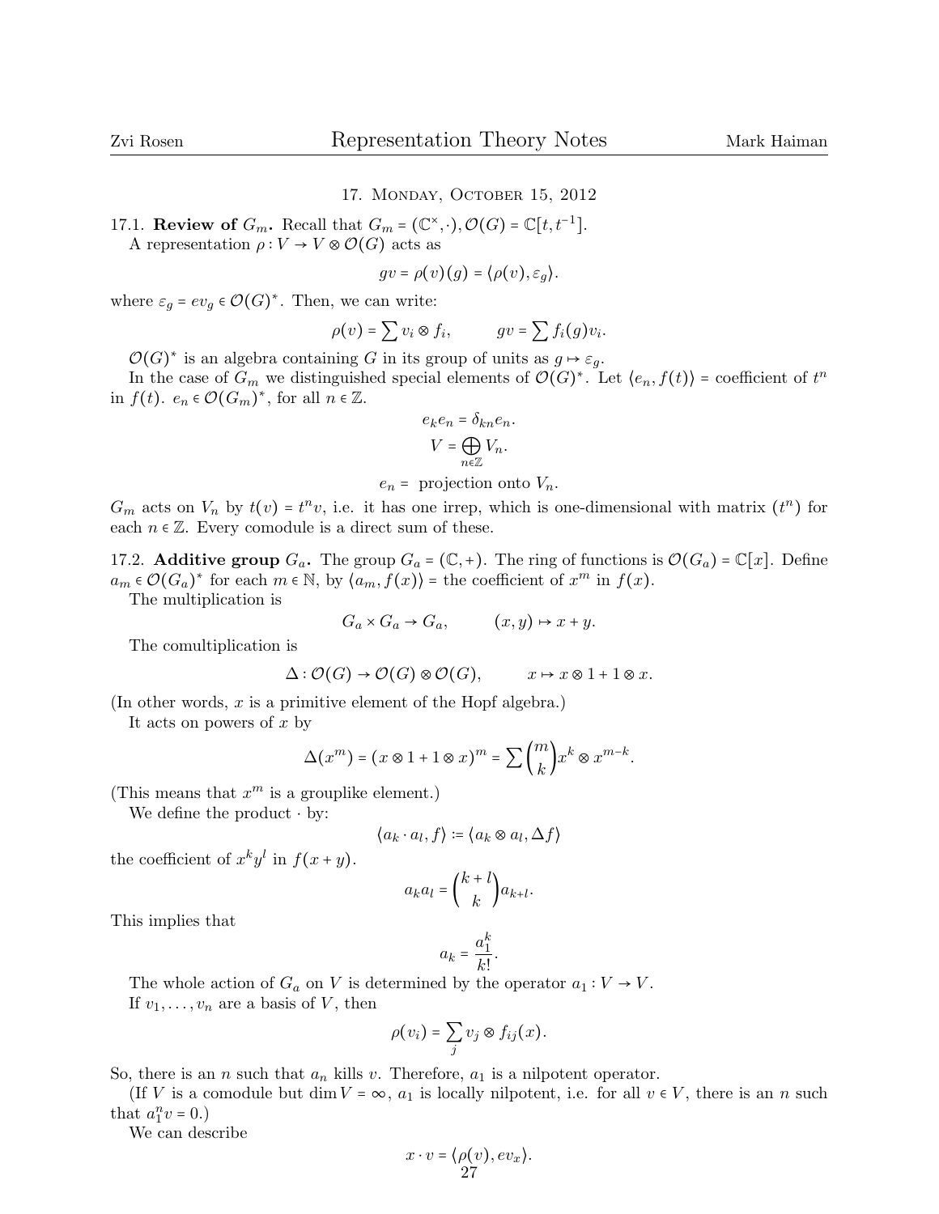## 17. Monday, October 15, 2012

**17.1. Review of $G_m$.** Recall that $G_m = (\mathbb{C}^\times, \cdot), \mathcal{O}(G) = \mathbb{C}[t, t^{-1}]$.

A representation $\rho : V \to V \otimes \mathcal{O}(G)$ acts as

$$gv = \rho(v)(g) = \langle \rho(v), \varepsilon_g \rangle.$$

where $\varepsilon_g = ev_g \in \mathcal{O}(G)^*$. Then, we can write:

$$\rho(v) = \sum v_i \otimes f_i, \qquad gv = \sum f_i(g) v_i.$$

$\mathcal{O}(G)^*$ is an algebra containing $G$ in its group of units as $g \mapsto \varepsilon_g$.

In the case of $G_m$ we distinguished special elements of $\mathcal{O}(G)^*$. Let $\langle e_n, f(t) \rangle$ = coefficient of $t^n$ in $f(t)$. $e_n \in \mathcal{O}(G_m)^*$, for all $n \in \mathbb{Z}$.

$$e_k e_n = \delta_{kn} e_n.$$

$$V = \bigoplus_{n \in \mathbb{Z}} V_n.$$

$$e_n = \text{ projection onto } V_n.$$

$G_m$ acts on $V_n$ by $t(v) = t^n v$, i.e. it has one irrep, which is one-dimensional with matrix $(t^n)$ for each $n \in \mathbb{Z}$. Every comodule is a direct sum of these.

**17.2. Additive group $G_a$.** The group $G_a = (\mathbb{C}, +)$. The ring of functions is $\mathcal{O}(G_a) = \mathbb{C}[x]$. Define $a_m \in \mathcal{O}(G_a)^*$ for each $m \in \mathbb{N}$, by $\langle a_m, f(x) \rangle$ = the coefficient of $x^m$ in $f(x)$.

The multiplication is

$$G_a \times G_a \to G_a, \qquad (x, y) \mapsto x + y.$$

The comultiplication is

$$\Delta : \mathcal{O}(G) \to \mathcal{O}(G) \otimes \mathcal{O}(G), \qquad x \mapsto x \otimes 1 + 1 \otimes x.$$

(In other words, $x$ is a primitive element of the Hopf algebra.)

It acts on powers of $x$ by

$$\Delta(x^m) = (x \otimes 1 + 1 \otimes x)^m = \sum \binom{m}{k} x^k \otimes x^{m-k}.$$

(This means that $x^m$ is a grouplike element.)

We define the product $\cdot$ by:

$$\langle a_k \cdot a_l, f \rangle := \langle a_k \otimes a_l, \Delta f \rangle$$

the coefficient of $x^k y^l$ in $f(x + y)$.

$$a_k a_l = \binom{k + l}{k} a_{k+l}.$$

This implies that

$$a_k = \frac{a_1^k}{k!}.$$

The whole action of $G_a$ on $V$ is determined by the operator $a_1 : V \to V$.

If $v_1, \ldots, v_n$ are a basis of $V$, then

$$\rho(v_i) = \sum_j v_j \otimes f_{ij}(x).$$

So, there is an $n$ such that $a_n$ kills $v$. Therefore, $a_1$ is a nilpotent operator.

(If $V$ is a comodule but $\dim V = \infty$, $a_1$ is locally nilpotent, i.e. for all $v \in V$, there is an $n$ such that $a_1^n v = 0$.)

We can describe

$$x \cdot v = \langle \rho(v), ev_x \rangle.$$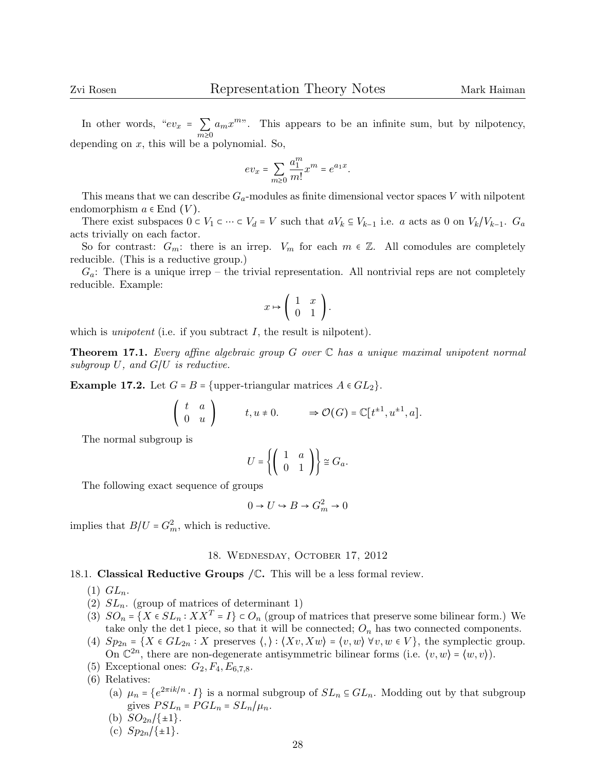In other words, "$ev_x = \sum_{m\geq 0} a_m x^m$". This appears to be an infinite sum, but by nilpotency, depending on $x$, this will be a polynomial. So,

$$ev_x = \sum_{m\geq 0} \frac{a_1^m}{m!} x^m = e^{a_1 x}.$$

This means that we can describe $G_a$-modules as finite dimensional vector spaces $V$ with nilpotent endomorphism $a \in \text{End}\,(V)$.

There exist subspaces $0 \subset V_1 \subset \cdots \subset V_d = V$ such that $aV_k \subseteq V_{k-1}$ i.e. $a$ acts as 0 on $V_k/V_{k-1}$. $G_a$ acts trivially on each factor.

So for contrast: $G_m$: there is an irrep. $V_m$ for each $m \in \mathbb{Z}$. All comodules are completely reducible. (This is a reductive group.)

$G_a$: There is a unique irrep – the trivial representation. All nontrivial reps are not completely reducible. Example:

$$x \mapsto \begin{pmatrix} 1 & x \\ 0 & 1 \end{pmatrix}.$$

which is *unipotent* (i.e. if you subtract $I$, the result is nilpotent).

**Theorem 17.1.** *Every affine algebraic group $G$ over $\mathbb{C}$ has a unique maximal unipotent normal subgroup $U$, and $G/U$ is reductive.*

**Example 17.2.** Let $G = B = \{\text{upper-triangular matrices } A \in GL_2\}$.

$$\begin{pmatrix} t & a \\ 0 & u \end{pmatrix} \qquad t, u \neq 0. \qquad \Rightarrow \mathcal{O}(G) = \mathbb{C}[t^{\pm 1}, u^{\pm 1}, a].$$

The normal subgroup is

$$U = \left\{ \begin{pmatrix} 1 & a \\ 0 & 1 \end{pmatrix} \right\} \cong G_a.$$

The following exact sequence of groups

$$0 \to U \hookrightarrow B \to G_m^2 \to 0$$

implies that $B/U = G_m^2$, which is reductive.

## 18. Wednesday, October 17, 2012

18.1. **Classical Reductive Groups $/\mathbb{C}$.** This will be a less formal review.

1. $GL_n$.
2. $SL_n$. (group of matrices of determinant 1)
3. $SO_n = \{X \in SL_n : XX^T = I\} \subset O_n$ (group of matrices that preserve some bilinear form.) We take only the det 1 piece, so that it will be connected; $O_n$ has two connected components.
4. $Sp_{2n} = \{X \in GL_{2n} : X \text{ preserves } \langle , \rangle : \langle Xv, Xw \rangle = \langle v, w \rangle\ \forall v, w \in V\}$, the symplectic group. On $\mathbb{C}^{2n}$, there are non-degenerate antisymmetric bilinear forms (i.e. $\langle v, w \rangle = \langle w, v \rangle$).
5. Exceptional ones: $G_2, F_4, E_{6,7,8}$.
6. Relatives:
   (a) $\mu_n = \{e^{2\pi i k/n} \cdot I\}$ is a normal subgroup of $SL_n \subseteq GL_n$. Modding out by that subgroup gives $PSL_n = PGL_n = SL_n/\mu_n$.
   (b) $SO_{2n}/\{\pm 1\}$.
   (c) $Sp_{2n}/\{\pm 1\}$.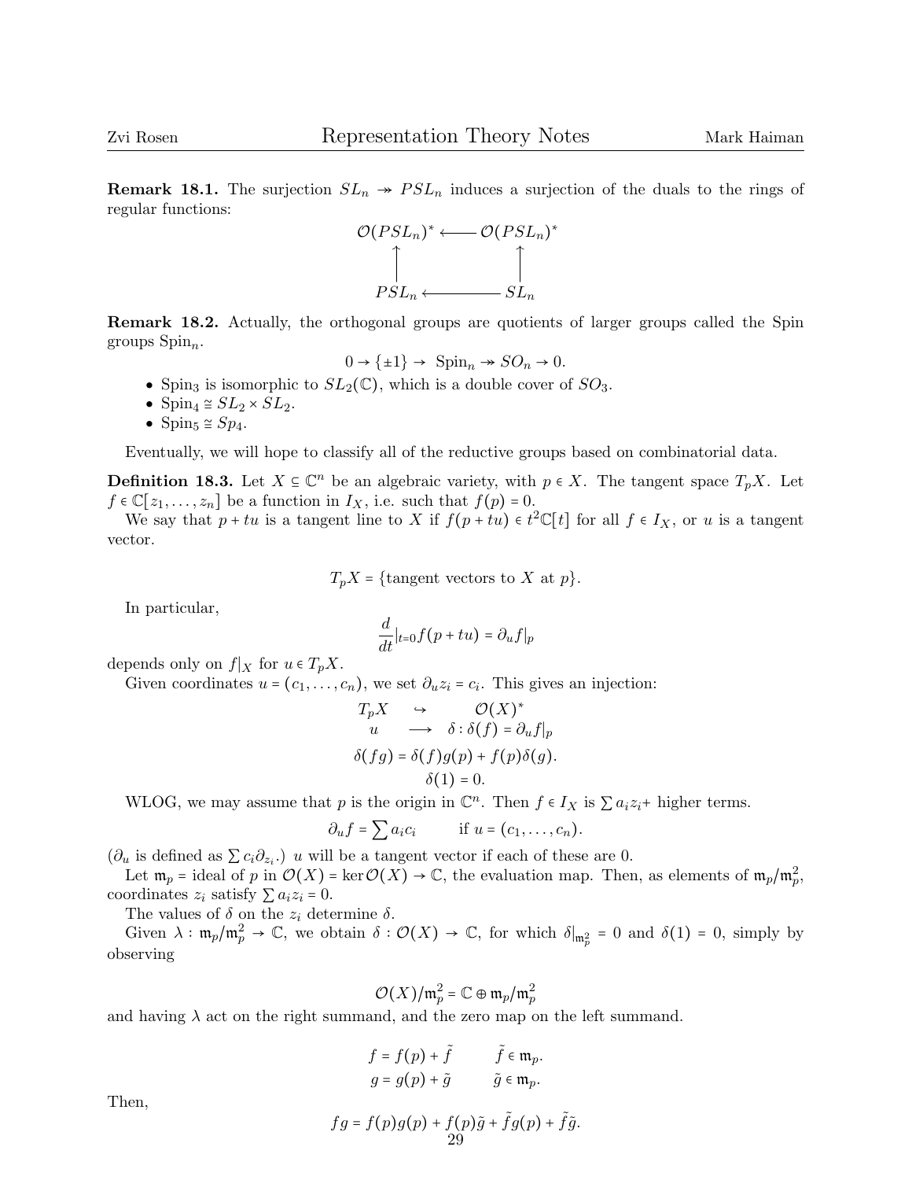**Remark 18.1.** The surjection $SL_n \twoheadrightarrow PSL_n$ induces a surjection of the duals to the rings of regular functions:

$$\begin{array}{ccc} \mathcal{O}(PSL_n)^* & \longleftarrow & \mathcal{O}(PSL_n)^* \\ \uparrow & & \uparrow \\ PSL_n & \longleftarrow & SL_n \end{array}$$

**Remark 18.2.** Actually, the orthogonal groups are quotients of larger groups called the Spin groups $\text{Spin}_n$.

$$0 \to \{\pm 1\} \to \text{Spin}_n \twoheadrightarrow SO_n \to 0.$$

- $\text{Spin}_3$ is isomorphic to $SL_2(\mathbb{C})$, which is a double cover of $SO_3$.
- $\text{Spin}_4 \cong SL_2 \times SL_2$.
- $\text{Spin}_5 \cong Sp_4$.

Eventually, we will hope to classify all of the reductive groups based on combinatorial data.

**Definition 18.3.** Let $X \subseteq \mathbb{C}^n$ be an algebraic variety, with $p \in X$. The tangent space $T_pX$. Let $f \in \mathbb{C}[z_1, \dots, z_n]$ be a function in $I_X$, i.e. such that $f(p) = 0$.

We say that $p + tu$ is a tangent line to $X$ if $f(p + tu) \in t^2\mathbb{C}[t]$ for all $f \in I_X$, or $u$ is a tangent vector.

$$T_pX = \{\text{tangent vectors to } X \text{ at } p\}.$$

In particular,

$$\frac{d}{dt}|_{t=0} f(p + tu) = \partial_u f|_p$$

depends only on $f|_X$ for $u \in T_pX$.

Given coordinates $u = (c_1, \dots, c_n)$, we set $\partial_u z_i = c_i$. This gives an injection:

$$\begin{array}{ccc} T_pX & \hookrightarrow & \mathcal{O}(X)^* \\ u & \longrightarrow & \delta : \delta(f) = \partial_u f|_p \end{array}$$

$$\delta(fg) = \delta(f)g(p) + f(p)\delta(g).$$

$$\delta(1) = 0.$$

WLOG, we may assume that $p$ is the origin in $\mathbb{C}^n$. Then $f \in I_X$ is $\sum a_i z_i +$ higher terms.

$$\partial_u f = \sum a_i c_i \qquad \text{if } u = (c_1, \dots, c_n).$$

($\partial_u$ is defined as $\sum c_i \partial_{z_i}$.) $u$ will be a tangent vector if each of these are 0.

Let $\mathfrak{m}_p$ = ideal of $p$ in $\mathcal{O}(X) = \ker \mathcal{O}(X) \to \mathbb{C}$, the evaluation map. Then, as elements of $\mathfrak{m}_p/\mathfrak{m}_p^2$, coordinates $z_i$ satisfy $\sum a_i z_i = 0$.

The values of $\delta$ on the $z_i$ determine $\delta$.

Given $\lambda : \mathfrak{m}_p/\mathfrak{m}_p^2 \to \mathbb{C}$, we obtain $\delta : \mathcal{O}(X) \to \mathbb{C}$, for which $\delta|_{\mathfrak{m}_p^2} = 0$ and $\delta(1) = 0$, simply by observing

$$\mathcal{O}(X)/\mathfrak{m}_p^2 = \mathbb{C} \oplus \mathfrak{m}_p/\mathfrak{m}_p^2$$

and having $\lambda$ act on the right summand, and the zero map on the left summand.

$$f = f(p) + \tilde{f} \qquad \tilde{f} \in \mathfrak{m}_p.$$

$$g = g(p) + \tilde{g} \qquad \tilde{g} \in \mathfrak{m}_p.$$

Then,

$$fg = f(p)g(p) + f(p)\tilde{g} + \tilde{f}g(p) + \tilde{f}\tilde{g}.$$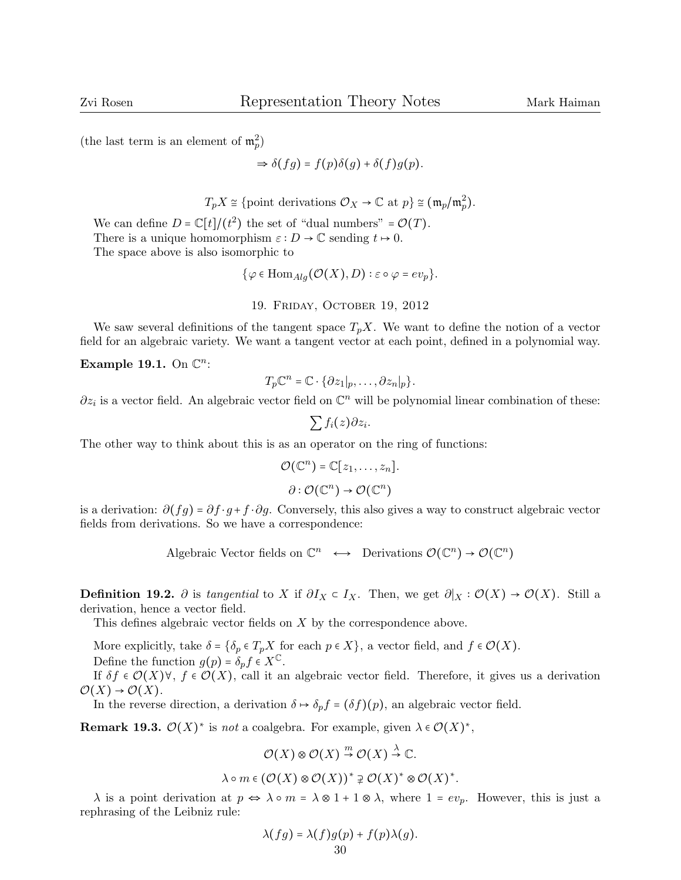(the last term is an element of $\mathfrak{m}_p^2$)

$$\Rightarrow \delta(fg) = f(p)\delta(g) + \delta(f)g(p).$$

$$T_pX \cong \{\text{point derivations } \mathcal{O}_X \to \mathbb{C} \text{ at } p\} \cong (\mathfrak{m}_p/\mathfrak{m}_p^2).$$

We can define $D = \mathbb{C}[t]/(t^2)$ the set of "dual numbers" $= \mathcal{O}(T)$.

There is a unique homomorphism $\varepsilon : D \to \mathbb{C}$ sending $t \mapsto 0$.

The space above is also isomorphic to

$$\{\varphi \in \operatorname{Hom}_{Alg}(\mathcal{O}(X), D) : \varepsilon \circ \varphi = ev_p\}.$$

## 19. Friday, October 19, 2012

We saw several definitions of the tangent space $T_pX$. We want to define the notion of a vector field for an algebraic variety. We want a tangent vector at each point, defined in a polynomial way.

**Example 19.1.** On $\mathbb{C}^n$:

$$T_p\mathbb{C}^n = \mathbb{C} \cdot \{\partial z_1|_p, \dots, \partial z_n|_p\}.$$

$\partial z_i$ is a vector field. An algebraic vector field on $\mathbb{C}^n$ will be polynomial linear combination of these:

$$\sum f_i(z)\partial z_i.$$

The other way to think about this is as an operator on the ring of functions:

$$\mathcal{O}(\mathbb{C}^n) = \mathbb{C}[z_1, \dots, z_n].$$

$$\partial : \mathcal{O}(\mathbb{C}^n) \to \mathcal{O}(\mathbb{C}^n)$$

is a derivation: $\partial(fg) = \partial f \cdot g + f \cdot \partial g$. Conversely, this also gives a way to construct algebraic vector fields from derivations. So we have a correspondence:

$$\text{Algebraic Vector fields on } \mathbb{C}^n \quad \longleftrightarrow \quad \text{Derivations } \mathcal{O}(\mathbb{C}^n) \to \mathcal{O}(\mathbb{C}^n)$$

**Definition 19.2.** $\partial$ is *tangential* to $X$ if $\partial I_X \subset I_X$. Then, we get $\partial|_X : \mathcal{O}(X) \to \mathcal{O}(X)$. Still a derivation, hence a vector field.

This defines algebraic vector fields on $X$ by the correspondence above.

More explicitly, take $\delta = \{\delta_p \in T_pX \text{ for each } p \in X\}$, a vector field, and $f \in \mathcal{O}(X)$.

Define the function $g(p) = \delta_p f \in X^{\mathbb{C}}$.

If $\delta f \in \mathcal{O}(X) \forall,\ f \in \mathcal{O}(X)$, call it an algebraic vector field. Therefore, it gives us a derivation $\mathcal{O}(X) \to \mathcal{O}(X)$.

In the reverse direction, a derivation $\delta \mapsto \delta_p f = (\delta f)(p)$, an algebraic vector field.

**Remark 19.3.** $\mathcal{O}(X)^*$ is *not* a coalgebra. For example, given $\lambda \in \mathcal{O}(X)^*$,

$$\mathcal{O}(X) \otimes \mathcal{O}(X) \xrightarrow{m} \mathcal{O}(X) \xrightarrow{\lambda} \mathbb{C}.$$

$$\lambda \circ m \in (\mathcal{O}(X) \otimes \mathcal{O}(X))^* \supsetneq \mathcal{O}(X)^* \otimes \mathcal{O}(X)^*.$$

$\lambda$ is a point derivation at $p \Leftrightarrow \lambda \circ m = \lambda \otimes 1 + 1 \otimes \lambda$, where $1 = ev_p$. However, this is just a rephrasing of the Leibniz rule:

$$\lambda(fg) = \lambda(f)g(p) + f(p)\lambda(g).$$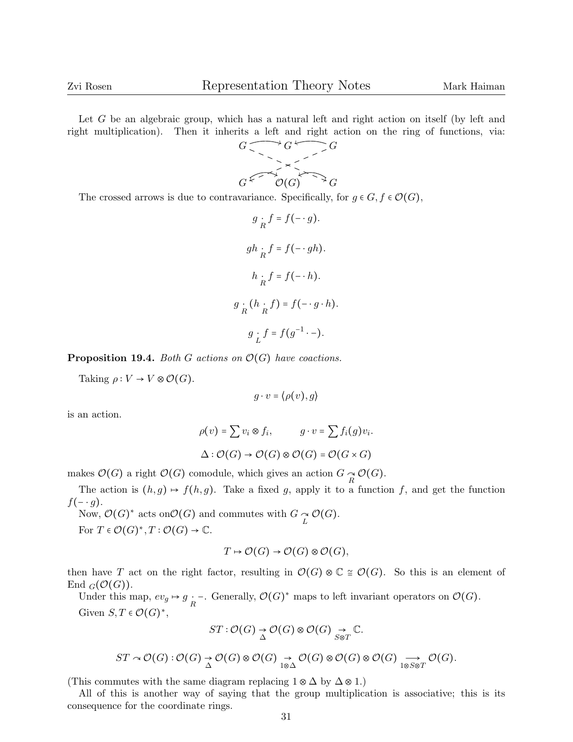Let $G$ be an algebraic group, which has a natural left and right action on itself (by left and right multiplication). Then it inherits a left and right action on the ring of functions, via:

$$\begin{array}{ccccc} G & \longrightarrow & G & \longleftarrow & G \\ & \searrow & & \swarrow & \\ & \swarrow & & \searrow & \\ G & \rightleftarrows & \mathcal{O}(G) & \leftrightarrows & G \end{array}$$

The crossed arrows is due to contravariance. Specifically, for $g \in G, f \in \mathcal{O}(G)$,

$$g \underset{R}{\cdot} f = f(- \cdot g).$$

$$gh \underset{R}{\cdot} f = f(- \cdot gh).$$

$$h \underset{R}{\cdot} f = f(- \cdot h).$$

$$g \underset{R}{\cdot} (h \underset{R}{\cdot} f) = f(- \cdot g \cdot h).$$

$$g \underset{L}{\cdot} f = f(g^{-1} \cdot -).$$

**Proposition 19.4.** *Both $G$ actions on $\mathcal{O}(G)$ have coactions.*

Taking $\rho : V \to V \otimes \mathcal{O}(G)$.

$$g \cdot v = \langle \rho(v), g \rangle$$

is an action.

$$\rho(v) = \sum v_i \otimes f_i, \qquad g \cdot v = \sum f_i(g) v_i.$$

$$\Delta : \mathcal{O}(G) \to \mathcal{O}(G) \otimes \mathcal{O}(G) = \mathcal{O}(G \times G)$$

makes $\mathcal{O}(G)$ a right $\mathcal{O}(G)$ comodule, which gives an action $G \underset{R}{\curvearrowright} \mathcal{O}(G)$.

The action is $(h, g) \mapsto f(h, g)$. Take a fixed $g$, apply it to a function $f$, and get the function $f(- \cdot g)$.

Now, $\mathcal{O}(G)^*$ acts on$\mathcal{O}(G)$ and commutes with $G \underset{L}{\curvearrowright} \mathcal{O}(G)$.

For $T \in \mathcal{O}(G)^*, T : \mathcal{O}(G) \to \mathbb{C}$.

$$T \mapsto \mathcal{O}(G) \to \mathcal{O}(G) \otimes \mathcal{O}(G),$$

then have $T$ act on the right factor, resulting in $\mathcal{O}(G) \otimes \mathbb{C} \cong \mathcal{O}(G)$. So this is an element of $\text{End}_G(\mathcal{O}(G))$.

Under this map, $ev_g \mapsto g \underset{R}{\cdot} -$. Generally, $\mathcal{O}(G)^*$ maps to left invariant operators on $\mathcal{O}(G)$.

Given $S, T \in \mathcal{O}(G)^*$,

$$ST : \mathcal{O}(G) \underset{\Delta}{\to} \mathcal{O}(G) \otimes \mathcal{O}(G) \underset{S \otimes T}{\to} \mathbb{C}.$$

$$ST \curvearrowright \mathcal{O}(G) : \mathcal{O}(G) \underset{\Delta}{\to} \mathcal{O}(G) \otimes \mathcal{O}(G) \underset{1 \otimes \Delta}{\to} \mathcal{O}(G) \otimes \mathcal{O}(G) \otimes \mathcal{O}(G) \underset{1 \otimes S \otimes T}{\longrightarrow} \mathcal{O}(G).$$

(This commutes with the same diagram replacing $1 \otimes \Delta$ by $\Delta \otimes 1$.)

All of this is another way of saying that the group multiplication is associative; this is its consequence for the coordinate rings.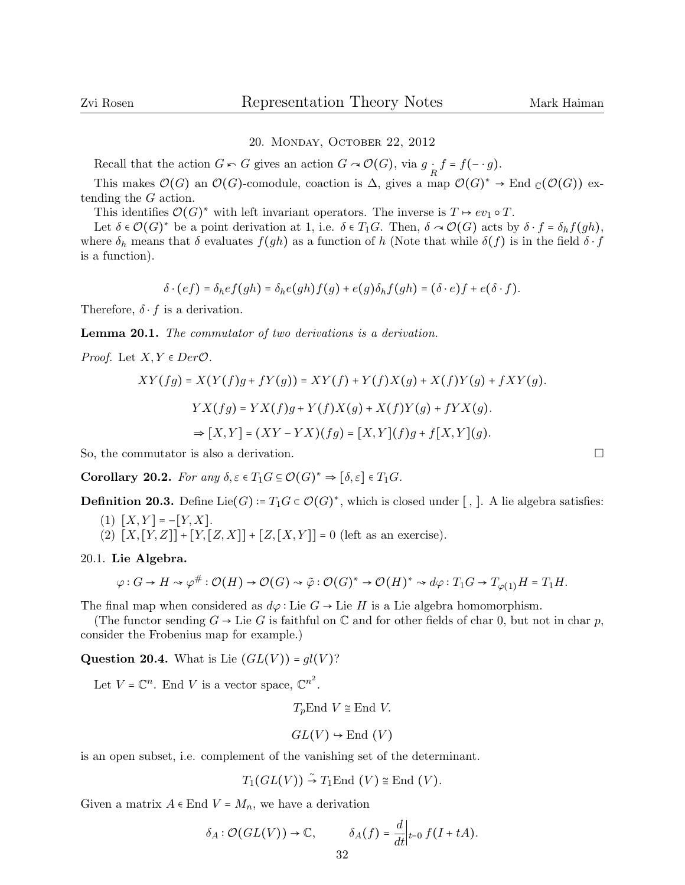## 20. Monday, October 22, 2012

Recall that the action $G \curvearrowleft G$ gives an action $G \curvearrowright \mathcal{O}(G)$, via $g \underset{R}{\cdot} f = f(- \cdot g)$.

This makes $\mathcal{O}(G)$ an $\mathcal{O}(G)$-comodule, coaction is $\Delta$, gives a map $\mathcal{O}(G)^* \to \text{End}_{\mathbb{C}}(\mathcal{O}(G))$ extending the $G$ action.

This identifies $\mathcal{O}(G)^*$ with left invariant operators. The inverse is $T \mapsto ev_1 \circ T$.

Let $\delta \in \mathcal{O}(G)^*$ be a point derivation at 1, i.e. $\delta \in T_1 G$. Then, $\delta \curvearrowright \mathcal{O}(G)$ acts by $\delta \cdot f = \delta_h f(gh)$, where $\delta_h$ means that $\delta$ evaluates $f(gh)$ as a function of $h$ (Note that while $\delta(f)$ is in the field $\delta \cdot f$ is a function).

$$\delta \cdot (ef) = \delta_h ef(gh) = \delta_h e(gh) f(g) + e(g) \delta_h f(gh) = (\delta \cdot e) f + e(\delta \cdot f).$$

Therefore, $\delta \cdot f$ is a derivation.

**Lemma 20.1.** *The commutator of two derivations is a derivation.*

*Proof.* Let $X, Y \in Der\mathcal{O}$.

$$XY(fg) = X(Y(f)g + fY(g)) = XY(f) + Y(f)X(g) + X(f)Y(g) + fXY(g).$$

$$YX(fg) = YX(f)g + Y(f)X(g) + X(f)Y(g) + fYX(g).$$

$$\Rightarrow [X,Y] = (XY - YX)(fg) = [X,Y](f)g + f[X,Y](g).$$

So, the commutator is also a derivation. $\square$

**Corollary 20.2.** *For any $\delta, \varepsilon \in T_1 G \subseteq \mathcal{O}(G)^* \Rightarrow [\delta, \varepsilon] \in T_1 G$.*

**Definition 20.3.** Define $\text{Lie}(G) := T_1 G \subset \mathcal{O}(G)^*$, which is closed under $[\ ,\ ]$. A lie algebra satisfies:

(1) $[X,Y] = -[Y,X]$.
(2) $[X,[Y,Z]] + [Y,[Z,X]] + [Z,[X,Y]] = 0$ (left as an exercise).

### 20.1. Lie Algebra.

$$\varphi : G \to H \rightsquigarrow \varphi^\# : \mathcal{O}(H) \to \mathcal{O}(G) \rightsquigarrow \tilde{\varphi} : \mathcal{O}(G)^* \to \mathcal{O}(H)^* \rightsquigarrow d\varphi : T_1 G \to T_{\varphi(1)} H = T_1 H.$$

The final map when considered as $d\varphi : \text{Lie } G \to \text{Lie } H$ is a Lie algebra homomorphism.

(The functor sending $G \to \text{Lie } G$ is faithful on $\mathbb{C}$ and for other fields of char 0, but not in char $p$, consider the Frobenius map for example.)

**Question 20.4.** What is Lie $(GL(V)) = gl(V)$?

Let $V = \mathbb{C}^n$. End $V$ is a vector space, $\mathbb{C}^{n^2}$.

$$T_p \text{End } V \cong \text{End } V.$$

$$GL(V) \hookrightarrow \text{End } (V)$$

is an open subset, i.e. complement of the vanishing set of the determinant.

$$T_1(GL(V)) \xrightarrow{\sim} T_1 \text{End } (V) \cong \text{End } (V).$$

Given a matrix $A \in \text{End } V = M_n$, we have a derivation

$$\delta_A : \mathcal{O}(GL(V)) \to \mathbb{C}, \qquad \delta_A(f) = \frac{d}{dt}\Big|_{t=0} f(I + tA).$$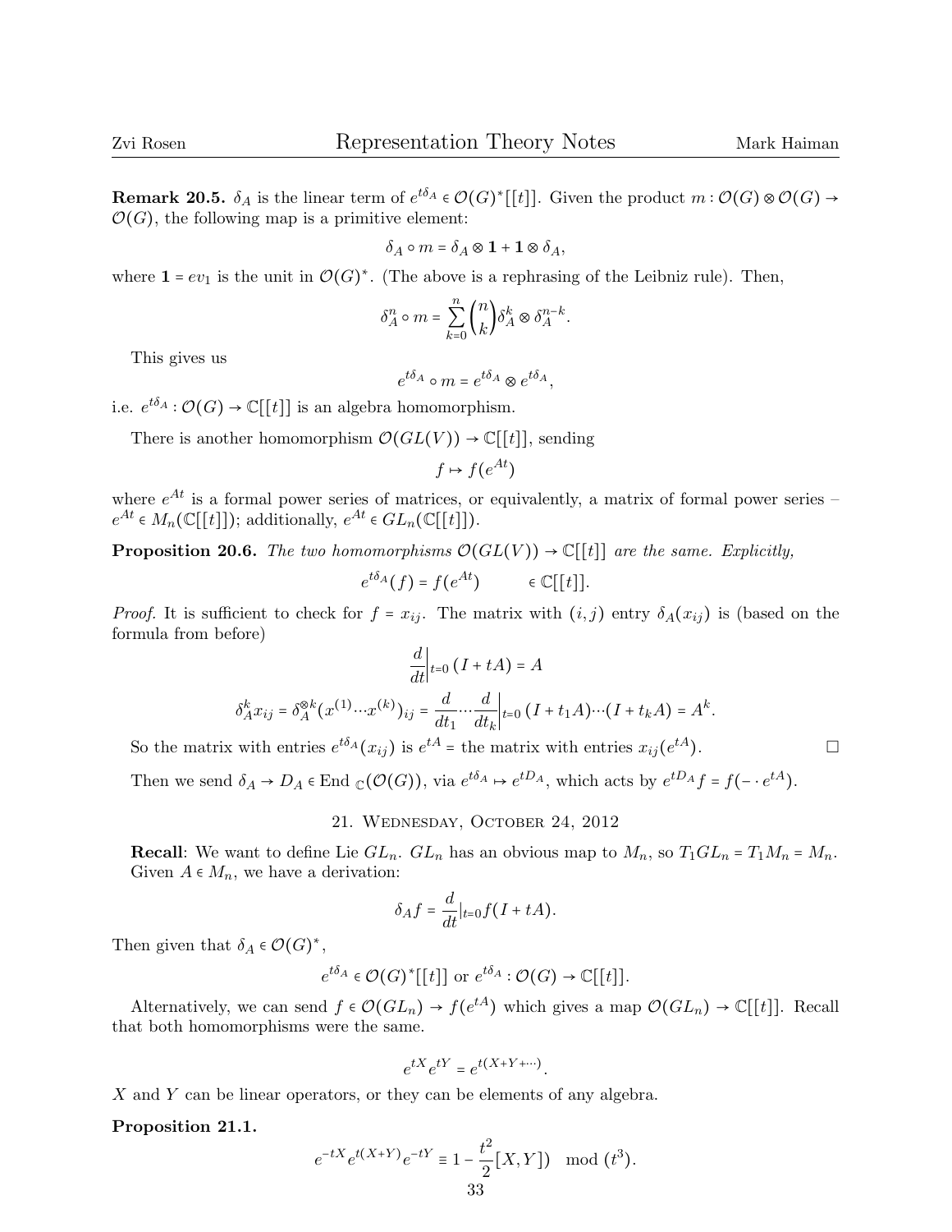**Remark 20.5.** $\delta_A$ is the linear term of $e^{t\delta_A} \in \mathcal{O}(G)^*[[t]]$. Given the product $m : \mathcal{O}(G) \otimes \mathcal{O}(G) \to \mathcal{O}(G)$, the following map is a primitive element:

$$\delta_A \circ m = \delta_A \otimes \mathbf{1} + \mathbf{1} \otimes \delta_A,$$

where $\mathbf{1} = ev_1$ is the unit in $\mathcal{O}(G)^*$. (The above is a rephrasing of the Leibniz rule). Then,

$$\delta_A^n \circ m = \sum_{k=0}^{n} \binom{n}{k} \delta_A^k \otimes \delta_A^{n-k}.$$

This gives us

$$e^{t\delta_A} \circ m = e^{t\delta_A} \otimes e^{t\delta_A},$$

i.e. $e^{t\delta_A} : \mathcal{O}(G) \to \mathbb{C}[[t]]$ is an algebra homomorphism.

There is another homomorphism $\mathcal{O}(GL(V)) \to \mathbb{C}[[t]]$, sending

$$f \mapsto f(e^{At})$$

where $e^{At}$ is a formal power series of matrices, or equivalently, a matrix of formal power series – $e^{At} \in M_n(\mathbb{C}[[t]])$; additionally, $e^{At} \in GL_n(\mathbb{C}[[t]])$.

**Proposition 20.6.** *The two homomorphisms $\mathcal{O}(GL(V)) \to \mathbb{C}[[t]]$ are the same. Explicitly,*

$$e^{t\delta_A}(f) = f(e^{At}) \qquad \in \mathbb{C}[[t]].$$

*Proof.* It is sufficient to check for $f = x_{ij}$. The matrix with $(i,j)$ entry $\delta_A(x_{ij})$ is (based on the formula from before)

$$\frac{d}{dt}\bigg|_{t=0} (I + tA) = A$$

$$\delta_A^k x_{ij} = \delta_A^{\otimes k}(x^{(1)} \cdots x^{(k)})_{ij} = \frac{d}{dt_1} \cdots \frac{d}{dt_k}\bigg|_{t=0} (I + t_1 A) \cdots (I + t_k A) = A^k.$$

So the matrix with entries $e^{t\delta_A}(x_{ij})$ is $e^{tA}$ = the matrix with entries $x_{ij}(e^{tA})$. $\square$

Then we send $\delta_A \to D_A \in \operatorname{End}_{\mathbb{C}}(\mathcal{O}(G))$, via $e^{t\delta_A} \mapsto e^{tD_A}$, which acts by $e^{tD_A} f = f(- \cdot e^{tA})$.

## 21. Wednesday, October 24, 2012

**Recall**: We want to define Lie $GL_n$. $GL_n$ has an obvious map to $M_n$, so $T_1 GL_n = T_1 M_n = M_n$. Given $A \in M_n$, we have a derivation:

$$\delta_A f = \frac{d}{dt}|_{t=0} f(I + tA).$$

Then given that $\delta_A \in \mathcal{O}(G)^*$,

$$e^{t\delta_A} \in \mathcal{O}(G)^*[[t]] \text{ or } e^{t\delta_A} : \mathcal{O}(G) \to \mathbb{C}[[t]].$$

Alternatively, we can send $f \in \mathcal{O}(GL_n) \to f(e^{tA})$ which gives a map $\mathcal{O}(GL_n) \to \mathbb{C}[[t]]$. Recall that both homomorphisms were the same.

$$e^{tX} e^{tY} = e^{t(X+Y+\cdots)}.$$

$X$ and $Y$ can be linear operators, or they can be elements of any algebra.

**Proposition 21.1.**

$$e^{-tX} e^{t(X+Y)} e^{-tY} \equiv 1 - \frac{t^2}{2}[X,Y]) \mod (t^3).$$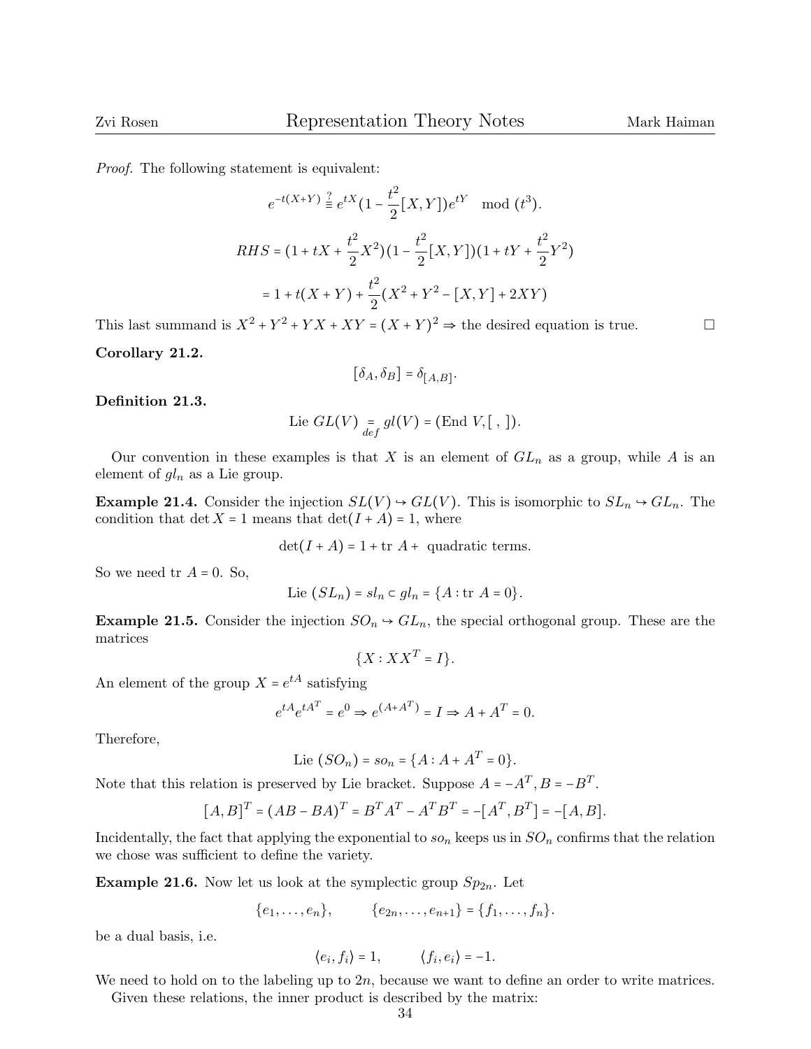*Proof.* The following statement is equivalent:

$$e^{-t(X+Y)} \overset{?}{\equiv} e^{tX}(1 - \frac{t^2}{2}[X,Y])e^{tY} \mod (t^3).$$

$$RHS = (1 + tX + \frac{t^2}{2}X^2)(1 - \frac{t^2}{2}[X,Y])(1 + tY + \frac{t^2}{2}Y^2)$$

$$= 1 + t(X+Y) + \frac{t^2}{2}(X^2 + Y^2 - [X,Y] + 2XY)$$

This last summand is $X^2 + Y^2 + YX + XY = (X+Y)^2 \Rightarrow$ the desired equation is true. □

**Corollary 21.2.**

$$[\delta_A, \delta_B] = \delta_{[A,B]}.$$

**Definition 21.3.**

$$\text{Lie } GL(V) \underset{def}{=} gl(V) = (\text{End } V, [\ ,\ ]).$$

Our convention in these examples is that $X$ is an element of $GL_n$ as a group, while $A$ is an element of $gl_n$ as a Lie group.

**Example 21.4.** Consider the injection $SL(V) \hookrightarrow GL(V)$. This is isomorphic to $SL_n \hookrightarrow GL_n$. The condition that $\det X = 1$ means that $\det(I + A) = 1$, where

$$\det(I + A) = 1 + \text{tr } A + \text{ quadratic terms}.$$

So we need tr $A = 0$. So,

$$\text{Lie } (SL_n) = sl_n \subset gl_n = \{A : \text{tr } A = 0\}.$$

**Example 21.5.** Consider the injection $SO_n \hookrightarrow GL_n$, the special orthogonal group. These are the matrices

$$\{X : XX^T = I\}.$$

An element of the group $X = e^{tA}$ satisfying

$$e^{tA}e^{tA^T} = e^0 \Rightarrow e^{(A+A^T)} = I \Rightarrow A + A^T = 0.$$

Therefore,

$$\text{Lie } (SO_n) = so_n = \{A : A + A^T = 0\}.$$

Note that this relation is preserved by Lie bracket. Suppose $A = -A^T, B = -B^T$.

$$[A,B]^T = (AB - BA)^T = B^T A^T - A^T B^T = -[A^T, B^T] = -[A,B].$$

Incidentally, the fact that applying the exponential to $so_n$ keeps us in $SO_n$ confirms that the relation we chose was sufficient to define the variety.

**Example 21.6.** Now let us look at the symplectic group $Sp_{2n}$. Let

$$\{e_1, \ldots, e_n\}, \qquad \{e_{2n}, \ldots, e_{n+1}\} = \{f_1, \ldots, f_n\}.$$

be a dual basis, i.e.

$$\langle e_i, f_i \rangle = 1, \qquad \langle f_i, e_i \rangle = -1.$$

We need to hold on to the labeling up to $2n$, because we want to define an order to write matrices.

Given these relations, the inner product is described by the matrix: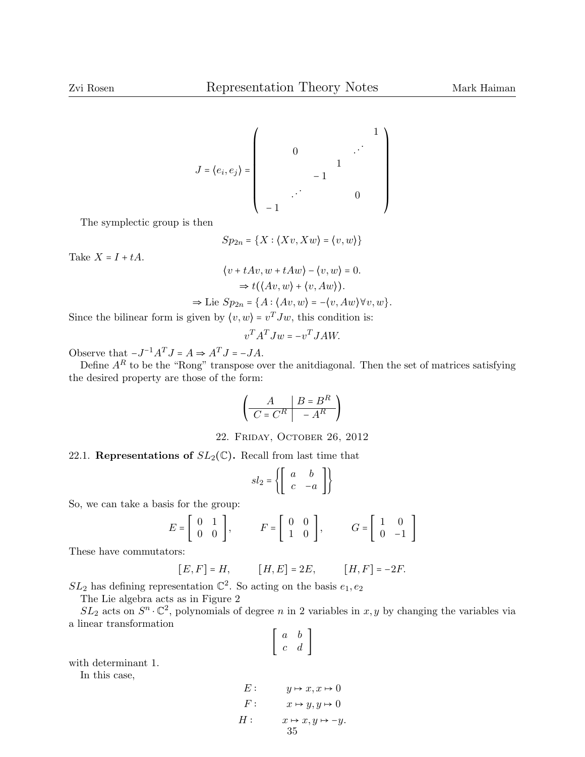$$J = \langle e_i, e_j \rangle = \begin{pmatrix} & & & & & 1 \\ & 0 & & & \cdot^{\cdot^{\cdot}} & \\ & & & 1 & & \\ & & -1 & & & \\ & \cdot^{\cdot^{\cdot}} & & & 0 & \\ -1 & & & & & \end{pmatrix}$$

The symplectic group is then

$$Sp_{2n} = \{X : \langle Xv, Xw \rangle = \langle v, w \rangle\}$$

Take $X = I + tA$.

$$\langle v + tAv, w + tAw \rangle - \langle v, w \rangle = 0.$$
$$\Rightarrow t(\langle Av, w \rangle + \langle v, Aw \rangle).$$
$$\Rightarrow \text{Lie } Sp_{2n} = \{A : \langle Av, w \rangle = -\langle v, Aw \rangle \forall v, w\}.$$

Since the bilinear form is given by $\langle v, w \rangle = v^T J w$, this condition is:

$$v^T A^T J w = -v^T J A W.$$

Observe that $-J^{-1} A^T J = A \Rightarrow A^T J = -JA$.

Define $A^R$ to be the "Rong" transpose over the anitdiagonal. Then the set of matrices satisfying the desired property are those of the form:

$$\left(\begin{array}{c|c} A & B = B^R \\ \hline C = C^R & -A^R \end{array}\right)$$

## 22. Friday, October 26, 2012

**22.1. Representations of $SL_2(\mathbb{C})$.** Recall from last time that

$$sl_2 = \left\{ \begin{bmatrix} a & b \\ c & -a \end{bmatrix} \right\}$$

So, we can take a basis for the group:

$$E = \begin{bmatrix} 0 & 1 \\ 0 & 0 \end{bmatrix}, \qquad F = \begin{bmatrix} 0 & 0 \\ 1 & 0 \end{bmatrix}, \qquad G = \begin{bmatrix} 1 & 0 \\ 0 & -1 \end{bmatrix}$$

These have commutators:

$$[E, F] = H, \qquad [H, E] = 2E, \qquad [H, F] = -2F.$$

$SL_2$ has defining representation $\mathbb{C}^2$. So acting on the basis $e_1, e_2$

The Lie algebra acts as in Figure 2

$SL_2$ acts on $S^n \cdot \mathbb{C}^2$, polynomials of degree $n$ in 2 variables in $x, y$ by changing the variables via a linear transformation

$$\begin{bmatrix} a & b \\ c & d \end{bmatrix}$$

with determinant 1.

In this case,

$$E : \qquad y \mapsto x, x \mapsto 0$$
$$F : \qquad x \mapsto y, y \mapsto 0$$
$$H : \qquad x \mapsto x, y \mapsto -y.$$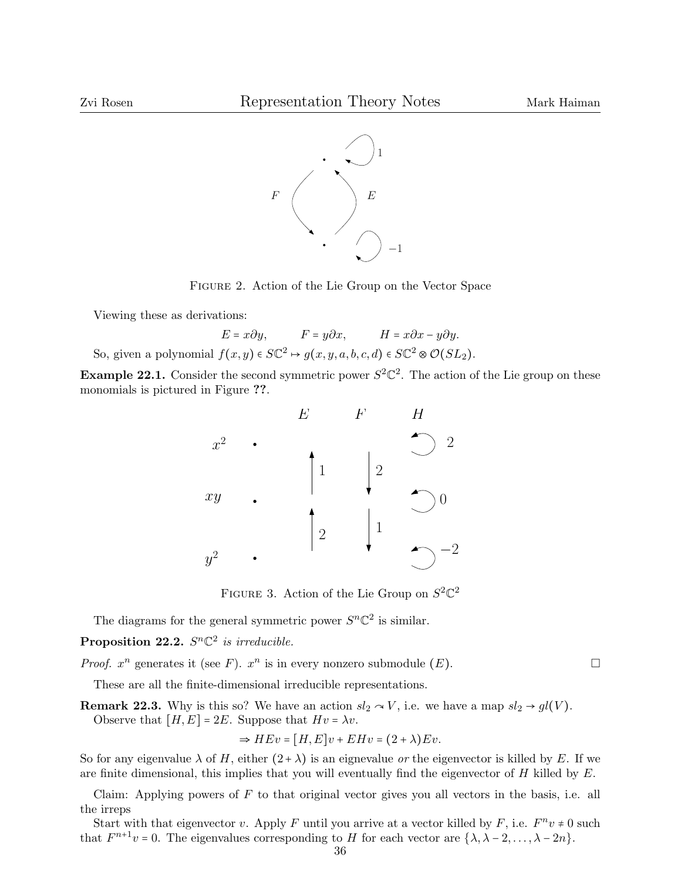FIGURE 2. Action of the Lie Group on the Vector Space

Viewing these as derivations:

$$E = x\partial y, \qquad F = y\partial x, \qquad H = x\partial x - y\partial y.$$

So, given a polynomial $f(x,y) \in S\mathbb{C}^2 \mapsto g(x,y,a,b,c,d) \in S\mathbb{C}^2 \otimes \mathcal{O}(SL_2)$.

**Example 22.1.** Consider the second symmetric power $S^2\mathbb{C}^2$. The action of the Lie group on these monomials is pictured in Figure **??**.

FIGURE 3. Action of the Lie Group on $S^2\mathbb{C}^2$

The diagrams for the general symmetric power $S^n\mathbb{C}^2$ is similar.

**Proposition 22.2.** *$S^n\mathbb{C}^2$ is irreducible.*

*Proof.* $x^n$ generates it (see $F$). $x^n$ is in every nonzero submodule ($E$). □

These are all the finite-dimensional irreducible representations.

**Remark 22.3.** Why is this so? We have an action $sl_2 \curvearrowright V$, i.e. we have a map $sl_2 \to gl(V)$.

Observe that $[H,E] = 2E$. Suppose that $Hv = \lambda v$.

$$\Rightarrow HEv = [H,E]v + EHv = (2+\lambda)Ev.$$

So for any eigenvalue $\lambda$ of $H$, either $(2+\lambda)$ is an eignevalue *or* the eigenvector is killed by $E$. If we are finite dimensional, this implies that you will eventually find the eigenvector of $H$ killed by $E$.

Claim: Applying powers of $F$ to that original vector gives you all vectors in the basis, i.e. all the irreps

Start with that eigenvector $v$. Apply $F$ until you arrive at a vector killed by $F$, i.e. $F^n v \neq 0$ such that $F^{n+1}v = 0$. The eigenvalues corresponding to $H$ for each vector are $\{\lambda, \lambda - 2, \ldots, \lambda - 2n\}$.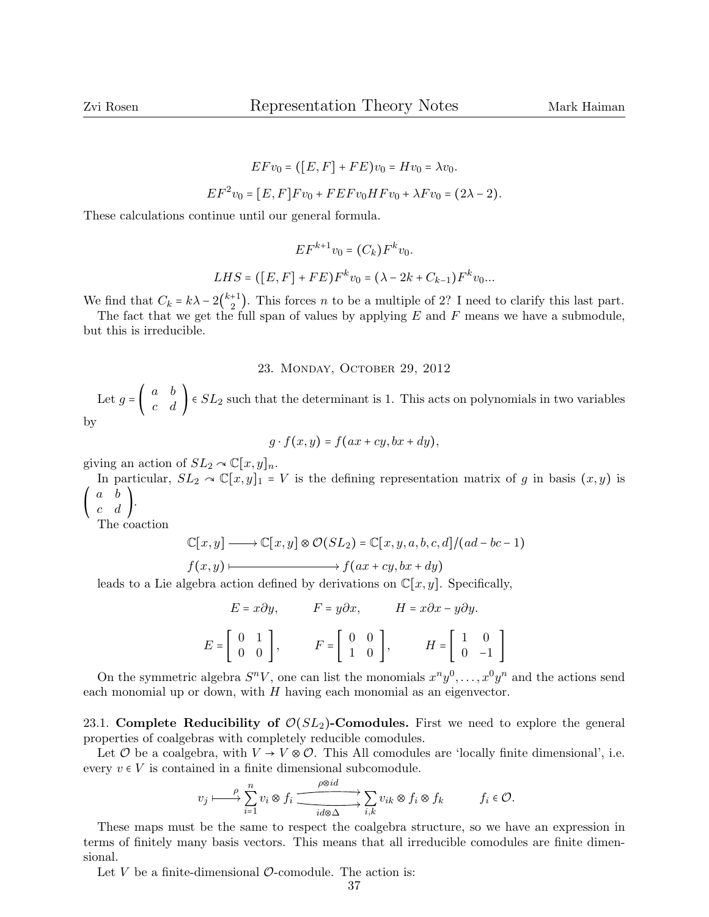$$EFv_0 = ([E,F] + FE)v_0 = Hv_0 = \lambda v_0.$$

$$EF^2 v_0 = [E,F]Fv_0 + FEFv_0 HFv_0 + \lambda F v_0 = (2\lambda - 2).$$

These calculations continue until our general formula.

$$EF^{k+1}v_0 = (C_k)F^k v_0.$$

$$LHS = ([E,F] + FE)F^k v_0 = (\lambda - 2k + C_{k-1})F^k v_0 ...$$

We find that $C_k = k\lambda - 2\binom{k+1}{2}$. This forces $n$ to be a multiple of 2? I need to clarify this last part.

The fact that we get the full span of values by applying $E$ and $F$ means we have a submodule, but this is irreducible.

## 23. Monday, October 29, 2012

Let $g = \begin{pmatrix} a & b \\ c & d \end{pmatrix} \in SL_2$ such that the determinant is 1. This acts on polynomials in two variables by

$$g \cdot f(x,y) = f(ax + cy, bx + dy),$$

giving an action of $SL_2 \curvearrowright \mathbb{C}[x,y]_n$.

In particular, $SL_2 \curvearrowright \mathbb{C}[x,y]_1 = V$ is the defining representation matrix of $g$ in basis $(x,y)$ is $\begin{pmatrix} a & b \\ c & d \end{pmatrix}$.

The coaction

$$\mathbb{C}[x,y] \longrightarrow \mathbb{C}[x,y] \otimes \mathcal{O}(SL_2) = \mathbb{C}[x,y,a,b,c,d]/(ad - bc - 1)$$

$$f(x,y) \longmapsto f(ax + cy, bx + dy)$$

leads to a Lie algebra action defined by derivations on $\mathbb{C}[x,y]$. Specifically,

$$E = x\partial y, \qquad F = y \partial x, \qquad H = x\partial x - y\partial y.$$

$$E = \begin{bmatrix} 0 & 1 \\ 0 & 0 \end{bmatrix}, \qquad F = \begin{bmatrix} 0 & 0 \\ 1 & 0 \end{bmatrix}, \qquad H = \begin{bmatrix} 1 & 0 \\ 0 & -1 \end{bmatrix}$$

On the symmetric algebra $S^n V$, one can list the monomials $x^n y^0, \ldots, x^0 y^n$ and the actions send each monomial up or down, with $H$ having each monomial as an eigenvector.

### 23.1. Complete Reducibility of $\mathcal{O}(SL_2)$-Comodules.

First we need to explore the general properties of coalgebras with completely reducible comodules.

Let $\mathcal{O}$ be a coalgebra, with $V \to V \otimes \mathcal{O}$. This All comodules are 'locally finite dimensional', i.e. every $v \in V$ is contained in a finite dimensional subcomodule.

$$v_j \overset{\rho}{\longmapsto} \sum_{i=1}^{n} v_i \otimes f_i \underset{id \otimes \Delta}{\overset{\rho \otimes id}{\rightrightarrows}} \sum_{i,k} v_{ik} \otimes f_i \otimes f_k \qquad f_i \in \mathcal{O}.$$

These maps must be the same to respect the coalgebra structure, so we have an expression in terms of finitely many basis vectors. This means that all irreducible comodules are finite dimensional.

Let $V$ be a finite-dimensional $\mathcal{O}$-comodule. The action is: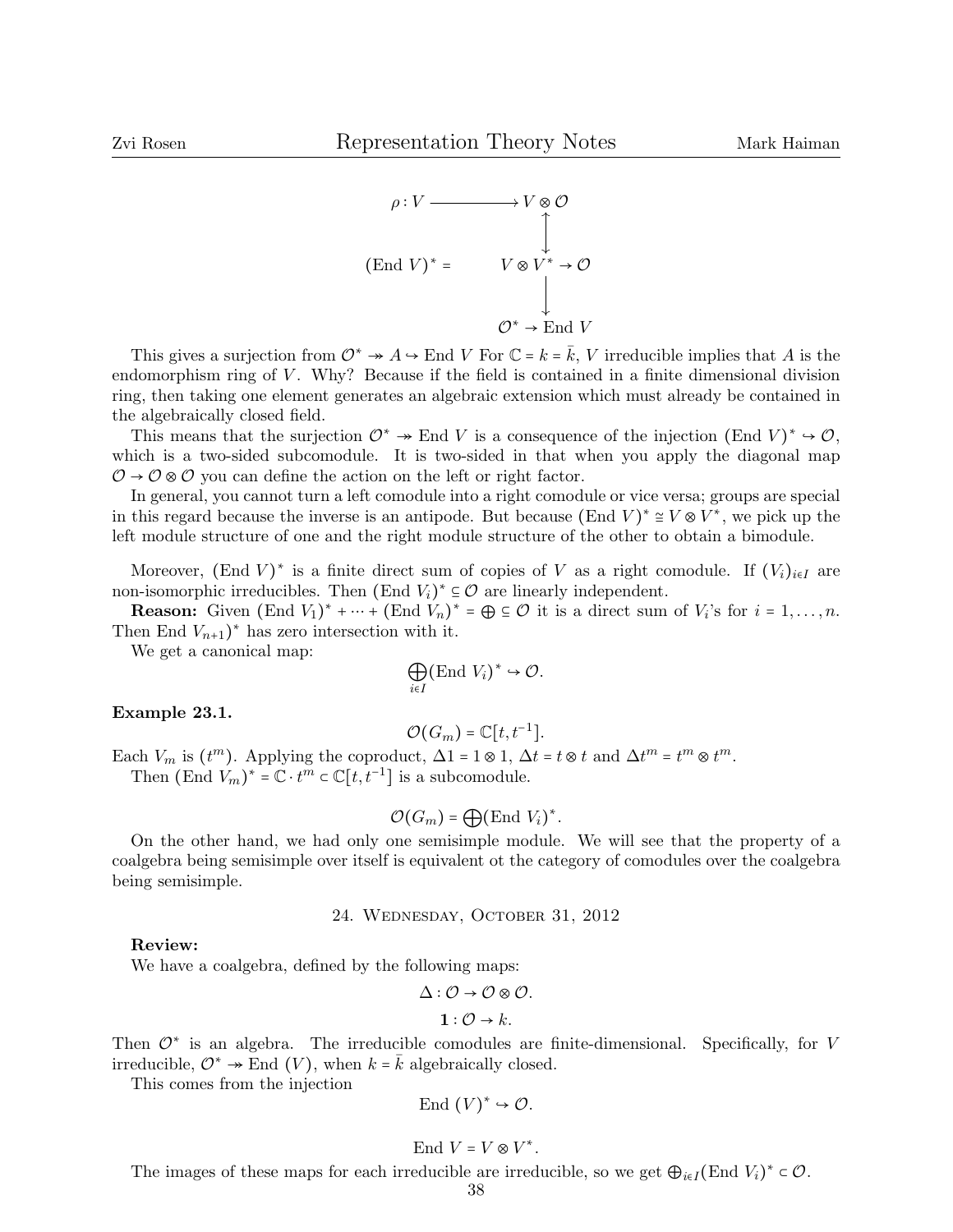$$
\begin{array}{ccc}
\rho : V & \longrightarrow & V \otimes \mathcal{O} \\
& & \updownarrow \\
(\text{End } V)^* = & & V \otimes V^* \to \mathcal{O} \\
& & \downarrow \\
& & \mathcal{O}^* \to \text{End } V
\end{array}
$$

This gives a surjection from $\mathcal{O}^* \twoheadrightarrow A \hookrightarrow \text{End } V$ For $\mathbb{C} = k = \bar{k}$, $V$ irreducible implies that $A$ is the endomorphism ring of $V$. Why? Because if the field is contained in a finite dimensional division ring, then taking one element generates an algebraic extension which must already be contained in the algebraically closed field.

This means that the surjection $\mathcal{O}^* \twoheadrightarrow \text{End } V$ is a consequence of the injection $(\text{End } V)^* \hookrightarrow \mathcal{O}$, which is a two-sided subcomodule. It is two-sided in that when you apply the diagonal map $\mathcal{O} \to \mathcal{O} \otimes \mathcal{O}$ you can define the action on the left or right factor.

In general, you cannot turn a left comodule into a right comodule or vice versa; groups are special in this regard because the inverse is an antipode. But because $(\text{End } V)^* \cong V \otimes V^*$, we pick up the left module structure of one and the right module structure of the other to obtain a bimodule.

Moreover, $(\text{End } V)^*$ is a finite direct sum of copies of $V$ as a right comodule. If $(V_i)_{i \in I}$ are non-isomorphic irreducibles. Then $(\text{End } V_i)^* \subseteq \mathcal{O}$ are linearly independent.

**Reason:** Given $(\text{End } V_1)^* + \cdots + (\text{End } V_n)^* = \oplus \subseteq \mathcal{O}$ it is a direct sum of $V_i$'s for $i = 1, \ldots, n$. Then $\text{End } V_{n+1})^*$ has zero intersection with it.

We get a canonical map:

$$\bigoplus_{i \in I} (\text{End } V_i)^* \hookrightarrow \mathcal{O}.$$

**Example 23.1.**

$$\mathcal{O}(G_m) = \mathbb{C}[t, t^{-1}].$$

Each $V_m$ is $(t^m)$. Applying the coproduct, $\Delta 1 = 1 \otimes 1$, $\Delta t = t \otimes t$ and $\Delta t^m = t^m \otimes t^m$.

Then $(\text{End } V_m)^* = \mathbb{C} \cdot t^m \subset \mathbb{C}[t, t^{-1}]$ is a subcomodule.

$$\mathcal{O}(G_m) = \bigoplus (\text{End } V_i)^*.$$

On the other hand, we had only one semisimple module. We will see that the property of a coalgebra being semisimple over itself is equivalent ot the category of comodules over the coalgebra being semisimple.

## 24. Wednesday, October 31, 2012

**Review:**

We have a coalgebra, defined by the following maps:

$$\Delta : \mathcal{O} \to \mathcal{O} \otimes \mathcal{O}.$$

$$\mathbf{1} : \mathcal{O} \to k.$$

Then $\mathcal{O}^*$ is an algebra. The irreducible comodules are finite-dimensional. Specifically, for $V$ irreducible, $\mathcal{O}^* \twoheadrightarrow \text{End } (V)$, when $k = \bar{k}$ algebraically closed.

This comes from the injection

$$\text{End } (V)^* \hookrightarrow \mathcal{O}.$$

$$\text{End } V = V \otimes V^*.$$

The images of these maps for each irreducible are irreducible, so we get $\oplus_{i \in I} (\text{End } V_i)^* \subset \mathcal{O}$.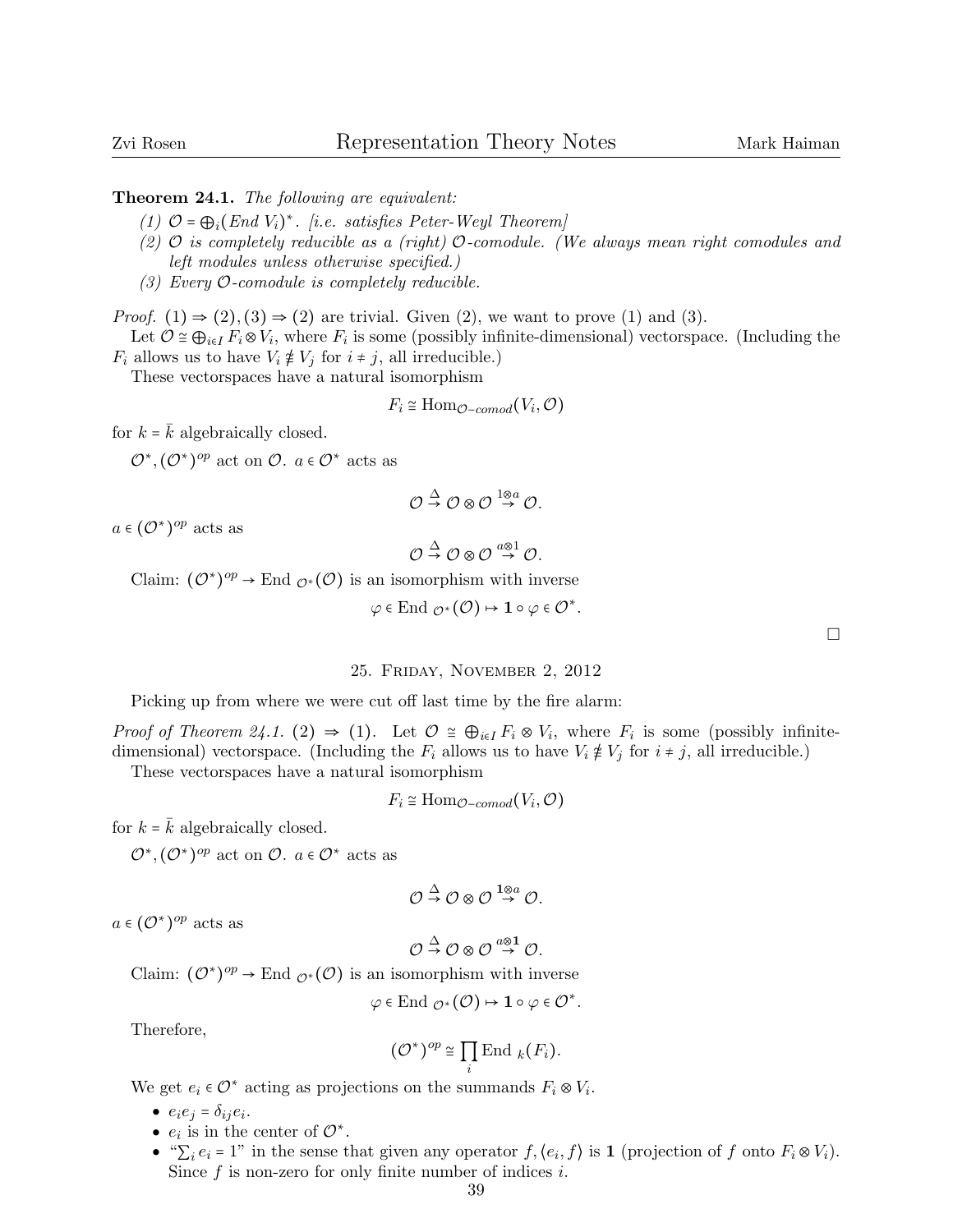**Theorem 24.1.** *The following are equivalent:*

1. *$\mathcal{O} = \bigoplus_i (End\ V_i)^*$. [i.e. satisfies Peter-Weyl Theorem]*
2. *$\mathcal{O}$ is completely reducible as a (right) $\mathcal{O}$-comodule. (We always mean right comodules and left modules unless otherwise specified.)*
3. *Every $\mathcal{O}$-comodule is completely reducible.*

*Proof.* (1) ⇒ (2), (3) ⇒ (2) are trivial. Given (2), we want to prove (1) and (3).

Let $\mathcal{O} \cong \bigoplus_{i \in I} F_i \otimes V_i$, where $F_i$ is some (possibly infinite-dimensional) vectorspace. (Including the $F_i$ allows us to have $V_i \ncong V_j$ for $i \neq j$, all irreducible.)

These vectorspaces have a natural isomorphism

$$F_i \cong \mathrm{Hom}_{\mathcal{O}-comod}(V_i, \mathcal{O})$$

for $k = \bar{k}$ algebraically closed.

$\mathcal{O}^*, (\mathcal{O}^*)^{op}$ act on $\mathcal{O}$. $a \in \mathcal{O}^*$ acts as

$$\mathcal{O} \overset{\Delta}{\to} \mathcal{O} \otimes \mathcal{O} \overset{1 \otimes a}{\to} \mathcal{O}.$$

$a \in (\mathcal{O}^*)^{op}$ acts as

$$\mathcal{O} \overset{\Delta}{\to} \mathcal{O} \otimes \mathcal{O} \overset{a \otimes 1}{\to} \mathcal{O}.$$

Claim: $(\mathcal{O}^*)^{op} \to \mathrm{End}_{\mathcal{O}^*}(\mathcal{O})$ is an isomorphism with inverse

$$\varphi \in \mathrm{End}_{\mathcal{O}^*}(\mathcal{O}) \mapsto \mathbf{1} \circ \varphi \in \mathcal{O}^*.$$

□

## 25. Friday, November 2, 2012

Picking up from where we were cut off last time by the fire alarm:

*Proof of Theorem 24.1.* (2) ⇒ (1). Let $\mathcal{O} \cong \bigoplus_{i \in I} F_i \otimes V_i$, where $F_i$ is some (possibly infinite-dimensional) vectorspace. (Including the $F_i$ allows us to have $V_i \ncong V_j$ for $i \neq j$, all irreducible.)

These vectorspaces have a natural isomorphism

$$F_i \cong \mathrm{Hom}_{\mathcal{O}-comod}(V_i, \mathcal{O})$$

for $k = \bar{k}$ algebraically closed.

$\mathcal{O}^*, (\mathcal{O}^*)^{op}$ act on $\mathcal{O}$. $a \in \mathcal{O}^*$ acts as

$$\mathcal{O} \overset{\Delta}{\to} \mathcal{O} \otimes \mathcal{O} \overset{\mathbf{1} \otimes a}{\to} \mathcal{O}.$$

$a \in (\mathcal{O}^*)^{op}$ acts as

$$\mathcal{O} \overset{\Delta}{\to} \mathcal{O} \otimes \mathcal{O} \overset{a \otimes \mathbf{1}}{\to} \mathcal{O}.$$

Claim: $(\mathcal{O}^*)^{op} \to \mathrm{End}_{\mathcal{O}^*}(\mathcal{O})$ is an isomorphism with inverse

$$\varphi \in \mathrm{End}_{\mathcal{O}^*}(\mathcal{O}) \mapsto \mathbf{1} \circ \varphi \in \mathcal{O}^*.$$

Therefore,

$$(\mathcal{O}^*)^{op} \cong \prod_i \mathrm{End}_k(F_i).$$

We get $e_i \in \mathcal{O}^*$ acting as projections on the summands $F_i \otimes V_i$.

- $e_i e_j = \delta_{ij} e_i$.
- $e_i$ is in the center of $\mathcal{O}^*$.
- "$\sum_i e_i = 1$" in the sense that given any operator $f, \langle e_i, f \rangle$ is $\mathbf{1}$ (projection of $f$ onto $F_i \otimes V_i$). Since $f$ is non-zero for only finite number of indices $i$.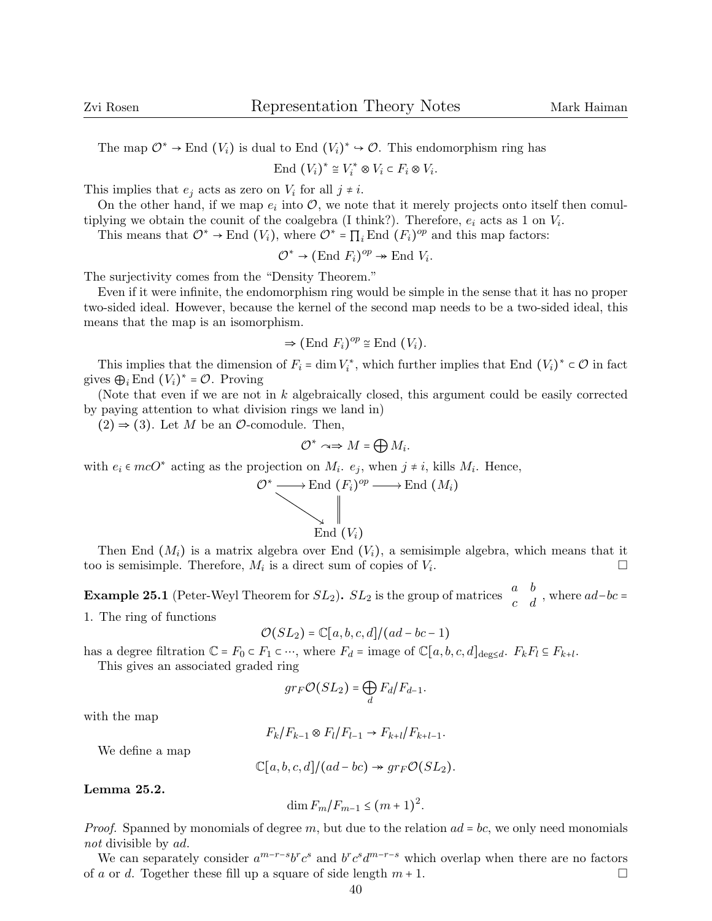The map $\mathcal{O}^* \to \text{End}\,(V_i)$ is dual to $\text{End}\,(V_i)^* \hookrightarrow \mathcal{O}$. This endomorphism ring has

$$\text{End}\,(V_i)^* \cong V_i^* \otimes V_i \subset F_i \otimes V_i.$$

This implies that $e_j$ acts as zero on $V_i$ for all $j \neq i$.

On the other hand, if we map $e_i$ into $\mathcal{O}$, we note that it merely projects onto itself then comultiplying we obtain the counit of the coalgebra (I think?). Therefore, $e_i$ acts as 1 on $V_i$.

This means that $\mathcal{O}^* \to \text{End}\,(V_i)$, where $\mathcal{O}^* = \prod_i \text{End}\,(F_i)^{op}$ and this map factors:

$$\mathcal{O}^* \to (\text{End}\,F_i)^{op} \twoheadrightarrow \text{End}\,V_i.$$

The surjectivity comes from the "Density Theorem."

Even if it were infinite, the endomorphism ring would be simple in the sense that it has no proper two-sided ideal. However, because the kernel of the second map needs to be a two-sided ideal, this means that the map is an isomorphism.

$$\Rightarrow (\text{End}\,F_i)^{op} \cong \text{End}\,(V_i).$$

This implies that the dimension of $F_i = \dim V_i^*$, which further implies that $\text{End}\,(V_i)^* \subset \mathcal{O}$ in fact gives $\bigoplus_i \text{End}\,(V_i)^* = \mathcal{O}$. Proving

(Note that even if we are not in $k$ algebraically closed, this argument could be easily corrected by paying attention to what division rings we land in)

$(2) \Rightarrow (3)$. Let $M$ be an $\mathcal{O}$-comodule. Then,

$$\mathcal{O}^* \rightsquigarrow M = \bigoplus M_i.$$

with $e_i \in mcO^*$ acting as the projection on $M_i$. $e_j$, when $j \neq i$, kills $M_i$. Hence,

$$\begin{array}{ccccc} \mathcal{O}^* & \longrightarrow & \text{End}\,(F_i)^{op} & \longrightarrow & \text{End}\,(M_i) \\ & \searrow & \| & & \\ & & \text{End}\,(V_i) & & \end{array}$$

Then $\text{End}\,(M_i)$ is a matrix algebra over $\text{End}\,(V_i)$, a semisimple algebra, which means that it too is semisimple. Therefore, $M_i$ is a direct sum of copies of $V_i$. □

**Example 25.1** (Peter-Weyl Theorem for $SL_2$)**.** $SL_2$ is the group of matrices $\begin{matrix} a & b \\ c & d \end{matrix}$, where $ad - bc = 1$. The ring of functions

$$\mathcal{O}(SL_2) = \mathbb{C}[a,b,c,d]/(ad - bc - 1)$$

has a degree filtration $\mathbb{C} = F_0 \subset F_1 \subset \cdots$, where $F_d$ = image of $\mathbb{C}[a,b,c,d]_{\deg \leq d}$. $F_k F_l \subseteq F_{k+l}$.

This gives an associated graded ring

$$gr_F \mathcal{O}(SL_2) = \bigoplus_d F_d / F_{d-1}.$$

with the map

$$F_k/F_{k-1} \otimes F_l/F_{l-1} \to F_{k+l}/F_{k+l-1}.$$

We define a map

$$\mathbb{C}[a,b,c,d]/(ad - bc) \twoheadrightarrow gr_F \mathcal{O}(SL_2).$$

**Lemma 25.2.**

$$\dim F_m / F_{m-1} \leq (m+1)^2.$$

*Proof.* Spanned by monomials of degree $m$, but due to the relation $ad = bc$, we only need monomials *not* divisible by $ad$.

We can separately consider $a^{m-r-s} b^r c^s$ and $b^r c^s d^{m-r-s}$ which overlap when there are no factors of $a$ or $d$. Together these fill up a square of side length $m+1$. □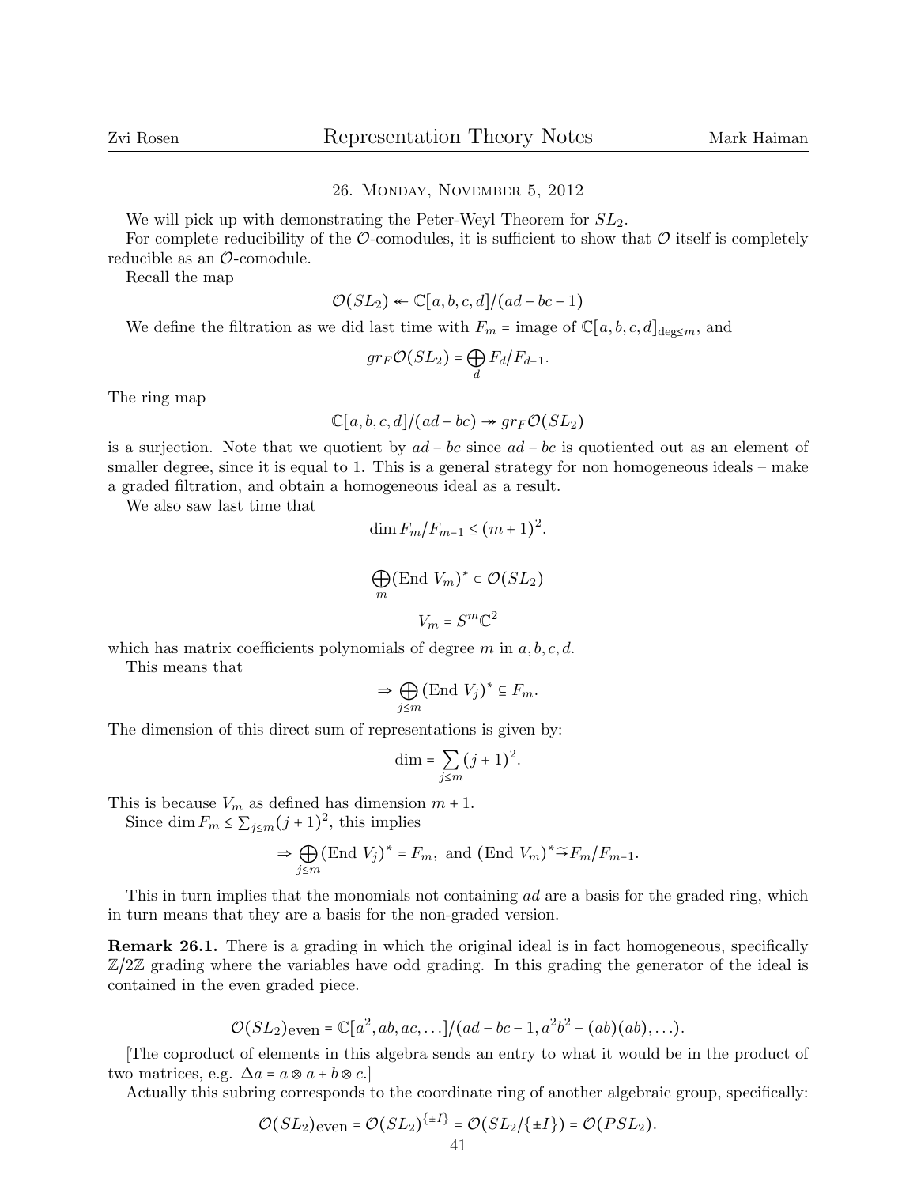## 26. Monday, November 5, 2012

We will pick up with demonstrating the Peter-Weyl Theorem for $SL_2$.

For complete reducibility of the $\mathcal{O}$-comodules, it is sufficient to show that $\mathcal{O}$ itself is completely reducible as an $\mathcal{O}$-comodule.

Recall the map

$$\mathcal{O}(SL_2) \twoheadleftarrow \mathbb{C}[a,b,c,d]/(ad-bc-1)$$

We define the filtration as we did last time with $F_m$ = image of $\mathbb{C}[a,b,c,d]_{\deg \le m}$, and

$$gr_F \mathcal{O}(SL_2) = \bigoplus_d F_d/F_{d-1}.$$

The ring map

$$\mathbb{C}[a,b,c,d]/(ad-bc) \twoheadrightarrow gr_F \mathcal{O}(SL_2)$$

is a surjection. Note that we quotient by $ad-bc$ since $ad-bc$ is quotiented out as an element of smaller degree, since it is equal to 1. This is a general strategy for non homogeneous ideals – make a graded filtration, and obtain a homogeneous ideal as a result.

We also saw last time that

$$\dim F_m/F_{m-1} \le (m+1)^2.$$

$$\bigoplus_m (\text{End } V_m)^* \subset \mathcal{O}(SL_2)$$

$$V_m = S^m \mathbb{C}^2$$

which has matrix coefficients polynomials of degree $m$ in $a,b,c,d$.

This means that

$$\Rightarrow \bigoplus_{j \le m} (\text{End } V_j)^* \subseteq F_m.$$

The dimension of this direct sum of representations is given by:

$$\dim = \sum_{j \le m} (j+1)^2.$$

This is because $V_m$ as defined has dimension $m+1$.

Since $\dim F_m \le \sum_{j \le m} (j+1)^2$, this implies

$$\Rightarrow \bigoplus_{j \le m} (\text{End } V_j)^* = F_m, \text{ and } (\text{End } V_m)^* \xrightarrow{\sim} F_m/F_{m-1}.$$

This in turn implies that the monomials not containing $ad$ are a basis for the graded ring, which in turn means that they are a basis for the non-graded version.

**Remark 26.1.** There is a grading in which the original ideal is in fact homogeneous, specifically $\mathbb{Z}/2\mathbb{Z}$ grading where the variables have odd grading. In this grading the generator of the ideal is contained in the even graded piece.

$$\mathcal{O}(SL_2)_{\text{even}} = \mathbb{C}[a^2, ab, ac, \ldots]/(ad-bc-1, a^2b^2 - (ab)(ab), \ldots).$$

[The coproduct of elements in this algebra sends an entry to what it would be in the product of two matrices, e.g. $\Delta a = a \otimes a + b \otimes c$.]

Actually this subring corresponds to the coordinate ring of another algebraic group, specifically:

$$\mathcal{O}(SL_2)_{\text{even}} = \mathcal{O}(SL_2)^{\{\pm I\}} = \mathcal{O}(SL_2/\{\pm I\}) = \mathcal{O}(PSL_2).$$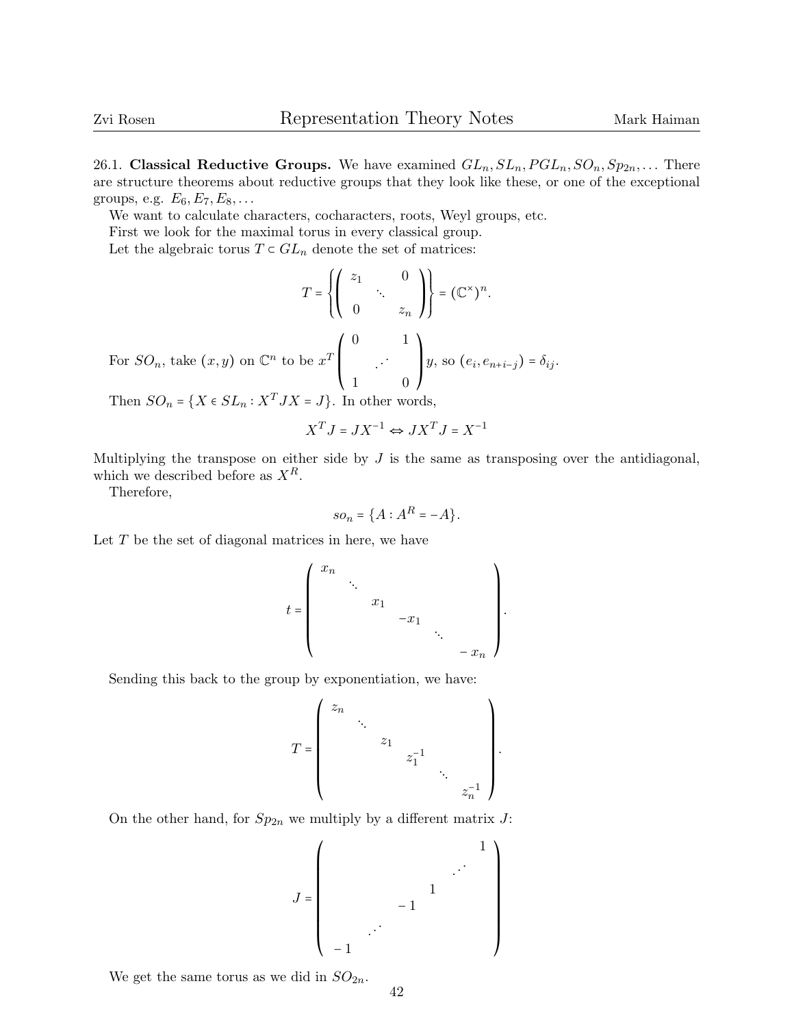26.1. **Classical Reductive Groups.** We have examined $GL_n, SL_n, PGL_n, SO_n, Sp_{2n}, \ldots$ There are structure theorems about reductive groups that they look like these, or one of the exceptional groups, e.g. $E_6, E_7, E_8, \ldots$

We want to calculate characters, cocharacters, roots, Weyl groups, etc.

First we look for the maximal torus in every classical group.

Let the algebraic torus $T \subset GL_n$ denote the set of matrices:

$$T = \left\{ \begin{pmatrix} z_1 & & 0 \\ & \ddots & \\ 0 & & z_n \end{pmatrix} \right\} = (\mathbb{C}^\times)^n.$$

For $SO_n$, take $(x, y)$ on $\mathbb{C}^n$ to be $x^T \begin{pmatrix} 0 & & 1 \\ & \iddots & \\ 1 & & 0 \end{pmatrix} y$, so $(e_i, e_{n+i-j}) = \delta_{ij}$.

Then $SO_n = \{X \in SL_n : X^T J X = J\}$. In other words,

$$X^T J = J X^{-1} \Leftrightarrow J X^T J = X^{-1}$$

Multiplying the transpose on either side by $J$ is the same as transposing over the antidiagonal, which we described before as $X^R$.

Therefore,

$$so_n = \{A : A^R = -A\}.$$

Let $T$ be the set of diagonal matrices in here, we have

$$t = \begin{pmatrix} x_n & & & & & \\ & \ddots & & & & \\ & & x_1 & & & \\ & & & -x_1 & & \\ & & & & \ddots & \\ & & & & & -x_n \end{pmatrix}.$$

Sending this back to the group by exponentiation, we have:

$$T = \begin{pmatrix} z_n & & & & & \\ & \ddots & & & & \\ & & z_1 & & & \\ & & & z_1^{-1} & & \\ & & & & \ddots & \\ & & & & & z_n^{-1} \end{pmatrix}.$$

On the other hand, for $Sp_{2n}$ we multiply by a different matrix $J$:

$$J = \begin{pmatrix} & & & & & 1 \\ & & & & \iddots & \\ & & & 1 & & \\ & & -1 & & & \\ & \iddots & & & & \\ -1 & & & & & \end{pmatrix}$$

We get the same torus as we did in $SO_{2n}$.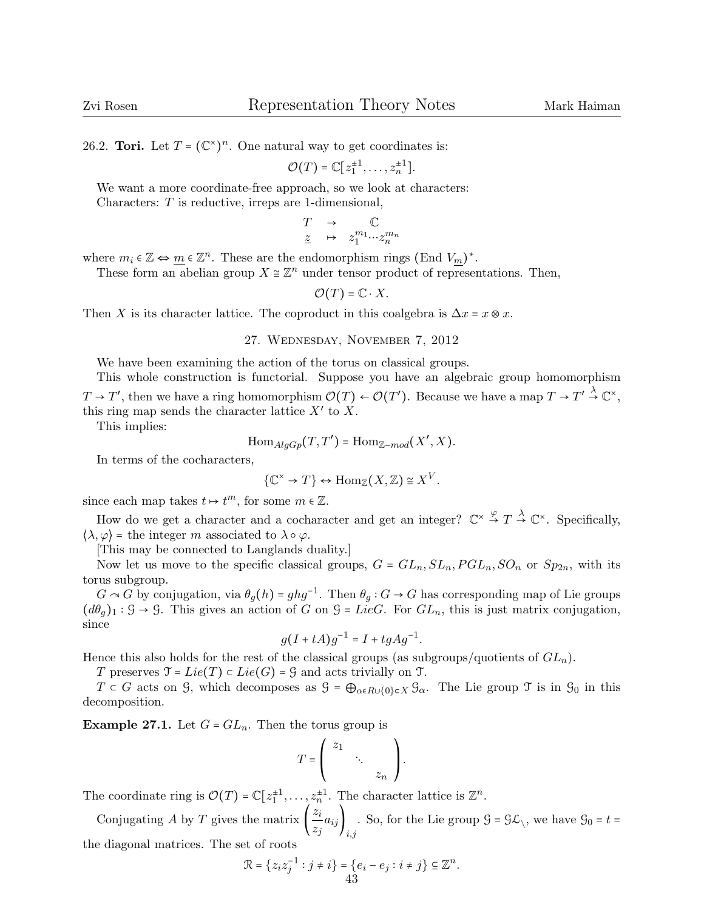26.2. **Tori.** Let $T = (\mathbb{C}^\times)^n$. One natural way to get coordinates is:

$$\mathcal{O}(T) = \mathbb{C}[z_1^{\pm 1}, \ldots, z_n^{\pm 1}].$$

We want a more coordinate-free approach, so we look at characters:
Characters: $T$ is reductive, irreps are 1-dimensional,

$$\begin{array}{ccc} T & \to & \mathbb{C} \\ \underline{z} & \mapsto & z_1^{m_1} \cdots z_n^{m_n} \end{array}$$

where $m_i \in \mathbb{Z} \Leftrightarrow \underline{m} \in \mathbb{Z}^n$. These are the endomorphism rings $(\text{End } V_{\underline{m}})^*$.

These form an abelian group $X \cong \mathbb{Z}^n$ under tensor product of representations. Then,

$$\mathcal{O}(T) = \mathbb{C} \cdot X.$$

Then $X$ is its character lattice. The coproduct in this coalgebra is $\Delta x = x \otimes x$.

## 27. Wednesday, November 7, 2012

We have been examining the action of the torus on classical groups.

This whole construction is functorial. Suppose you have an algebraic group homomorphism $T \to T'$, then we have a ring homomorphism $\mathcal{O}(T) \leftarrow \mathcal{O}(T')$. Because we have a map $T \to T' \stackrel{\lambda}{\to} \mathbb{C}^\times$, this ring map sends the character lattice $X'$ to $X$.

This implies:

$$\text{Hom}_{AlgGp}(T, T') = \text{Hom}_{\mathbb{Z}-mod}(X', X).$$

In terms of the cocharacters,

$$\{\mathbb{C}^\times \to T\} \leftrightarrow \text{Hom}_{\mathbb{Z}}(X, \mathbb{Z}) \cong X^V.$$

since each map takes $t \mapsto t^m$, for some $m \in \mathbb{Z}$.

How do we get a character and a cocharacter and get an integer? $\mathbb{C}^\times \stackrel{\varphi}{\to} T \stackrel{\lambda}{\to} \mathbb{C}^\times$. Specifically, $\langle \lambda, \varphi \rangle$ = the integer $m$ associated to $\lambda \circ \varphi$.

[This may be connected to Langlands duality.]

Now let us move to the specific classical groups, $G = GL_n, SL_n, PGL_n, SO_n$ or $Sp_{2n}$, with its torus subgroup.

$G \curvearrowright G$ by conjugation, via $\theta_g(h) = ghg^{-1}$. Then $\theta_g : G \to G$ has corresponding map of Lie groups $(d\theta_g)_1 : \mathcal{G} \to \mathcal{G}$. This gives an action of $G$ on $\mathcal{G} = Lie G$. For $GL_n$, this is just matrix conjugation, since

$$g(I + tA)g^{-1} = I + tgAg^{-1}.$$

Hence this also holds for the rest of the classical groups (as subgroups/quotients of $GL_n$).

$T$ preserves $\mathcal{T} = Lie(T) \subset Lie(G) = \mathcal{G}$ and acts trivially on $\mathcal{T}$.

$T \subset G$ acts on $\mathcal{G}$, which decomposes as $\mathcal{G} = \bigoplus_{\alpha \in R \cup \{0\} \subset X} \mathcal{G}_\alpha$. The Lie group $\mathcal{T}$ is in $\mathcal{G}_0$ in this decomposition.

**Example 27.1.** Let $G = GL_n$. Then the torus group is

$$T = \begin{pmatrix} z_1 & & \\ & \ddots & \\ & & z_n \end{pmatrix}.$$

The coordinate ring is $\mathcal{O}(T) = \mathbb{C}[z_1^{\pm 1}, \ldots, z_n^{\pm 1}]$. The character lattice is $\mathbb{Z}^n$.

Conjugating $A$ by $T$ gives the matrix $\left( \dfrac{z_i}{z_j} a_{ij} \right)_{i,j}$. So, for the Lie group $\mathcal{G} = \mathcal{GL}_\backslash$, we have $\mathcal{G}_0 = t$ = the diagonal matrices. The set of roots

$$\mathcal{R} = \{ z_i z_j^{-1} : j \neq i \} = \{ e_i - e_j : i \neq j \} \subseteq \mathbb{Z}^n.$$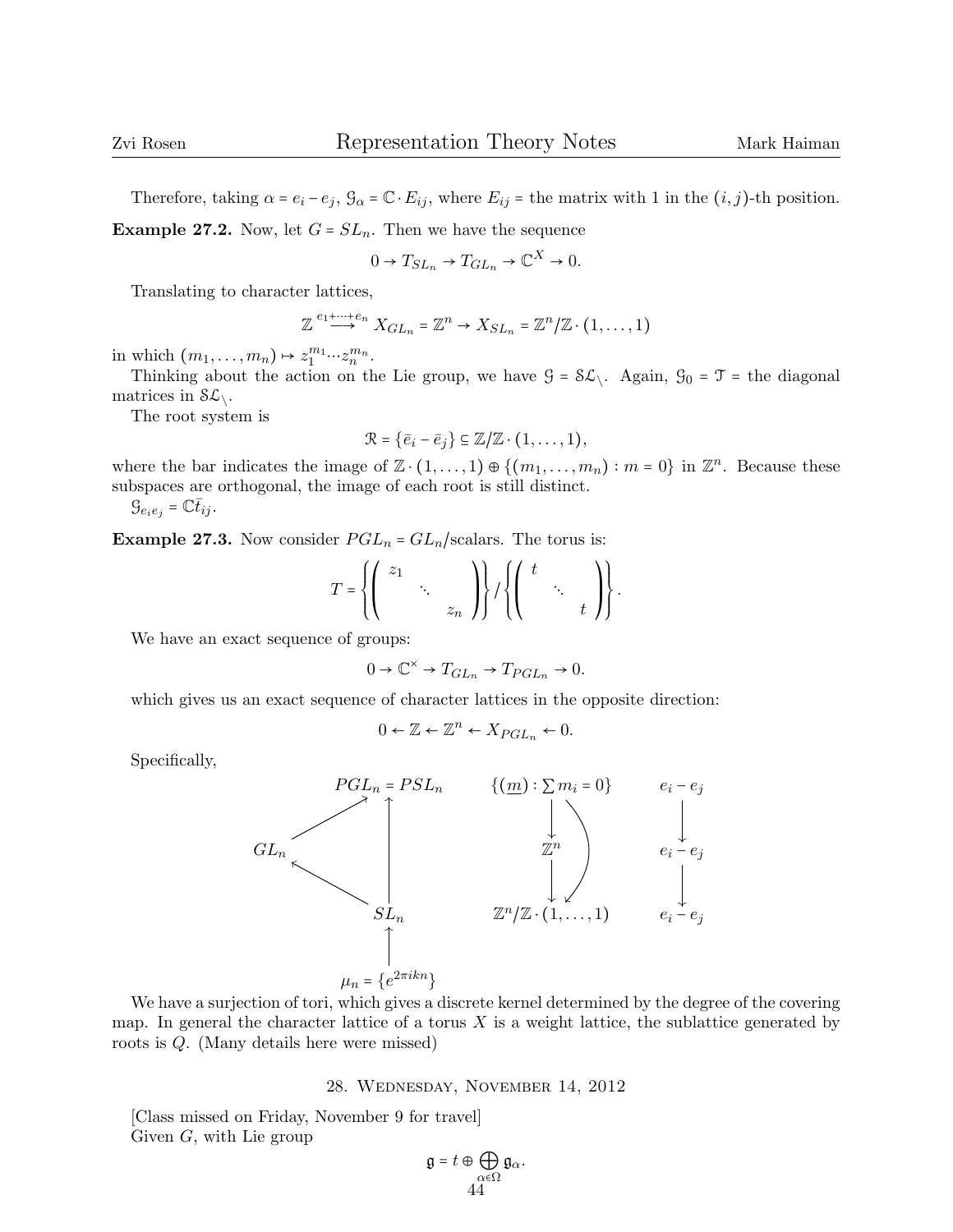Therefore, taking $\alpha = e_i - e_j$, $\mathcal{G}_\alpha = \mathbb{C} \cdot E_{ij}$, where $E_{ij}$ = the matrix with 1 in the $(i,j)$-th position.

**Example 27.2.** Now, let $G = SL_n$. Then we have the sequence

$$0 \to T_{SL_n} \to T_{GL_n} \to \mathbb{C}^X \to 0.$$

Translating to character lattices,

$$\mathbb{Z} \xrightarrow{e_1 + \cdots + e_n} X_{GL_n} = \mathbb{Z}^n \to X_{SL_n} = \mathbb{Z}^n / \mathbb{Z} \cdot (1, \ldots, 1)$$

in which $(m_1, \ldots, m_n) \mapsto z_1^{m_1} \cdots z_n^{m_n}$.

Thinking about the action on the Lie group, we have $\mathcal{G} = \mathcal{SL}_\backslash$. Again, $\mathcal{G}_0 = \mathcal{T}$ = the diagonal matrices in $\mathcal{SL}_\backslash$.

The root system is

$$\mathcal{R} = \{\bar{e}_i - \bar{e}_j\} \subseteq \mathbb{Z} / \mathbb{Z} \cdot (1, \ldots, 1),$$

where the bar indicates the image of $\mathbb{Z} \cdot (1, \ldots, 1) \oplus \{(m_1, \ldots, m_n) : m = 0\}$ in $\mathbb{Z}^n$. Because these subspaces are orthogonal, the image of each root is still distinct.

$\mathcal{G}_{e_i e_j} = \mathbb{C} \bar{t}_{ij}$.

**Example 27.3.** Now consider $PGL_n = GL_n/\text{scalars}$. The torus is:

$$T = \left\{ \begin{pmatrix} z_1 & & \\ & \ddots & \\ & & z_n \end{pmatrix} \right\} \Big/ \left\{ \begin{pmatrix} t & & \\ & \ddots & \\ & & t \end{pmatrix} \right\}.$$

We have an exact sequence of groups:

$$0 \to \mathbb{C}^\times \to T_{GL_n} \to T_{PGL_n} \to 0.$$

which gives us an exact sequence of character lattices in the opposite direction:

$$0 \leftarrow \mathbb{Z} \leftarrow \mathbb{Z}^n \leftarrow X_{PGL_n} \leftarrow 0.$$

Specifically,

$$\begin{array}{ccccc}
 & PGL_n = PSL_n & \qquad & \{(\underline{m}) : \sum m_i = 0\} & \qquad e_i - e_j \\
\nearrow & \uparrow & & \downarrow & \qquad \downarrow \\
GL_n & & & \mathbb{Z}^n & \qquad e_i - e_j \\
\nwarrow & & & \downarrow & \qquad \downarrow \\
 & SL_n & & \mathbb{Z}^n / \mathbb{Z} \cdot (1, \ldots, 1) & \qquad e_i - e_j \\
 & \uparrow & & & \\
 & \mu_n = \{e^{2\pi i k n}\} & & &
\end{array}$$

We have a surjection of tori, which gives a discrete kernel determined by the degree of the covering map. In general the character lattice of a torus $X$ is a weight lattice, the sublattice generated by roots is $Q$. (Many details here were missed)

## 28. Wednesday, November 14, 2012

[Class missed on Friday, November 9 for travel]

Given $G$, with Lie group

$$\mathfrak{g} = t \oplus \bigoplus_{\alpha \in \Omega} \mathfrak{g}_\alpha.$$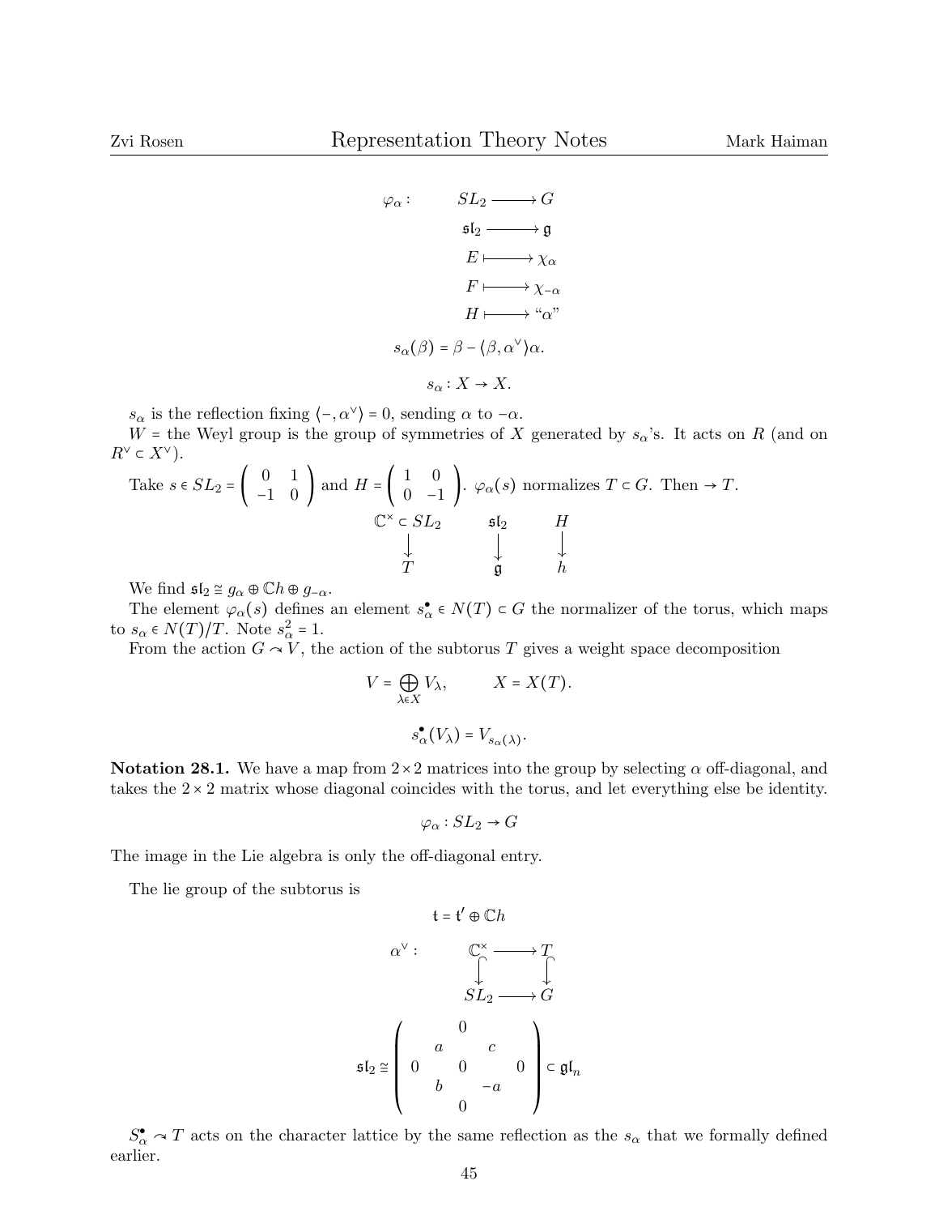$$\begin{array}{rl}
\varphi_\alpha : & SL_2 \longrightarrow G \\
& \mathfrak{sl}_2 \longrightarrow \mathfrak{g} \\
& E \longmapsto \chi_\alpha \\
& F \longmapsto \chi_{-\alpha} \\
& H \longmapsto \text{“}\alpha\text{”}
\end{array}$$

$$s_\alpha(\beta) = \beta - \langle \beta, \alpha^\vee \rangle \alpha.$$

$$s_\alpha : X \to X.$$

$s_\alpha$ is the reflection fixing $\langle -, \alpha^\vee \rangle = 0$, sending $\alpha$ to $-\alpha$.

$W$ = the Weyl group is the group of symmetries of $X$ generated by $s_\alpha$'s. It acts on $R$ (and on $R^\vee \subset X^\vee$).

Take $s \in SL_2 = \begin{pmatrix} 0 & 1 \\ -1 & 0 \end{pmatrix}$ and $H = \begin{pmatrix} 1 & 0 \\ 0 & -1 \end{pmatrix}$. $\varphi_\alpha(s)$ normalizes $T \subset G$. Then $\to T$.

$$\begin{array}{ccc}
\mathbb{C}^\times \subset SL_2 & \mathfrak{sl}_2 & H \\
\downarrow & \downarrow & \downarrow \\
T & \mathfrak{g} & h
\end{array}$$

We find $\mathfrak{sl}_2 \cong g_\alpha \oplus \mathbb{C}h \oplus g_{-\alpha}$.

The element $\varphi_\alpha(s)$ defines an element $s_\alpha^\bullet \in N(T) \subset G$ the normalizer of the torus, which maps to $s_\alpha \in N(T)/T$. Note $s_\alpha^2 = 1$.

From the action $G \curvearrowright V$, the action of the subtorus $T$ gives a weight space decomposition

$$V = \bigoplus_{\lambda \in X} V_\lambda, \qquad X = X(T).$$

$$s_\alpha^\bullet(V_\lambda) = V_{s_\alpha(\lambda)}.$$

**Notation 28.1.** We have a map from $2 \times 2$ matrices into the group by selecting $\alpha$ off-diagonal, and takes the $2 \times 2$ matrix whose diagonal coincides with the torus, and let everything else be identity.

$$\varphi_\alpha : SL_2 \to G$$

The image in the Lie algebra is only the off-diagonal entry.

The lie group of the subtorus is

$$\mathfrak{t} = \mathfrak{t}' \oplus \mathbb{C}h$$

$$\begin{array}{rcc}
\alpha^\vee : & \mathbb{C}^\times \longrightarrow & T \\
& \downarrow & \downarrow \\
& SL_2 \longrightarrow & G
\end{array}$$

$$\mathfrak{sl}_2 \cong \begin{pmatrix} & & 0 & & \\ & a & & c & \\ 0 & & 0 & & 0 \\ & b & & -a & \\ & & 0 & & \end{pmatrix} \subset \mathfrak{gl}_n$$

$S_\alpha^\bullet \curvearrowright T$ acts on the character lattice by the same reflection as the $s_\alpha$ that we formally defined earlier.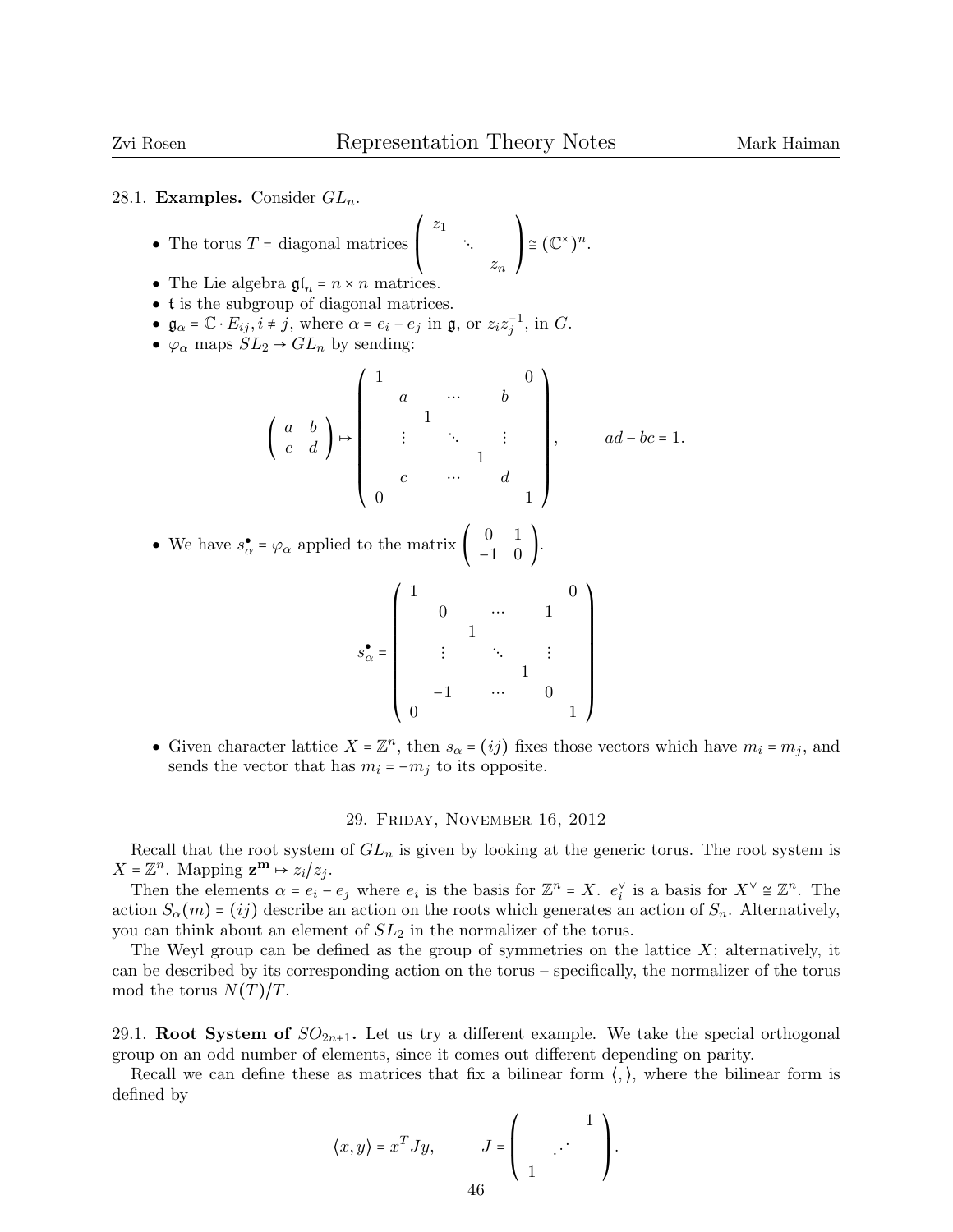28.1. **Examples.** Consider $GL_n$.

- The torus $T$ = diagonal matrices $\begin{pmatrix} z_1 & & \\ & \ddots & \\ & & z_n \end{pmatrix} \cong (\mathbb{C}^\times)^n$.
- The Lie algebra $\mathfrak{gl}_n = n \times n$ matrices.
- $\mathfrak{t}$ is the subgroup of diagonal matrices.
- $\mathfrak{g}_\alpha = \mathbb{C} \cdot E_{ij}, i \neq j$, where $\alpha = e_i - e_j$ in $\mathfrak{g}$, or $z_i z_j^{-1}$, in $G$.
- $\varphi_\alpha$ maps $SL_2 \to GL_n$ by sending:

$$\begin{pmatrix} a & b \\ c & d \end{pmatrix} \mapsto \begin{pmatrix} 1 & & & & & & 0 \\ & a & & \cdots & & b & \\ & & 1 & & & & \\ & \vdots & & \ddots & & \vdots & \\ & & & & 1 & & \\ & c & & \cdots & & d & \\ 0 & & & & & & 1 \end{pmatrix}, \qquad ad - bc = 1.$$

- We have $s_\alpha^\bullet = \varphi_\alpha$ applied to the matrix $\begin{pmatrix} 0 & 1 \\ -1 & 0 \end{pmatrix}$.

$$s_\alpha^\bullet = \begin{pmatrix} 1 & & & & & & 0 \\ & 0 & & \cdots & & 1 & \\ & & 1 & & & & \\ & \vdots & & \ddots & & \vdots & \\ & & & & 1 & & \\ & -1 & & \cdots & & 0 & \\ 0 & & & & & & 1 \end{pmatrix}$$

- Given character lattice $X = \mathbb{Z}^n$, then $s_\alpha = (ij)$ fixes those vectors which have $m_i = m_j$, and sends the vector that has $m_i = -m_j$ to its opposite.

## 29. Friday, November 16, 2012

Recall that the root system of $GL_n$ is given by looking at the generic torus. The root system is $X = \mathbb{Z}^n$. Mapping $\mathbf{z}^\mathbf{m} \mapsto z_i/z_j$.

Then the elements $\alpha = e_i - e_j$ where $e_i$ is the basis for $\mathbb{Z}^n = X$. $e_i^\vee$ is a basis for $X^\vee \cong \mathbb{Z}^n$. The action $S_\alpha(m) = (ij)$ describe an action on the roots which generates an action of $S_n$. Alternatively, you can think about an element of $SL_2$ in the normalizer of the torus.

The Weyl group can be defined as the group of symmetries on the lattice $X$; alternatively, it can be described by its corresponding action on the torus – specifically, the normalizer of the torus mod the torus $N(T)/T$.

29.1. **Root System of $SO_{2n+1}$.** Let us try a different example. We take the special orthogonal group on an odd number of elements, since it comes out different depending on parity.

Recall we can define these as matrices that fix a bilinear form $\langle , \rangle$, where the bilinear form is defined by

$$\langle x, y \rangle = x^T J y, \qquad J = \begin{pmatrix} & & 1 \\ & \iddots & \\ 1 & & \end{pmatrix}.$$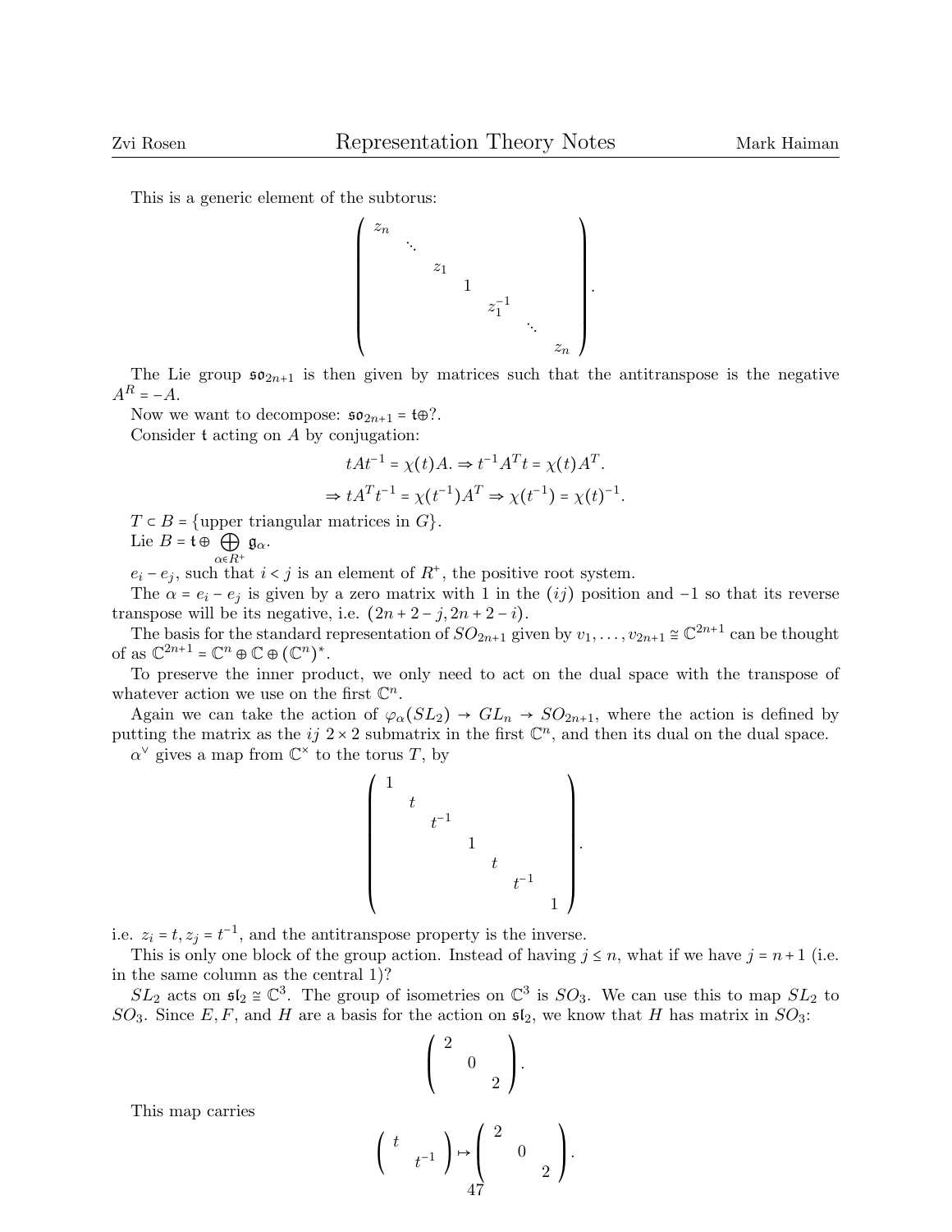This is a generic element of the subtorus:

$$\begin{pmatrix} z_n & & & & & & \\ & \ddots & & & & & \\ & & z_1 & & & & \\ & & & 1 & & & \\ & & & & z_1^{-1} & & \\ & & & & & \ddots & \\ & & & & & & z_n \end{pmatrix}.$$

The Lie group $\mathfrak{so}_{2n+1}$ is then given by matrices such that the antitranspose is the negative $A^R = -A$.

Now we want to decompose: $\mathfrak{so}_{2n+1} = \mathfrak{t} \oplus ?$.

Consider $\mathfrak{t}$ acting on $A$ by conjugation:

$$tAt^{-1} = \chi(t)A. \Rightarrow t^{-1}A^T t = \chi(t)A^T.$$

$$\Rightarrow tA^T t^{-1} = \chi(t^{-1})A^T \Rightarrow \chi(t^{-1}) = \chi(t)^{-1}.$$

$T \subset B = \{\text{upper triangular matrices in } G\}$.

Lie $B = \mathfrak{t} \oplus \bigoplus_{\alpha \in R^+} \mathfrak{g}_\alpha$.

$e_i - e_j$, such that $i < j$ is an element of $R^+$, the positive root system.

The $\alpha = e_i - e_j$ is given by a zero matrix with 1 in the $(ij)$ position and $-1$ so that its reverse transpose will be its negative, i.e. $(2n+2-j, 2n+2-i)$.

The basis for the standard representation of $SO_{2n+1}$ given by $v_1, \ldots, v_{2n+1} \cong \mathbb{C}^{2n+1}$ can be thought of as $\mathbb{C}^{2n+1} = \mathbb{C}^n \oplus \mathbb{C} \oplus (\mathbb{C}^n)^*$.

To preserve the inner product, we only need to act on the dual space with the transpose of whatever action we use on the first $\mathbb{C}^n$.

Again we can take the action of $\varphi_\alpha(SL_2) \to GL_n \to SO_{2n+1}$, where the action is defined by putting the matrix as the $ij$ $2 \times 2$ submatrix in the first $\mathbb{C}^n$, and then its dual on the dual space.

$\alpha^\vee$ gives a map from $\mathbb{C}^\times$ to the torus $T$, by

$$\begin{pmatrix} 1 & & & & & & \\ & t & & & & & \\ & & t^{-1} & & & & \\ & & & 1 & & & \\ & & & & t & & \\ & & & & & t^{-1} & \\ & & & & & & 1 \end{pmatrix}.$$

i.e. $z_i = t, z_j = t^{-1}$, and the antitranspose property is the inverse.

This is only one block of the group action. Instead of having $j \leq n$, what if we have $j = n+1$ (i.e. in the same column as the central 1)?

$SL_2$ acts on $\mathfrak{sl}_2 \cong \mathbb{C}^3$. The group of isometries on $\mathbb{C}^3$ is $SO_3$. We can use this to map $SL_2$ to $SO_3$. Since $E, F$, and $H$ are a basis for the action on $\mathfrak{sl}_2$, we know that $H$ has matrix in $SO_3$:

$$\begin{pmatrix} 2 & & \\ & 0 & \\ & & 2 \end{pmatrix}.$$

This map carries

$$\begin{pmatrix} t & \\ & t^{-1} \end{pmatrix} \mapsto \begin{pmatrix} 2 & & \\ & 0 & \\ & & 2 \end{pmatrix}.$$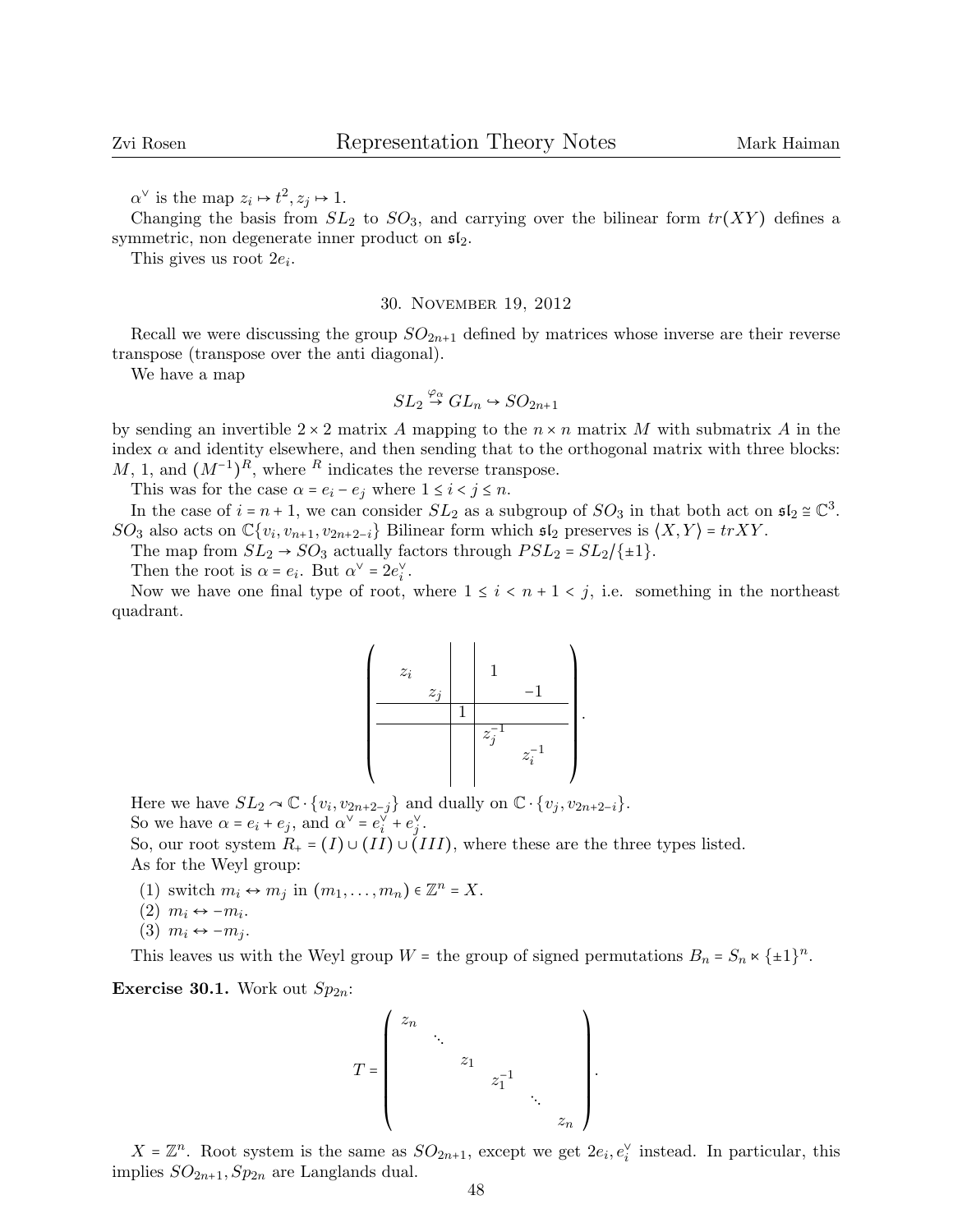$\alpha^\vee$ is the map $z_i \mapsto t^2, z_j \mapsto 1$.

Changing the basis from $SL_2$ to $SO_3$, and carrying over the bilinear form $tr(XY)$ defines a symmetric, non degenerate inner product on $\mathfrak{sl}_2$.

This gives us root $2e_i$.

## 30. November 19, 2012

Recall we were discussing the group $SO_{2n+1}$ defined by matrices whose inverse are their reverse transpose (transpose over the anti diagonal).

We have a map

$$SL_2 \overset{\varphi_\alpha}{\to} GL_n \hookrightarrow SO_{2n+1}$$

by sending an invertible $2 \times 2$ matrix $A$ mapping to the $n \times n$ matrix $M$ with submatrix $A$ in the index $\alpha$ and identity elsewhere, and then sending that to the orthogonal matrix with three blocks: $M$, 1, and $(M^{-1})^R$, where $^R$ indicates the reverse transpose.

This was for the case $\alpha = e_i - e_j$ where $1 \le i < j \le n$.

In the case of $i = n+1$, we can consider $SL_2$ as a subgroup of $SO_3$ in that both act on $\mathfrak{sl}_2 \cong \mathbb{C}^3$. $SO_3$ also acts on $\mathbb{C}\{v_i, v_{n+1}, v_{2n+2-i}\}$ Bilinear form which $\mathfrak{sl}_2$ preserves is $\langle X, Y\rangle = trXY$.

The map from $SL_2 \to SO_3$ actually factors through $PSL_2 = SL_2/\{\pm 1\}$.

Then the root is $\alpha = e_i$. But $\alpha^\vee = 2e_i^\vee$.

Now we have one final type of root, where $1 \le i < n+1 < j$, i.e. something in the northeast quadrant.

$$\left(\begin{array}{cc|c|cc}
z_i & & & 1 & \\
 & z_j & & & -1 \\
\hline
 & & 1 & & \\
\hline
 & & & z_j^{-1} & \\
 & & & & z_i^{-1}
\end{array}\right).$$

Here we have $SL_2 \curvearrowright \mathbb{C}\cdot\{v_i, v_{2n+2-j}\}$ and dually on $\mathbb{C}\cdot\{v_j, v_{2n+2-i}\}$.

So we have $\alpha = e_i + e_j$, and $\alpha^\vee = e_i^\vee + e_j^\vee$.

So, our root system $R_+ = (I) \cup (II) \cup (III)$, where these are the three types listed.

As for the Weyl group:

1. switch $m_i \leftrightarrow m_j$ in $(m_1, \ldots, m_n) \in \mathbb{Z}^n = X$.
2. $m_i \leftrightarrow -m_i$.
3. $m_i \leftrightarrow -m_j$.

This leaves us with the Weyl group $W$ = the group of signed permutations $B_n = S_n \ltimes \{\pm 1\}^n$.

**Exercise 30.1.** Work out $Sp_{2n}$:

$$T = \begin{pmatrix}
z_n & & & & & \\
 & \ddots & & & & \\
 & & z_1 & & & \\
 & & & z_1^{-1} & & \\
 & & & & \ddots & \\
 & & & & & z_n
\end{pmatrix}.$$

$X = \mathbb{Z}^n$. Root system is the same as $SO_{2n+1}$, except we get $2e_i, e_i^\vee$ instead. In particular, this implies $SO_{2n+1}, Sp_{2n}$ are Langlands dual.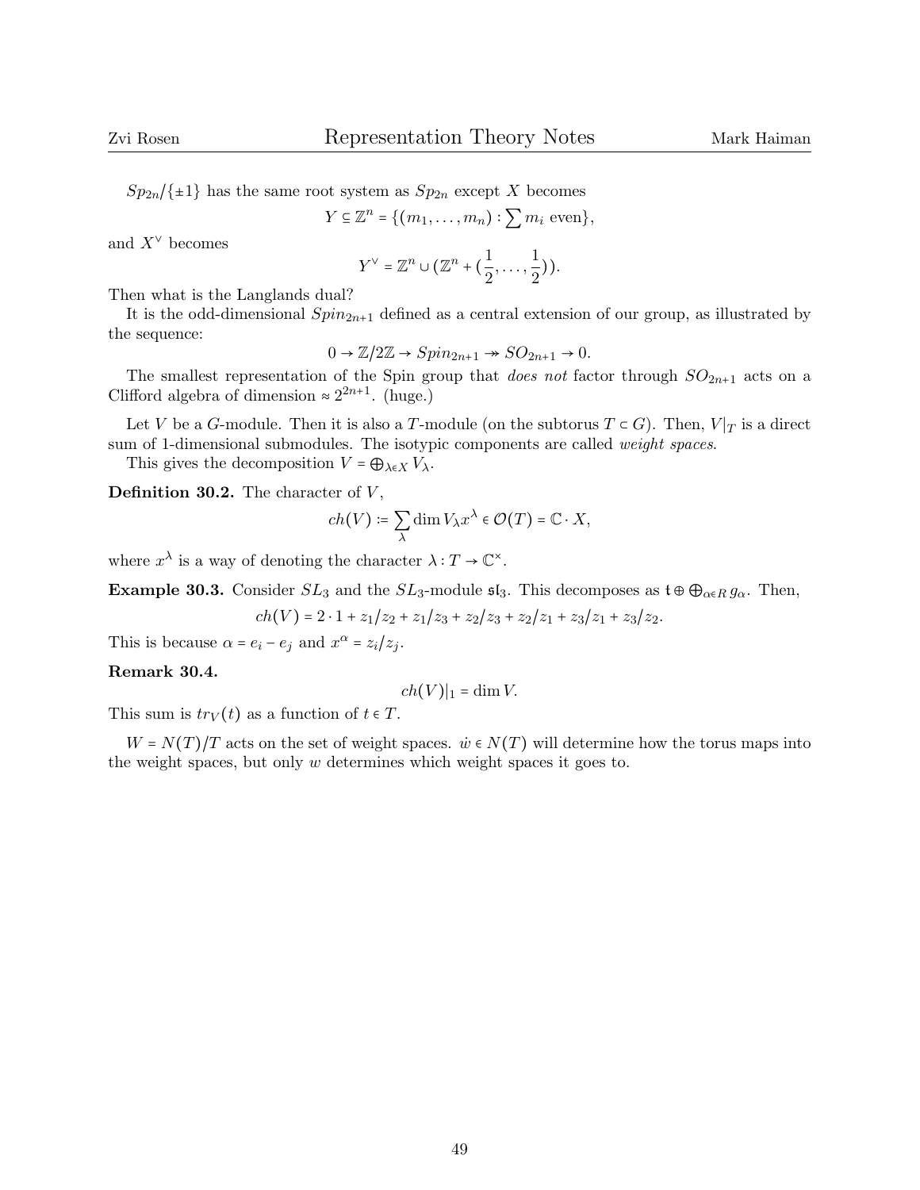$Sp_{2n}/\{\pm 1\}$ has the same root system as $Sp_{2n}$ except $X$ becomes

$$Y \subseteq \mathbb{Z}^n = \{(m_1, \ldots, m_n) : \sum m_i \text{ even}\},$$

and $X^\vee$ becomes

$$Y^\vee = \mathbb{Z}^n \cup (\mathbb{Z}^n + (\frac{1}{2}, \ldots, \frac{1}{2})).$$

Then what is the Langlands dual?

It is the odd-dimensional $Spin_{2n+1}$ defined as a central extension of our group, as illustrated by the sequence:

$$0 \to \mathbb{Z}/2\mathbb{Z} \to Spin_{2n+1} \twoheadrightarrow SO_{2n+1} \to 0.$$

The smallest representation of the Spin group that *does not* factor through $SO_{2n+1}$ acts on a Clifford algebra of dimension $\approx 2^{2n+1}$. (huge.)

Let $V$ be a $G$-module. Then it is also a $T$-module (on the subtorus $T \subset G$). Then, $V|_T$ is a direct sum of 1-dimensional submodules. The isotypic components are called *weight spaces*.

This gives the decomposition $V = \bigoplus_{\lambda \in X} V_\lambda$.

**Definition 30.2.** The character of $V$,

$$ch(V) := \sum_\lambda \dim V_\lambda x^\lambda \in \mathcal{O}(T) = \mathbb{C} \cdot X,$$

where $x^\lambda$ is a way of denoting the character $\lambda : T \to \mathbb{C}^\times$.

**Example 30.3.** Consider $SL_3$ and the $SL_3$-module $\mathfrak{sl}_3$. This decomposes as $\mathfrak{t} \oplus \bigoplus_{\alpha \in R} g_\alpha$. Then,

$$ch(V) = 2 \cdot 1 + z_1/z_2 + z_1/z_3 + z_2/z_3 + z_2/z_1 + z_3/z_1 + z_3/z_2.$$

This is because $\alpha = e_i - e_j$ and $x^\alpha = z_i/z_j$.

**Remark 30.4.**

$$ch(V)|_1 = \dim V.$$

This sum is $tr_V(t)$ as a function of $t \in T$.

$W = N(T)/T$ acts on the set of weight spaces. $\dot{w} \in N(T)$ will determine how the torus maps into the weight spaces, but only $w$ determines which weight spaces it goes to.